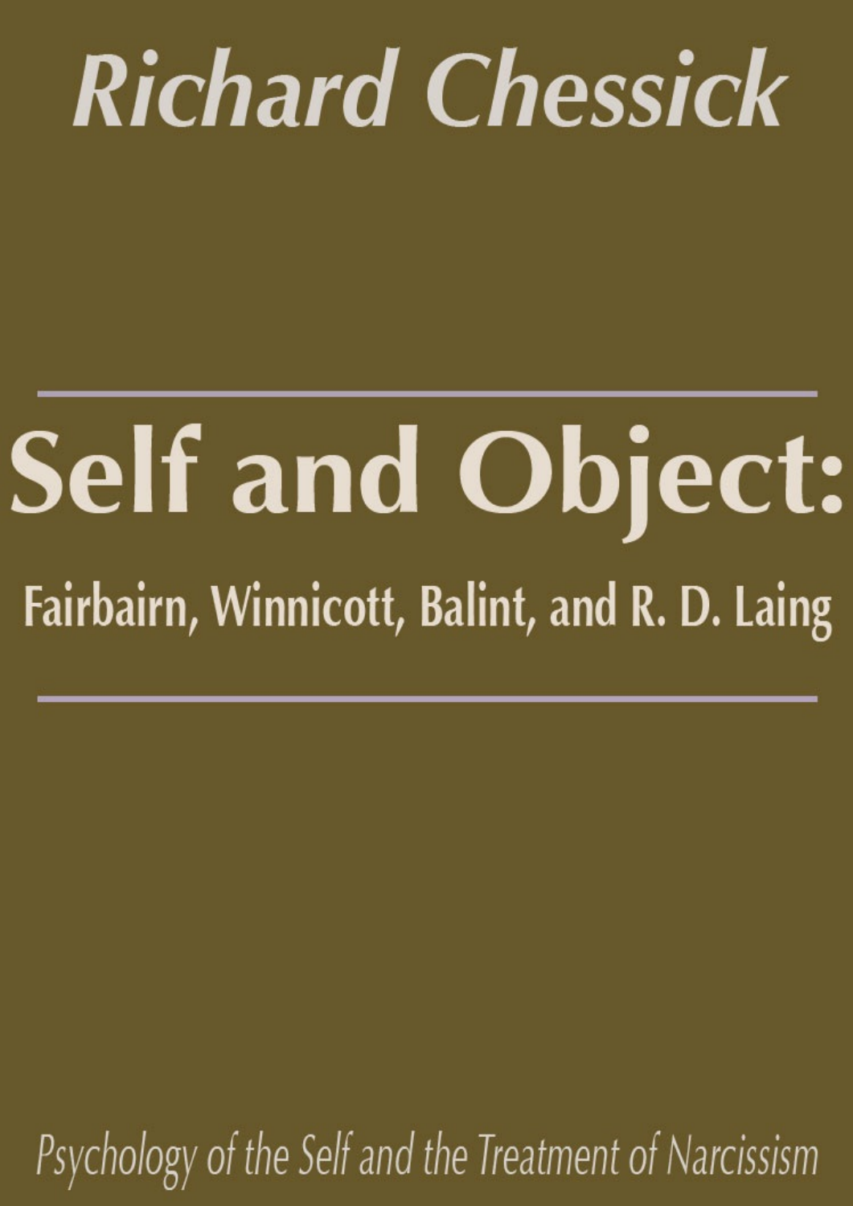Richard Chessick

# Self and Object:

## Fairbairn, Winnicott, Balint, and R. D. Laing

*Psychology of the Self and the Treatment of Narcissism*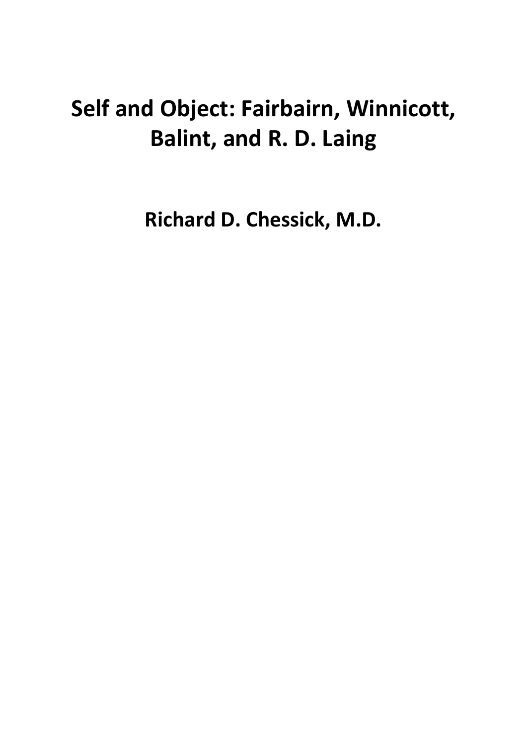# Self and Object: Fairbairn, Winnicott, Balint, and R. D. Laing

**Richard D. Chessick, M.D.**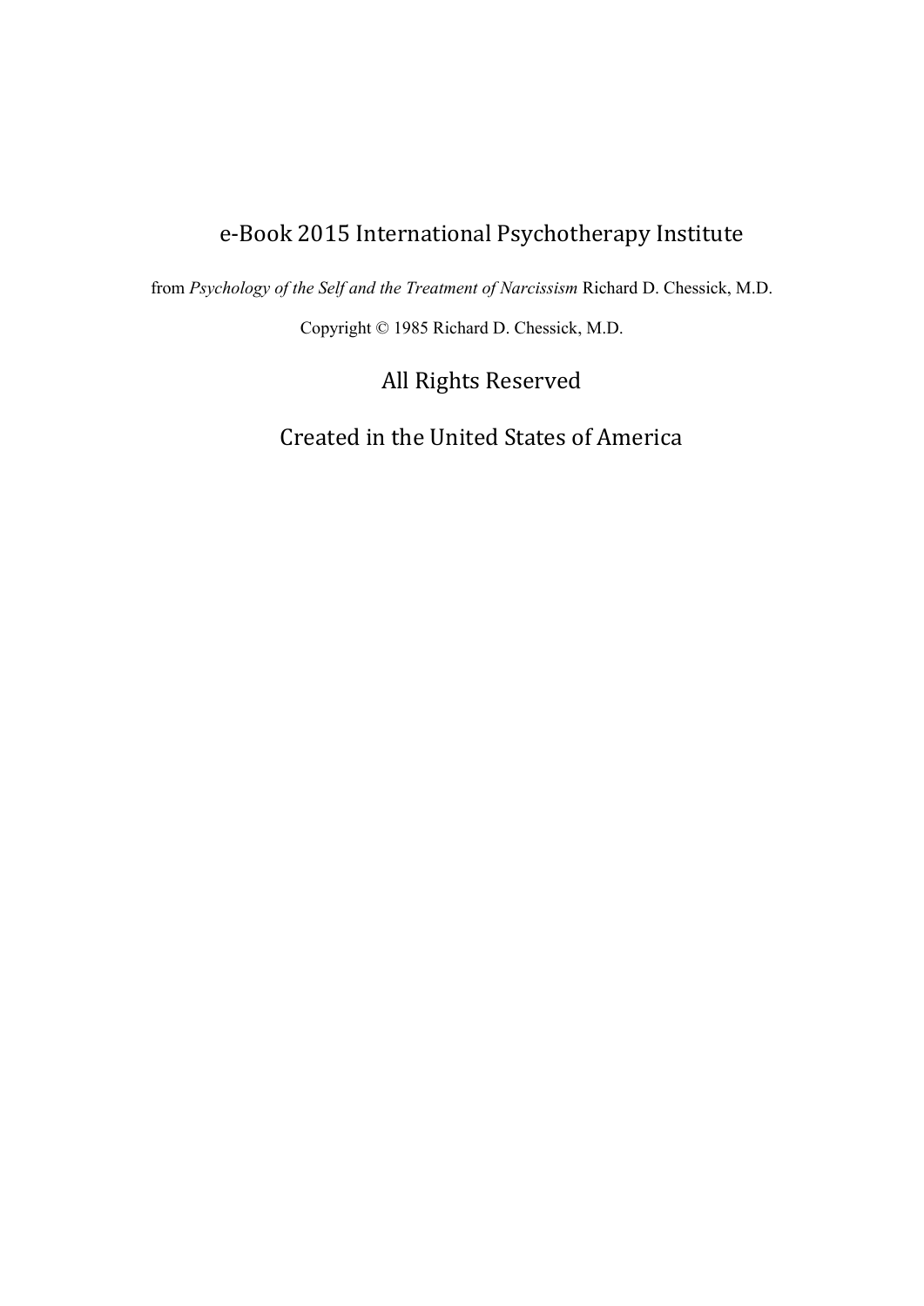e-Book 2015 International Psychotherapy Institute

from *Psychology of the Self and the Treatment of Narcissism* Richard D. Chessick, M.D.

Copyright © 1985 Richard D. Chessick, M.D.

All Rights Reserved

Created in the United States of America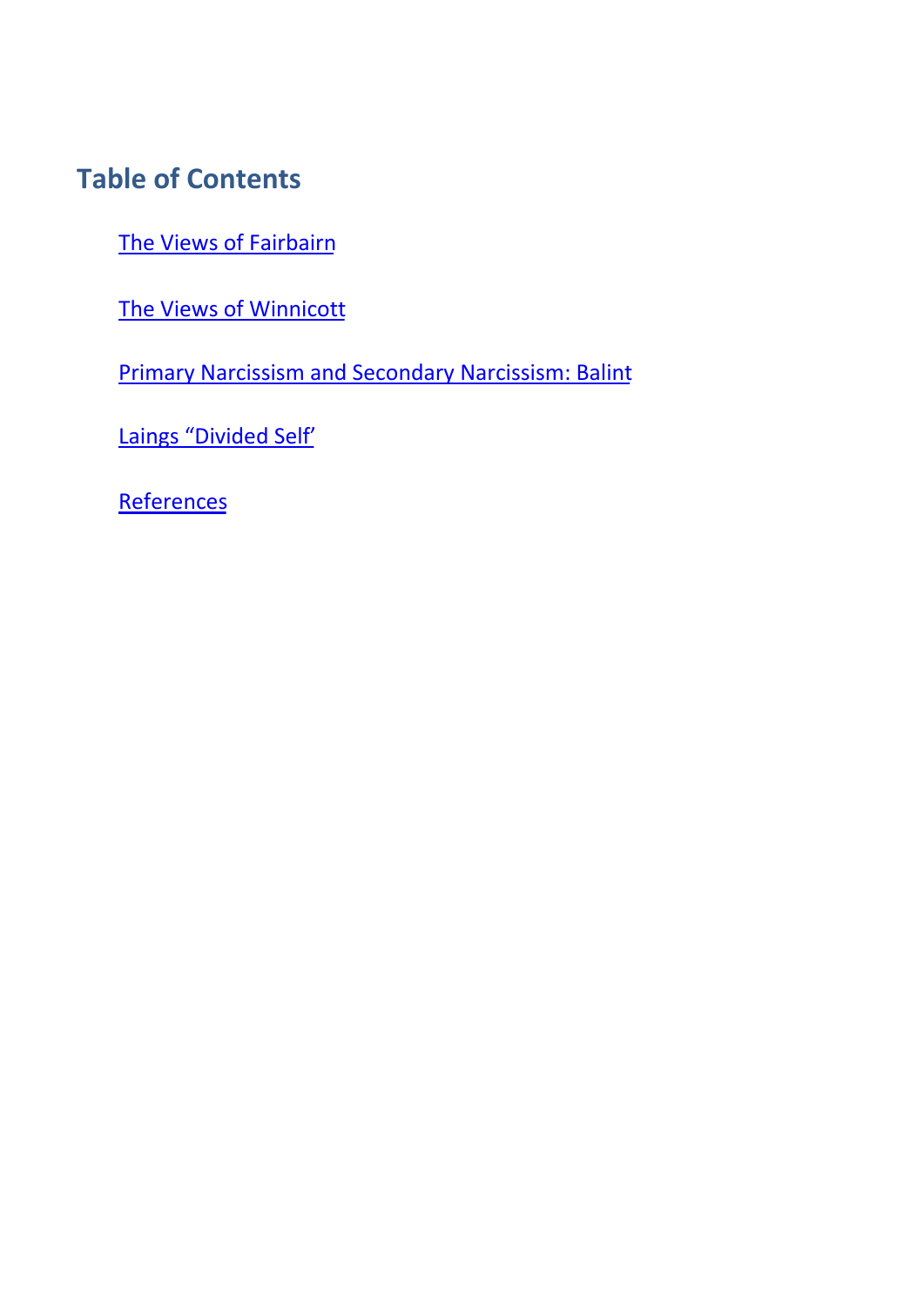## Table of Contents

- The Views of Fairbairn
- The Views of Winnicott
- Primary Narcissism and Secondary Narcissism: Balint
- Laings “Divided Self’
- References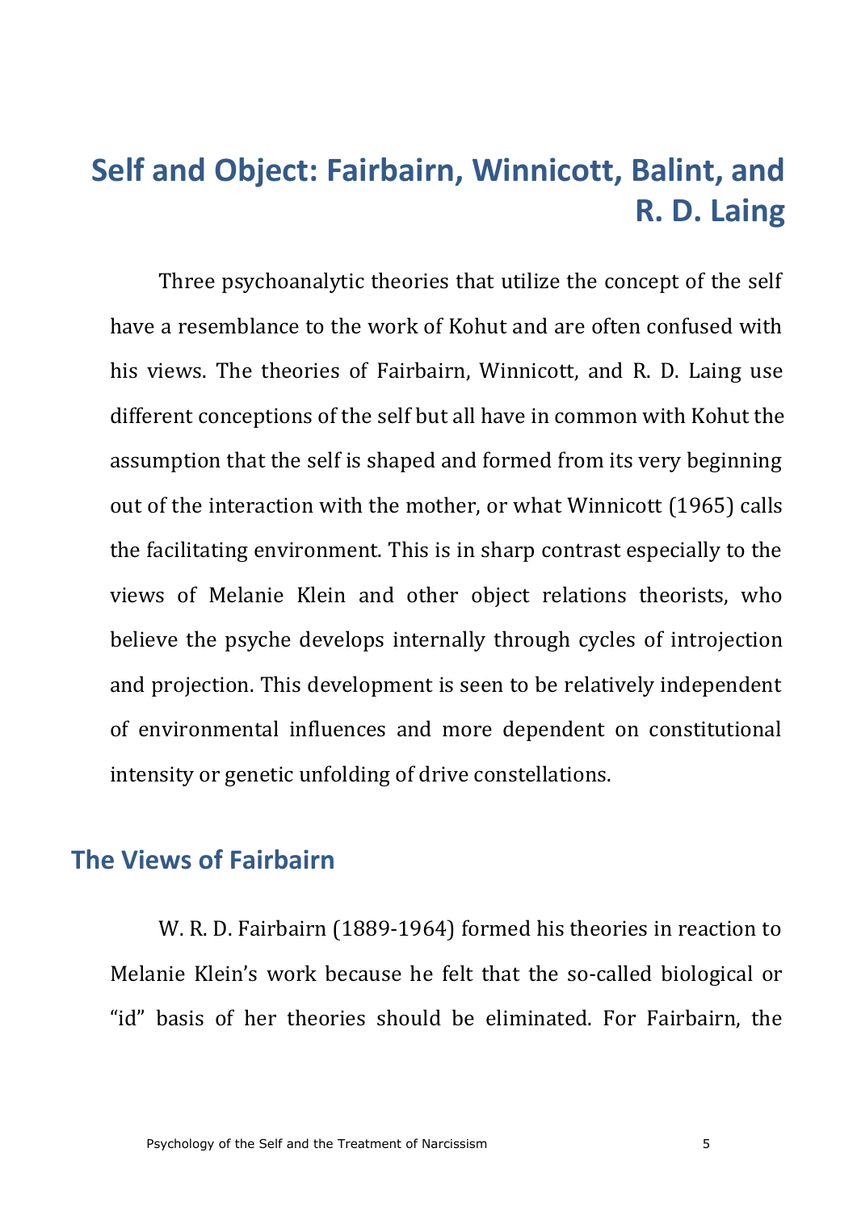# Self and Object: Fairbairn, Winnicott, Balint, and R. D. Laing

Three psychoanalytic theories that utilize the concept of the self have a resemblance to the work of Kohut and are often confused with his views. The theories of Fairbairn, Winnicott, and R. D. Laing use different conceptions of the self but all have in common with Kohut the assumption that the self is shaped and formed from its very beginning out of the interaction with the mother, or what Winnicott (1965) calls the facilitating environment. This is in sharp contrast especially to the views of Melanie Klein and other object relations theorists, who believe the psyche develops internally through cycles of introjection and projection. This development is seen to be relatively independent of environmental influences and more dependent on constitutional intensity or genetic unfolding of drive constellations.

## The Views of Fairbairn

W. R. D. Fairbairn (1889-1964) formed his theories in reaction to Melanie Klein's work because he felt that the so-called biological or "id" basis of her theories should be eliminated. For Fairbairn, the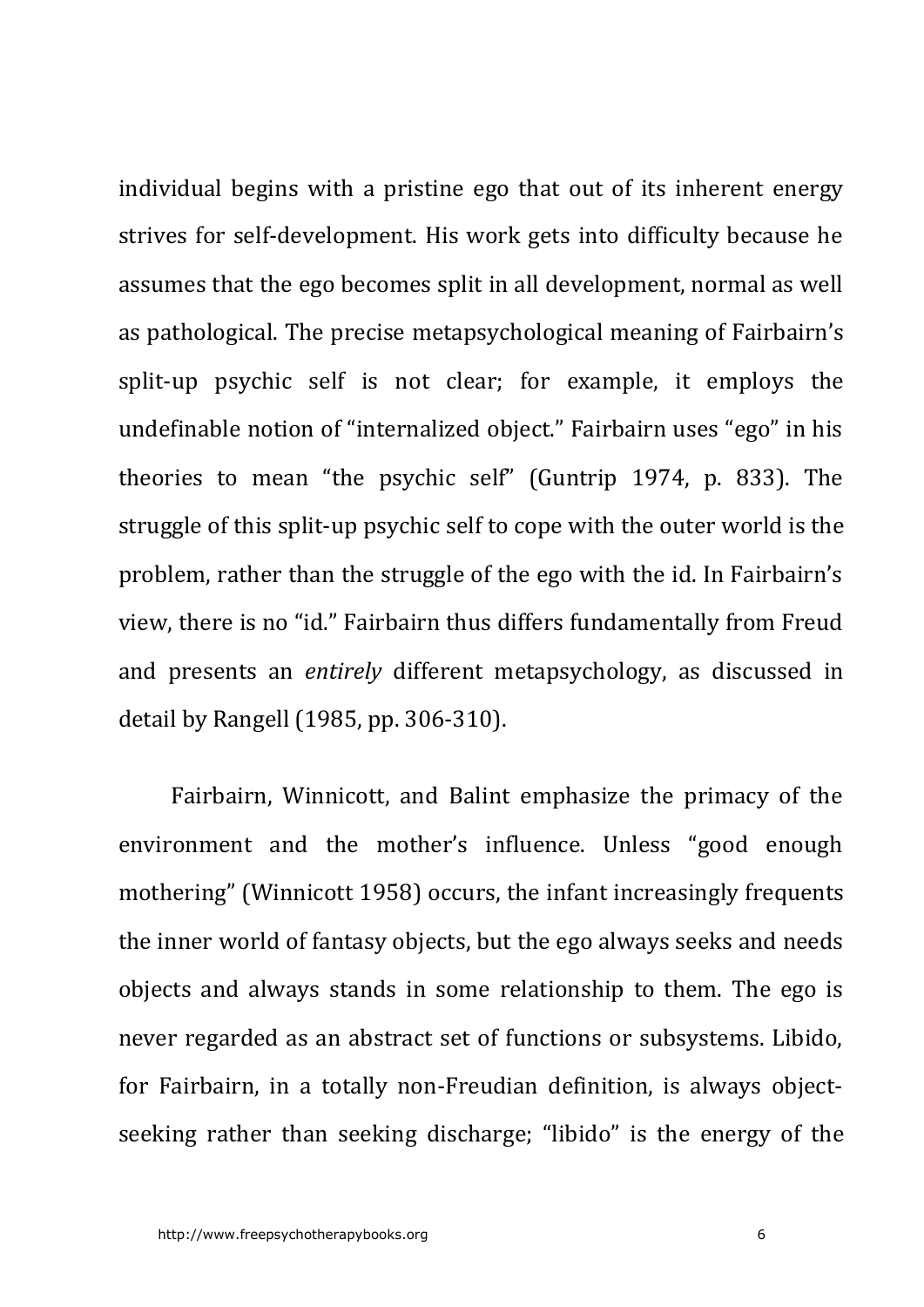individual begins with a pristine ego that out of its inherent energy strives for self-development. His work gets into difficulty because he assumes that the ego becomes split in all development, normal as well as pathological. The precise metapsychological meaning of Fairbairn's split-up psychic self is not clear; for example, it employs the undefinable notion of "internalized object." Fairbairn uses "ego" in his theories to mean "the psychic self" (Guntrip 1974, p. 833). The struggle of this split-up psychic self to cope with the outer world is the problem, rather than the struggle of the ego with the id. In Fairbairn's view, there is no "id." Fairbairn thus differs fundamentally from Freud and presents an *entirely* different metapsychology, as discussed in detail by Rangell (1985, pp. 306-310).

Fairbairn, Winnicott, and Balint emphasize the primacy of the environment and the mother's influence. Unless "good enough mothering" (Winnicott 1958) occurs, the infant increasingly frequents the inner world of fantasy objects, but the ego always seeks and needs objects and always stands in some relationship to them. The ego is never regarded as an abstract set of functions or subsystems. Libido, for Fairbairn, in a totally non-Freudian definition, is always object-seeking rather than seeking discharge; "libido" is the energy of the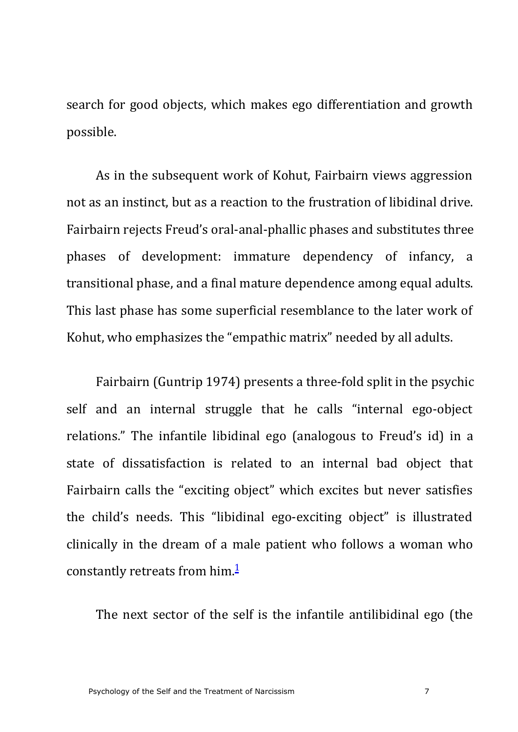search for good objects, which makes ego differentiation and growth possible.

As in the subsequent work of Kohut, Fairbairn views aggression not as an instinct, but as a reaction to the frustration of libidinal drive. Fairbairn rejects Freud's oral-anal-phallic phases and substitutes three phases of development: immature dependency of infancy, a transitional phase, and a final mature dependence among equal adults. This last phase has some superficial resemblance to the later work of Kohut, who emphasizes the "empathic matrix" needed by all adults.

Fairbairn (Guntrip 1974) presents a three-fold split in the psychic self and an internal struggle that he calls "internal ego-object relations." The infantile libidinal ego (analogous to Freud's id) in a state of dissatisfaction is related to an internal bad object that Fairbairn calls the "exciting object" which excites but never satisfies the child's needs. This "libidinal ego-exciting object" is illustrated clinically in the dream of a male patient who follows a woman who constantly retreats from him.[1]

The next sector of the self is the infantile antilibidinal ego (the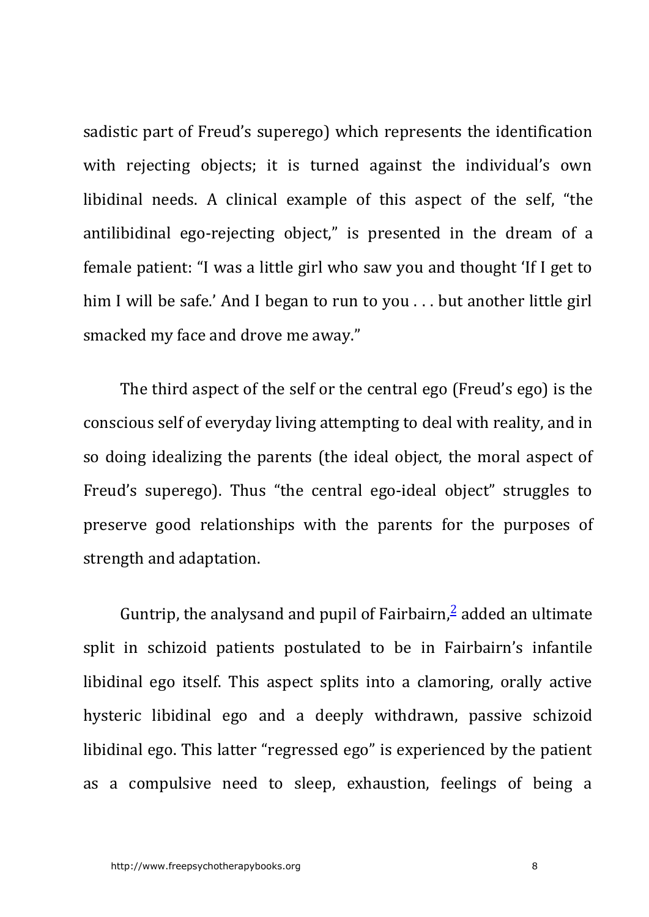sadistic part of Freud's superego) which represents the identification with rejecting objects; it is turned against the individual's own libidinal needs. A clinical example of this aspect of the self, "the antilibidinal ego-rejecting object," is presented in the dream of a female patient: "I was a little girl who saw you and thought 'If I get to him I will be safe.' And I began to run to you . . . but another little girl smacked my face and drove me away."

The third aspect of the self or the central ego (Freud's ego) is the conscious self of everyday living attempting to deal with reality, and in so doing idealizing the parents (the ideal object, the moral aspect of Freud's superego). Thus "the central ego-ideal object" struggles to preserve good relationships with the parents for the purposes of strength and adaptation.

Guntrip, the analysand and pupil of Fairbairn,[2] added an ultimate split in schizoid patients postulated to be in Fairbairn's infantile libidinal ego itself. This aspect splits into a clamoring, orally active hysteric libidinal ego and a deeply withdrawn, passive schizoid libidinal ego. This latter "regressed ego" is experienced by the patient as a compulsive need to sleep, exhaustion, feelings of being a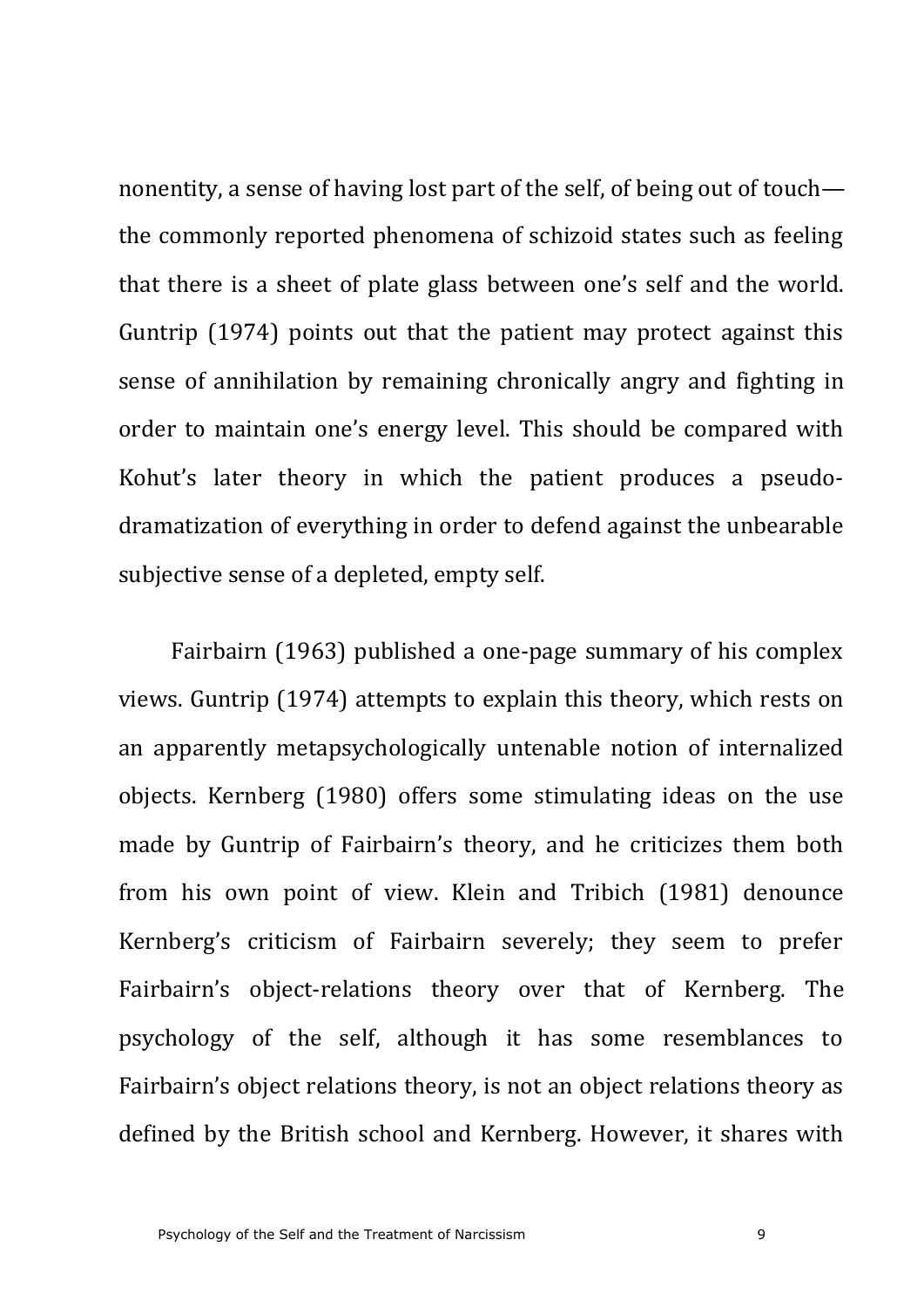nonentity, a sense of having lost part of the self, of being out of touch—the commonly reported phenomena of schizoid states such as feeling that there is a sheet of plate glass between one's self and the world. Guntrip (1974) points out that the patient may protect against this sense of annihilation by remaining chronically angry and fighting in order to maintain one's energy level. This should be compared with Kohut's later theory in which the patient produces a pseudo-dramatization of everything in order to defend against the unbearable subjective sense of a depleted, empty self.

Fairbairn (1963) published a one-page summary of his complex views. Guntrip (1974) attempts to explain this theory, which rests on an apparently metapsychologically untenable notion of internalized objects. Kernberg (1980) offers some stimulating ideas on the use made by Guntrip of Fairbairn's theory, and he criticizes them both from his own point of view. Klein and Tribich (1981) denounce Kernberg's criticism of Fairbairn severely; they seem to prefer Fairbairn's object-relations theory over that of Kernberg. The psychology of the self, although it has some resemblances to Fairbairn's object relations theory, is not an object relations theory as defined by the British school and Kernberg. However, it shares with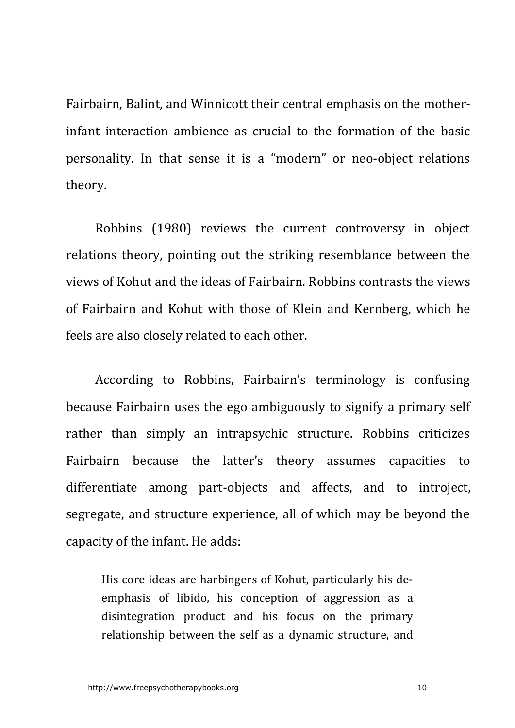Fairbairn, Balint, and Winnicott their central emphasis on the mother-infant interaction ambience as crucial to the formation of the basic personality. In that sense it is a “modern” or neo-object relations theory.

Robbins (1980) reviews the current controversy in object relations theory, pointing out the striking resemblance between the views of Kohut and the ideas of Fairbairn. Robbins contrasts the views of Fairbairn and Kohut with those of Klein and Kernberg, which he feels are also closely related to each other.

According to Robbins, Fairbairn’s terminology is confusing because Fairbairn uses the ego ambiguously to signify a primary self rather than simply an intrapsychic structure. Robbins criticizes Fairbairn because the latter’s theory assumes capacities to differentiate among part-objects and affects, and to introject, segregate, and structure experience, all of which may be beyond the capacity of the infant. He adds:

> His core ideas are harbingers of Kohut, particularly his de-emphasis of libido, his conception of aggression as a disintegration product and his focus on the primary relationship between the self as a dynamic structure, and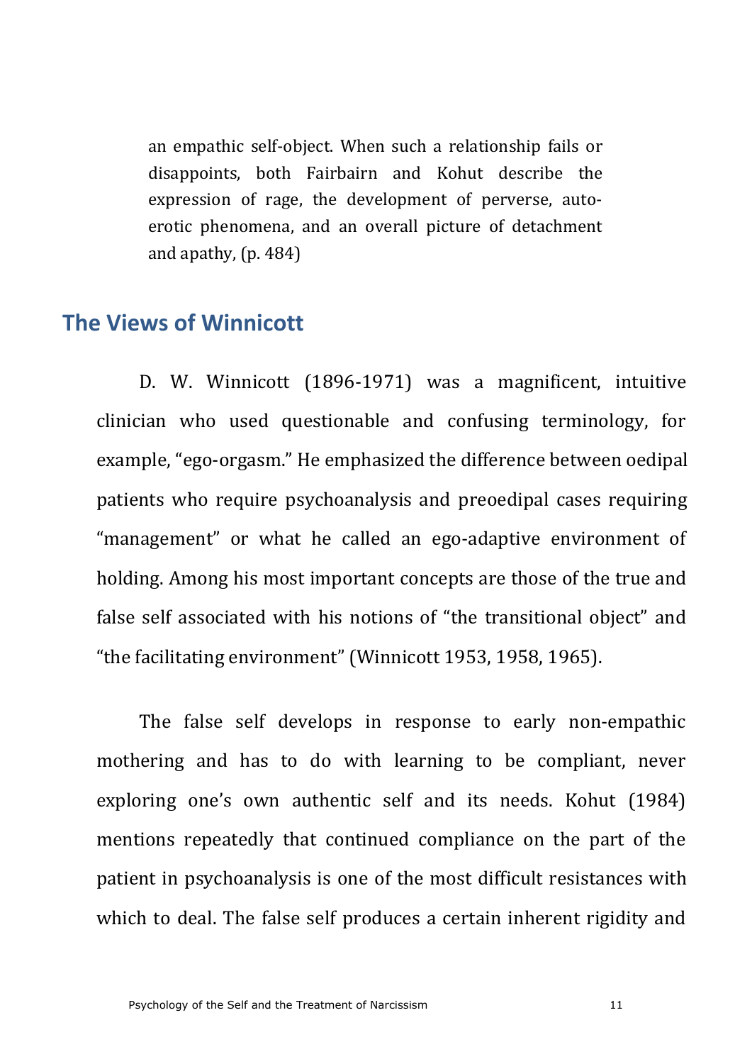> an empathic self-object. When such a relationship fails or disappoints, both Fairbairn and Kohut describe the expression of rage, the development of perverse, auto-erotic phenomena, and an overall picture of detachment and apathy, (p. 484)

## The Views of Winnicott

D. W. Winnicott (1896-1971) was a magnificent, intuitive clinician who used questionable and confusing terminology, for example, “ego-orgasm.” He emphasized the difference between oedipal patients who require psychoanalysis and preoedipal cases requiring “management” or what he called an ego-adaptive environment of holding. Among his most important concepts are those of the true and false self associated with his notions of “the transitional object” and “the facilitating environment” (Winnicott 1953, 1958, 1965).

The false self develops in response to early non-empathic mothering and has to do with learning to be compliant, never exploring one’s own authentic self and its needs. Kohut (1984) mentions repeatedly that continued compliance on the part of the patient in psychoanalysis is one of the most difficult resistances with which to deal. The false self produces a certain inherent rigidity and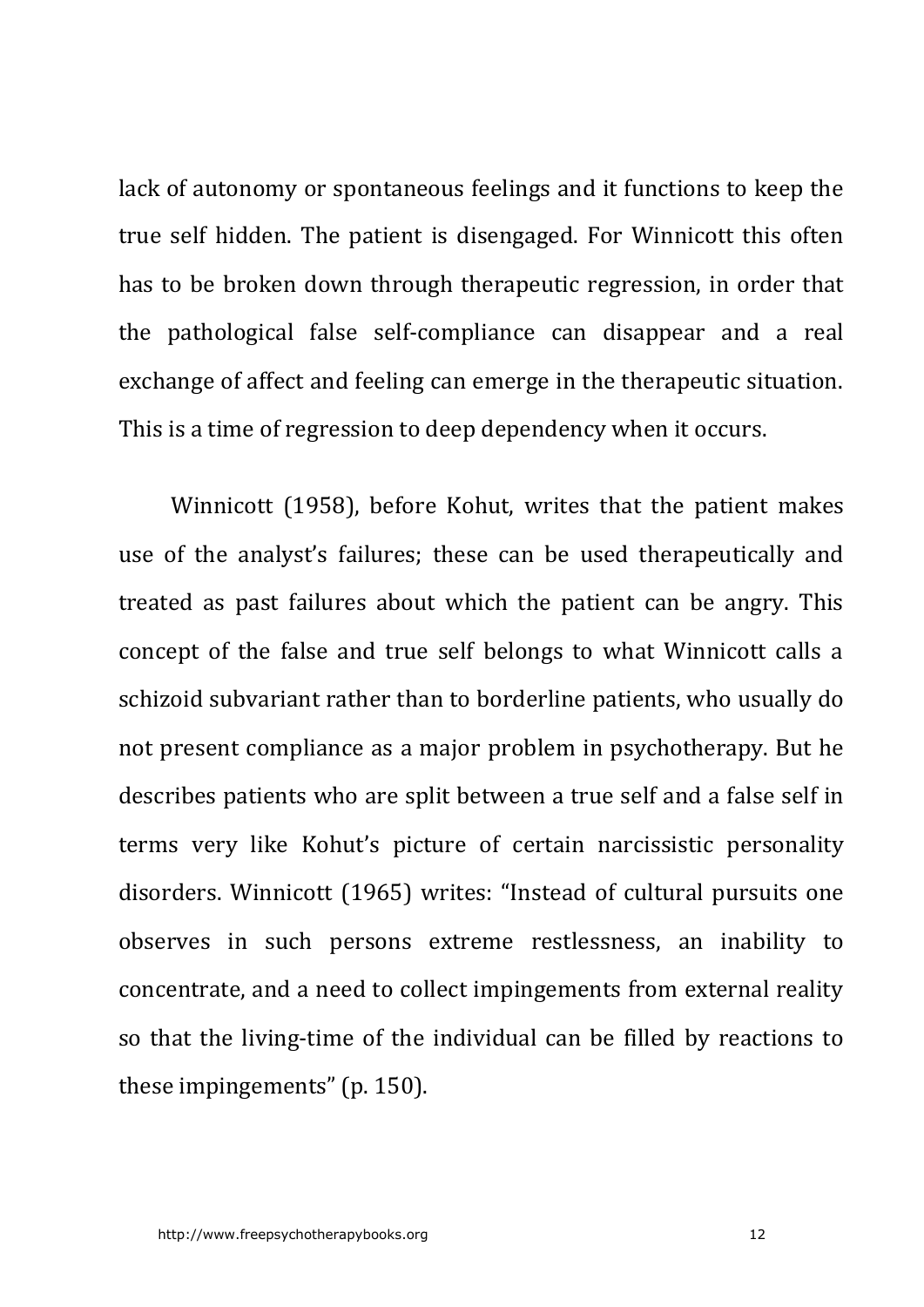lack of autonomy or spontaneous feelings and it functions to keep the true self hidden. The patient is disengaged. For Winnicott this often has to be broken down through therapeutic regression, in order that the pathological false self-compliance can disappear and a real exchange of affect and feeling can emerge in the therapeutic situation. This is a time of regression to deep dependency when it occurs.

Winnicott (1958), before Kohut, writes that the patient makes use of the analyst's failures; these can be used therapeutically and treated as past failures about which the patient can be angry. This concept of the false and true self belongs to what Winnicott calls a schizoid subvariant rather than to borderline patients, who usually do not present compliance as a major problem in psychotherapy. But he describes patients who are split between a true self and a false self in terms very like Kohut's picture of certain narcissistic personality disorders. Winnicott (1965) writes: "Instead of cultural pursuits one observes in such persons extreme restlessness, an inability to concentrate, and a need to collect impingements from external reality so that the living-time of the individual can be filled by reactions to these impingements" (p. 150).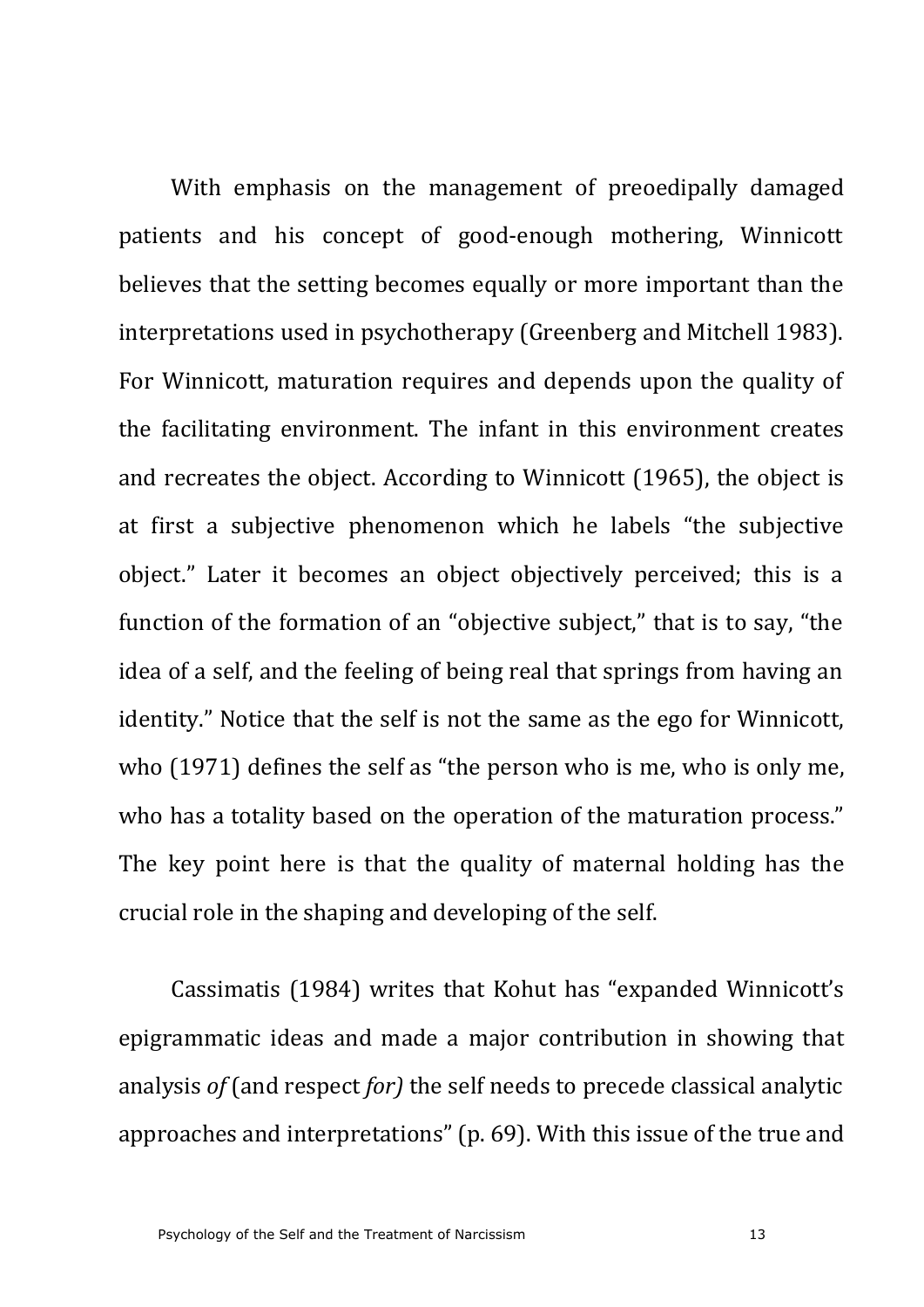With emphasis on the management of preoedipally damaged patients and his concept of good-enough mothering, Winnicott believes that the setting becomes equally or more important than the interpretations used in psychotherapy (Greenberg and Mitchell 1983). For Winnicott, maturation requires and depends upon the quality of the facilitating environment. The infant in this environment creates and recreates the object. According to Winnicott (1965), the object is at first a subjective phenomenon which he labels "the subjective object." Later it becomes an object objectively perceived; this is a function of the formation of an "objective subject," that is to say, "the idea of a self, and the feeling of being real that springs from having an identity." Notice that the self is not the same as the ego for Winnicott, who (1971) defines the self as "the person who is me, who is only me, who has a totality based on the operation of the maturation process." The key point here is that the quality of maternal holding has the crucial role in the shaping and developing of the self.

Cassimatis (1984) writes that Kohut has "expanded Winnicott's epigrammatic ideas and made a major contribution in showing that analysis *of* (and respect *for)* the self needs to precede classical analytic approaches and interpretations" (p. 69). With this issue of the true and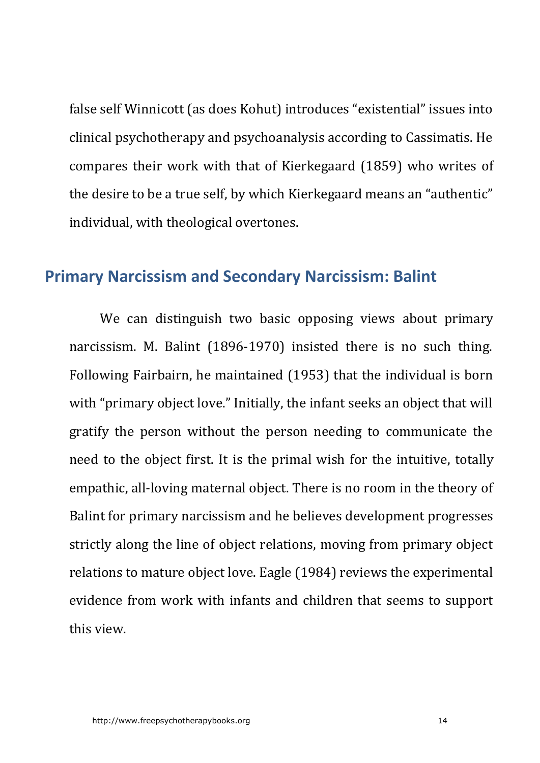false self Winnicott (as does Kohut) introduces “existential” issues into clinical psychotherapy and psychoanalysis according to Cassimatis. He compares their work with that of Kierkegaard (1859) who writes of the desire to be a true self, by which Kierkegaard means an “authentic” individual, with theological overtones.

## Primary Narcissism and Secondary Narcissism: Balint

We can distinguish two basic opposing views about primary narcissism. M. Balint (1896-1970) insisted there is no such thing. Following Fairbairn, he maintained (1953) that the individual is born with “primary object love.” Initially, the infant seeks an object that will gratify the person without the person needing to communicate the need to the object first. It is the primal wish for the intuitive, totally empathic, all-loving maternal object. There is no room in the theory of Balint for primary narcissism and he believes development progresses strictly along the line of object relations, moving from primary object relations to mature object love. Eagle (1984) reviews the experimental evidence from work with infants and children that seems to support this view.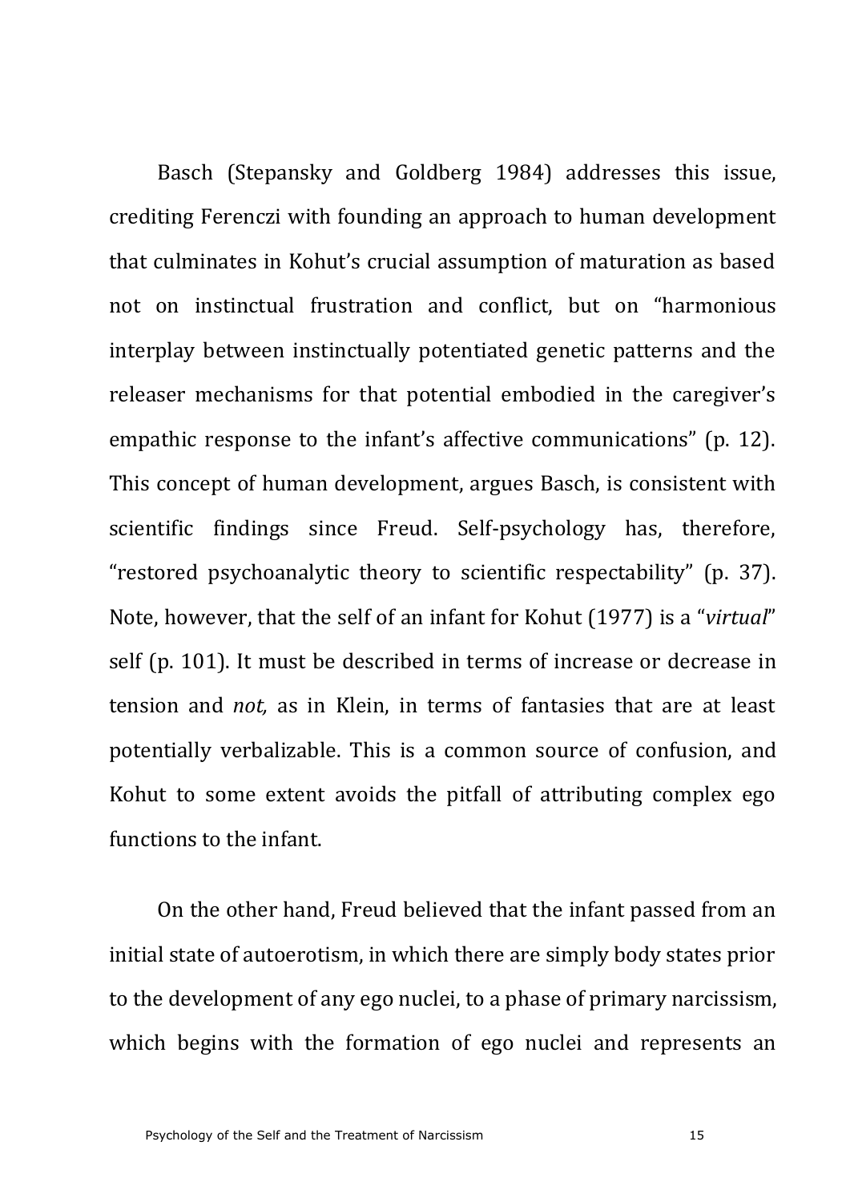Basch (Stepansky and Goldberg 1984) addresses this issue, crediting Ferenczi with founding an approach to human development that culminates in Kohut's crucial assumption of maturation as based not on instinctual frustration and conflict, but on "harmonious interplay between instinctually potentiated genetic patterns and the releaser mechanisms for that potential embodied in the caregiver's empathic response to the infant's affective communications" (p. 12). This concept of human development, argues Basch, is consistent with scientific findings since Freud. Self-psychology has, therefore, "restored psychoanalytic theory to scientific respectability" (p. 37). Note, however, that the self of an infant for Kohut (1977) is a "*virtual*" self (p. 101). It must be described in terms of increase or decrease in tension and *not,* as in Klein, in terms of fantasies that are at least potentially verbalizable. This is a common source of confusion, and Kohut to some extent avoids the pitfall of attributing complex ego functions to the infant.

On the other hand, Freud believed that the infant passed from an initial state of autoerotism, in which there are simply body states prior to the development of any ego nuclei, to a phase of primary narcissism, which begins with the formation of ego nuclei and represents an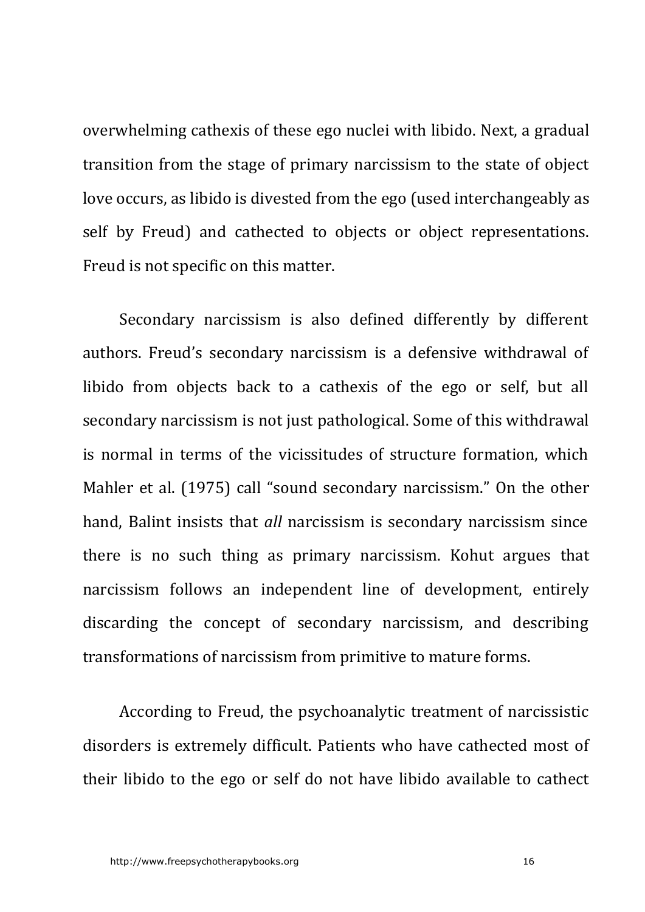overwhelming cathexis of these ego nuclei with libido. Next, a gradual transition from the stage of primary narcissism to the state of object love occurs, as libido is divested from the ego (used interchangeably as self by Freud) and cathected to objects or object representations. Freud is not specific on this matter.

Secondary narcissism is also defined differently by different authors. Freud's secondary narcissism is a defensive withdrawal of libido from objects back to a cathexis of the ego or self, but all secondary narcissism is not just pathological. Some of this withdrawal is normal in terms of the vicissitudes of structure formation, which Mahler et al. (1975) call "sound secondary narcissism." On the other hand, Balint insists that *all* narcissism is secondary narcissism since there is no such thing as primary narcissism. Kohut argues that narcissism follows an independent line of development, entirely discarding the concept of secondary narcissism, and describing transformations of narcissism from primitive to mature forms.

According to Freud, the psychoanalytic treatment of narcissistic disorders is extremely difficult. Patients who have cathected most of their libido to the ego or self do not have libido available to cathect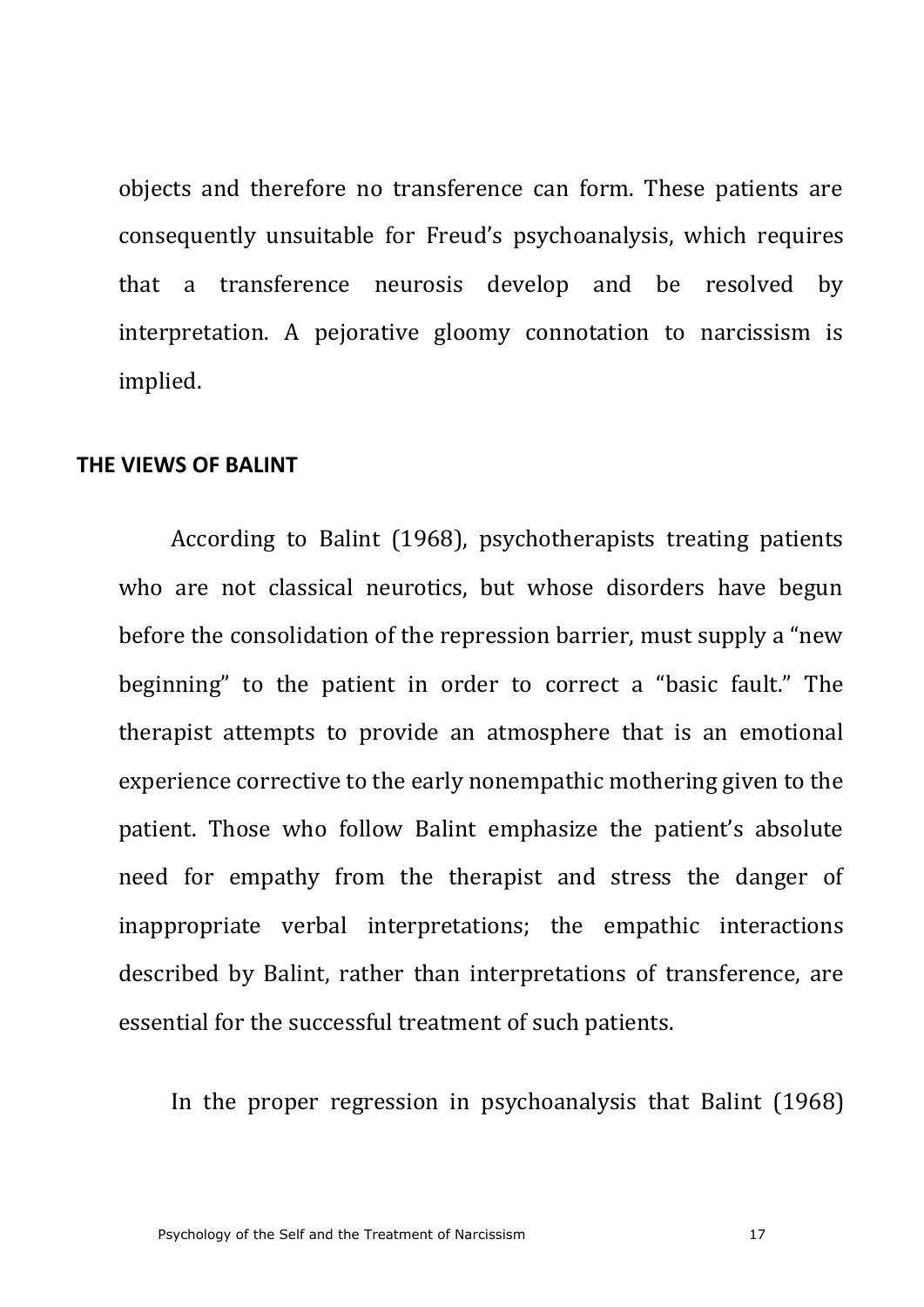objects and therefore no transference can form. These patients are consequently unsuitable for Freud's psychoanalysis, which requires that a transference neurosis develop and be resolved by interpretation. A pejorative gloomy connotation to narcissism is implied.

## THE VIEWS OF BALINT

According to Balint (1968), psychotherapists treating patients who are not classical neurotics, but whose disorders have begun before the consolidation of the repression barrier, must supply a "new beginning" to the patient in order to correct a "basic fault." The therapist attempts to provide an atmosphere that is an emotional experience corrective to the early nonempathic mothering given to the patient. Those who follow Balint emphasize the patient's absolute need for empathy from the therapist and stress the danger of inappropriate verbal interpretations; the empathic interactions described by Balint, rather than interpretations of transference, are essential for the successful treatment of such patients.

In the proper regression in psychoanalysis that Balint (1968)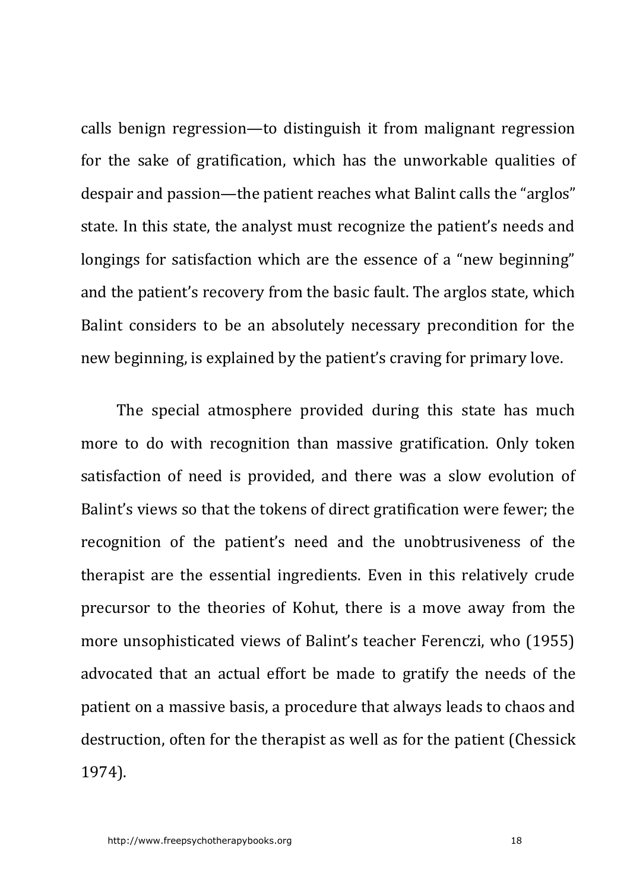calls benign regression—to distinguish it from malignant regression for the sake of gratification, which has the unworkable qualities of despair and passion—the patient reaches what Balint calls the “arglos” state. In this state, the analyst must recognize the patient’s needs and longings for satisfaction which are the essence of a “new beginning” and the patient’s recovery from the basic fault. The arglos state, which Balint considers to be an absolutely necessary precondition for the new beginning, is explained by the patient’s craving for primary love.

The special atmosphere provided during this state has much more to do with recognition than massive gratification. Only token satisfaction of need is provided, and there was a slow evolution of Balint’s views so that the tokens of direct gratification were fewer; the recognition of the patient’s need and the unobtrusiveness of the therapist are the essential ingredients. Even in this relatively crude precursor to the theories of Kohut, there is a move away from the more unsophisticated views of Balint’s teacher Ferenczi, who (1955) advocated that an actual effort be made to gratify the needs of the patient on a massive basis, a procedure that always leads to chaos and destruction, often for the therapist as well as for the patient (Chessick 1974).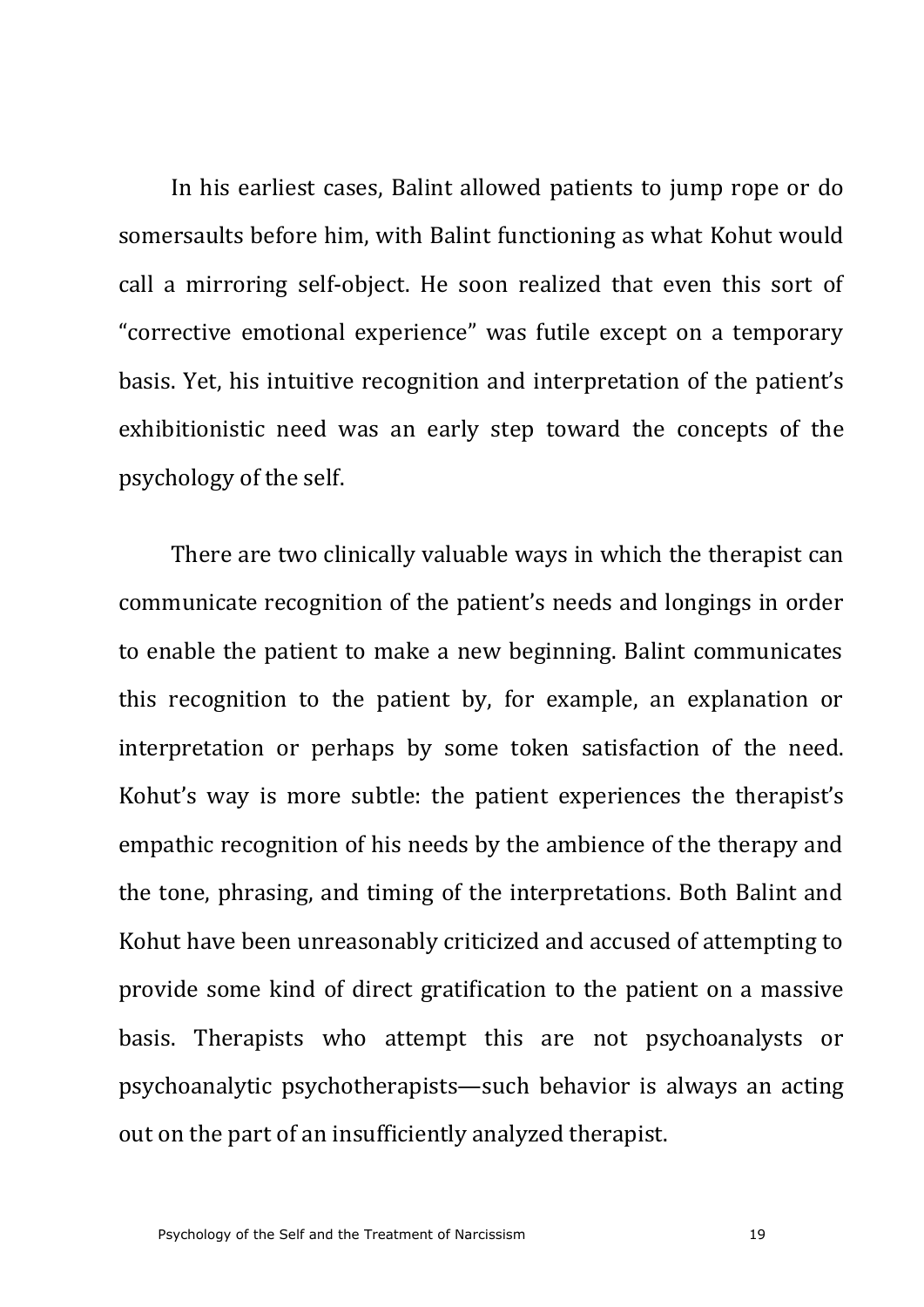In his earliest cases, Balint allowed patients to jump rope or do somersaults before him, with Balint functioning as what Kohut would call a mirroring self-object. He soon realized that even this sort of "corrective emotional experience" was futile except on a temporary basis. Yet, his intuitive recognition and interpretation of the patient's exhibitionistic need was an early step toward the concepts of the psychology of the self.

There are two clinically valuable ways in which the therapist can communicate recognition of the patient's needs and longings in order to enable the patient to make a new beginning. Balint communicates this recognition to the patient by, for example, an explanation or interpretation or perhaps by some token satisfaction of the need. Kohut's way is more subtle: the patient experiences the therapist's empathic recognition of his needs by the ambience of the therapy and the tone, phrasing, and timing of the interpretations. Both Balint and Kohut have been unreasonably criticized and accused of attempting to provide some kind of direct gratification to the patient on a massive basis. Therapists who attempt this are not psychoanalysts or psychoanalytic psychotherapists—such behavior is always an acting out on the part of an insufficiently analyzed therapist.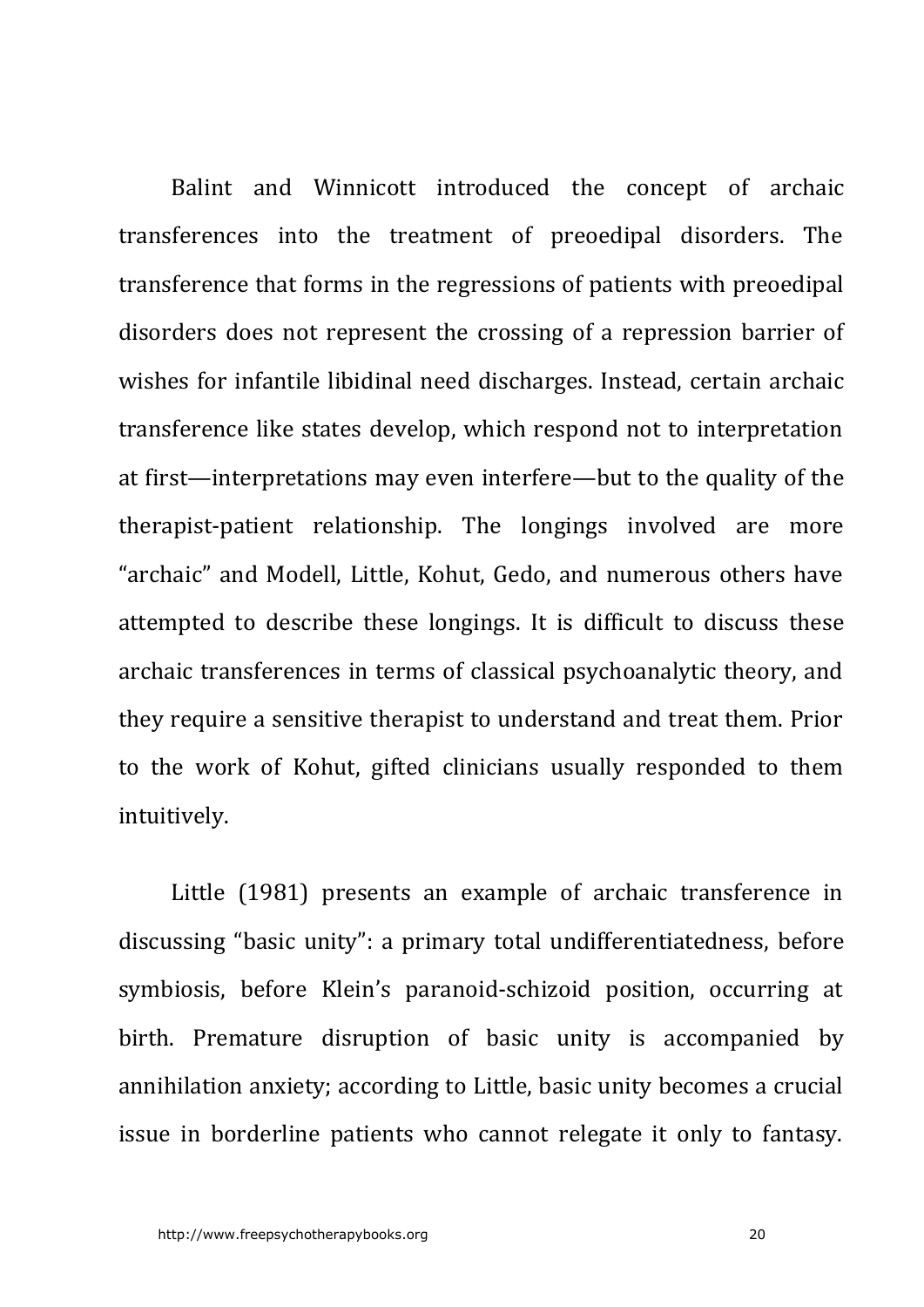Balint and Winnicott introduced the concept of archaic transferences into the treatment of preoedipal disorders. The transference that forms in the regressions of patients with preoedipal disorders does not represent the crossing of a repression barrier of wishes for infantile libidinal need discharges. Instead, certain archaic transference like states develop, which respond not to interpretation at first—interpretations may even interfere—but to the quality of the therapist-patient relationship. The longings involved are more "archaic" and Modell, Little, Kohut, Gedo, and numerous others have attempted to describe these longings. It is difficult to discuss these archaic transferences in terms of classical psychoanalytic theory, and they require a sensitive therapist to understand and treat them. Prior to the work of Kohut, gifted clinicians usually responded to them intuitively.

Little (1981) presents an example of archaic transference in discussing "basic unity": a primary total undifferentiatedness, before symbiosis, before Klein's paranoid-schizoid position, occurring at birth. Premature disruption of basic unity is accompanied by annihilation anxiety; according to Little, basic unity becomes a crucial issue in borderline patients who cannot relegate it only to fantasy.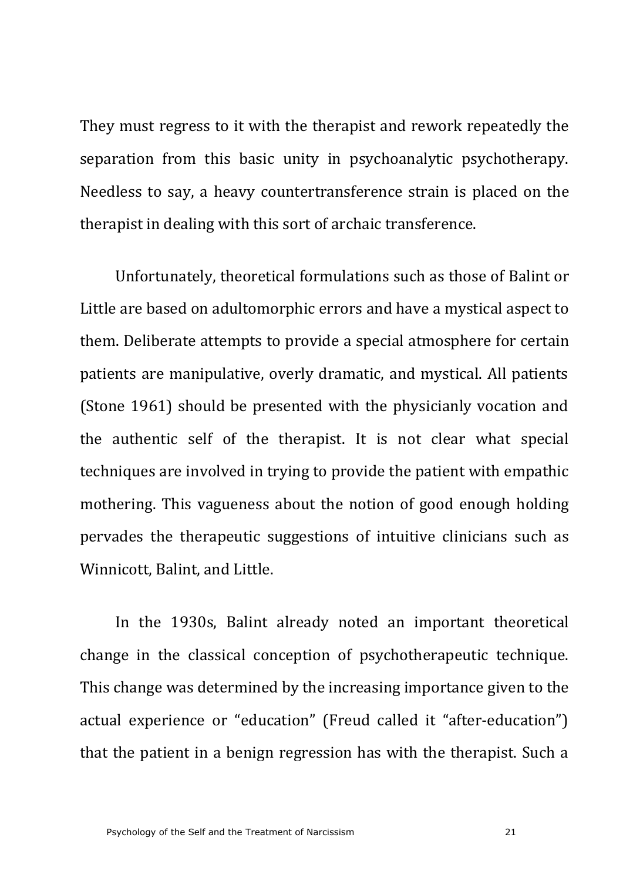They must regress to it with the therapist and rework repeatedly the separation from this basic unity in psychoanalytic psychotherapy. Needless to say, a heavy countertransference strain is placed on the therapist in dealing with this sort of archaic transference.

Unfortunately, theoretical formulations such as those of Balint or Little are based on adultomorphic errors and have a mystical aspect to them. Deliberate attempts to provide a special atmosphere for certain patients are manipulative, overly dramatic, and mystical. All patients (Stone 1961) should be presented with the physicianly vocation and the authentic self of the therapist. It is not clear what special techniques are involved in trying to provide the patient with empathic mothering. This vagueness about the notion of good enough holding pervades the therapeutic suggestions of intuitive clinicians such as Winnicott, Balint, and Little.

In the 1930s, Balint already noted an important theoretical change in the classical conception of psychotherapeutic technique. This change was determined by the increasing importance given to the actual experience or "education" (Freud called it "after-education") that the patient in a benign regression has with the therapist. Such a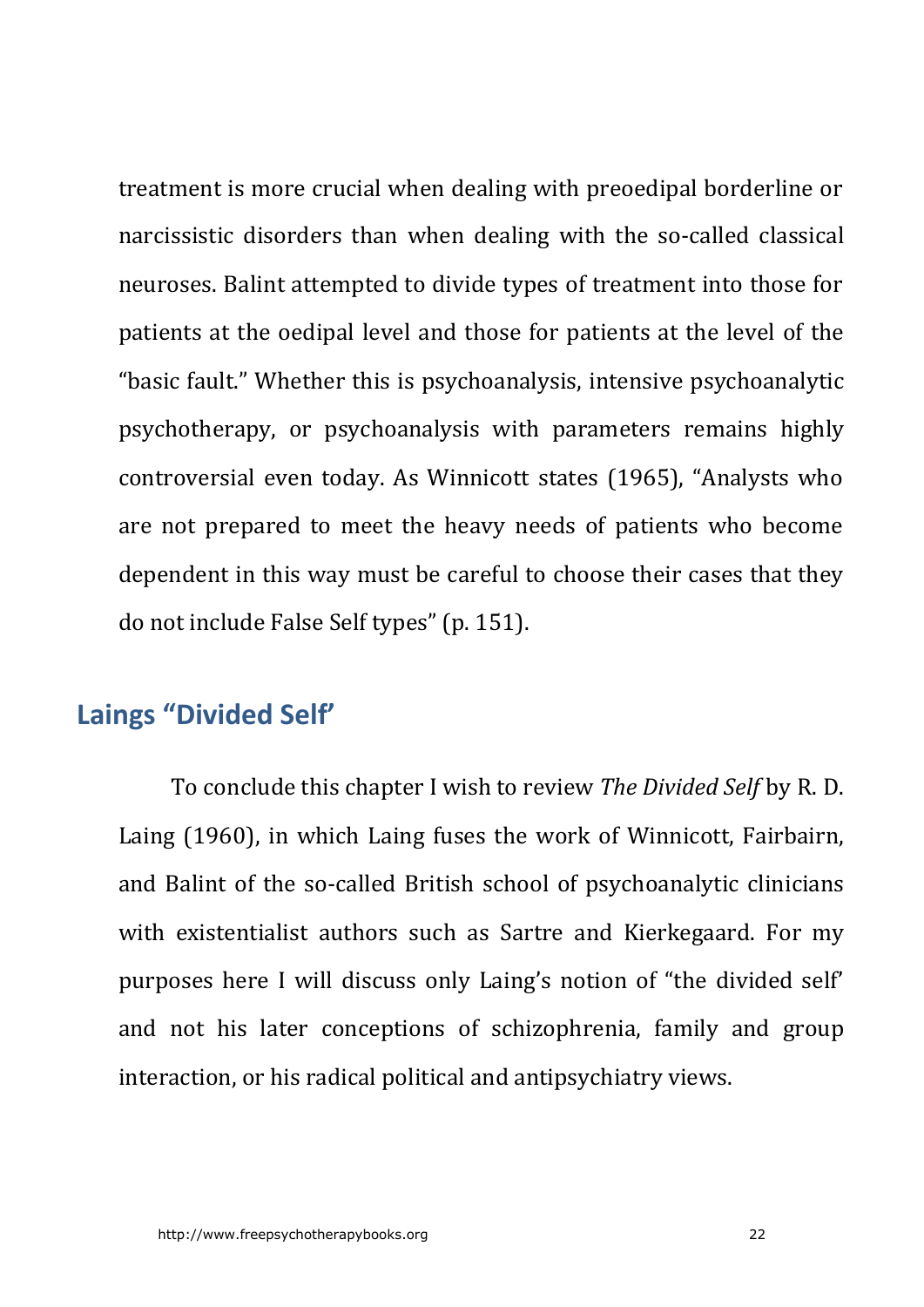treatment is more crucial when dealing with preoedipal borderline or narcissistic disorders than when dealing with the so-called classical neuroses. Balint attempted to divide types of treatment into those for patients at the oedipal level and those for patients at the level of the "basic fault." Whether this is psychoanalysis, intensive psychoanalytic psychotherapy, or psychoanalysis with parameters remains highly controversial even today. As Winnicott states (1965), "Analysts who are not prepared to meet the heavy needs of patients who become dependent in this way must be careful to choose their cases that they do not include False Self types" (p. 151).

## Laings "Divided Self'

To conclude this chapter I wish to review *The Divided Self* by R. D. Laing (1960), in which Laing fuses the work of Winnicott, Fairbairn, and Balint of the so-called British school of psychoanalytic clinicians with existentialist authors such as Sartre and Kierkegaard. For my purposes here I will discuss only Laing's notion of "the divided self' and not his later conceptions of schizophrenia, family and group interaction, or his radical political and antipsychiatry views.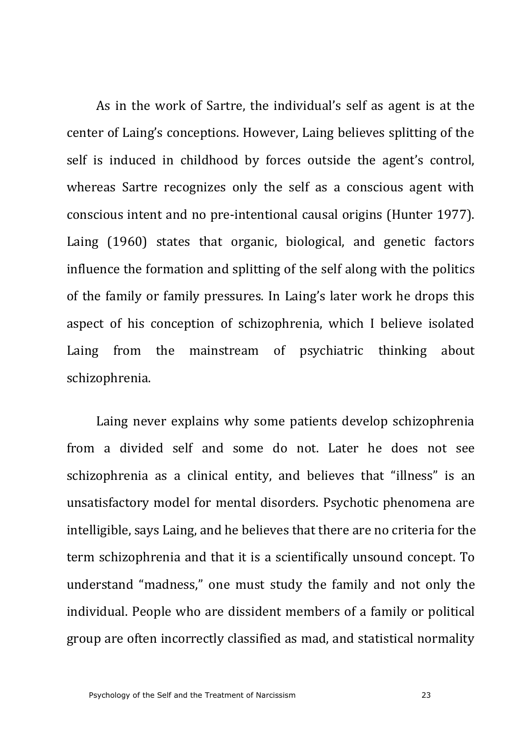As in the work of Sartre, the individual's self as agent is at the center of Laing's conceptions. However, Laing believes splitting of the self is induced in childhood by forces outside the agent's control, whereas Sartre recognizes only the self as a conscious agent with conscious intent and no pre-intentional causal origins (Hunter 1977). Laing (1960) states that organic, biological, and genetic factors influence the formation and splitting of the self along with the politics of the family or family pressures. In Laing's later work he drops this aspect of his conception of schizophrenia, which I believe isolated Laing from the mainstream of psychiatric thinking about schizophrenia.

Laing never explains why some patients develop schizophrenia from a divided self and some do not. Later he does not see schizophrenia as a clinical entity, and believes that "illness" is an unsatisfactory model for mental disorders. Psychotic phenomena are intelligible, says Laing, and he believes that there are no criteria for the term schizophrenia and that it is a scientifically unsound concept. To understand "madness," one must study the family and not only the individual. People who are dissident members of a family or political group are often incorrectly classified as mad, and statistical normality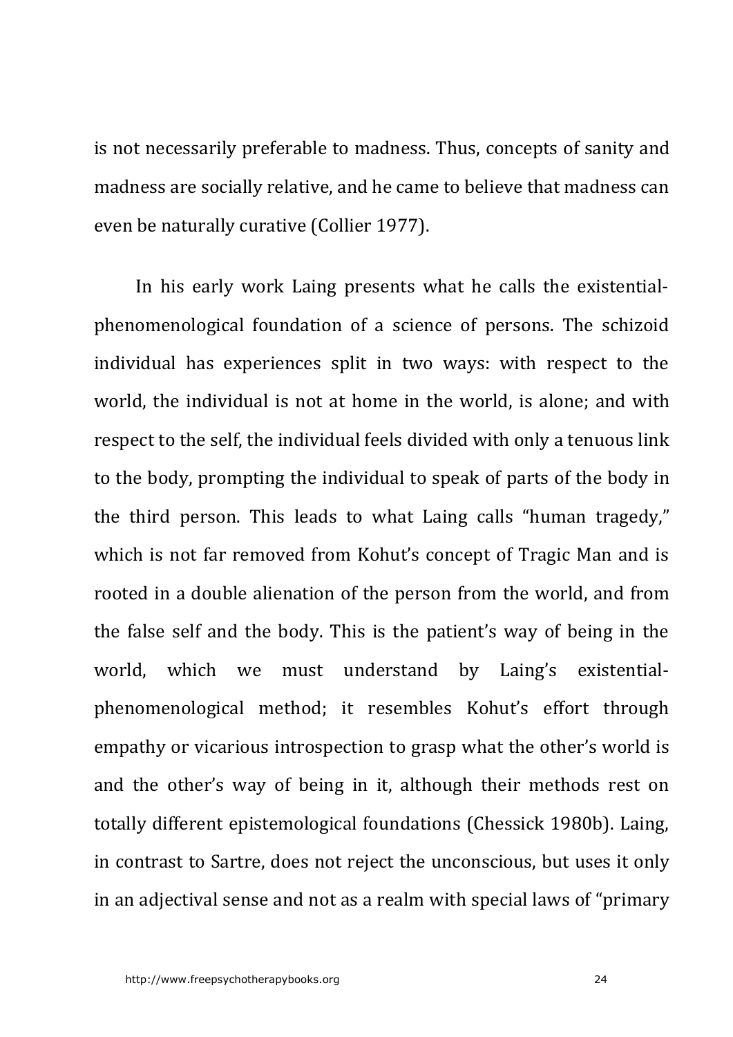is not necessarily preferable to madness. Thus, concepts of sanity and madness are socially relative, and he came to believe that madness can even be naturally curative (Collier 1977).

In his early work Laing presents what he calls the existential-phenomenological foundation of a science of persons. The schizoid individual has experiences split in two ways: with respect to the world, the individual is not at home in the world, is alone; and with respect to the self, the individual feels divided with only a tenuous link to the body, prompting the individual to speak of parts of the body in the third person. This leads to what Laing calls "human tragedy," which is not far removed from Kohut's concept of Tragic Man and is rooted in a double alienation of the person from the world, and from the false self and the body. This is the patient's way of being in the world, which we must understand by Laing's existential-phenomenological method; it resembles Kohut's effort through empathy or vicarious introspection to grasp what the other's world is and the other's way of being in it, although their methods rest on totally different epistemological foundations (Chessick 1980b). Laing, in contrast to Sartre, does not reject the unconscious, but uses it only in an adjectival sense and not as a realm with special laws of "primary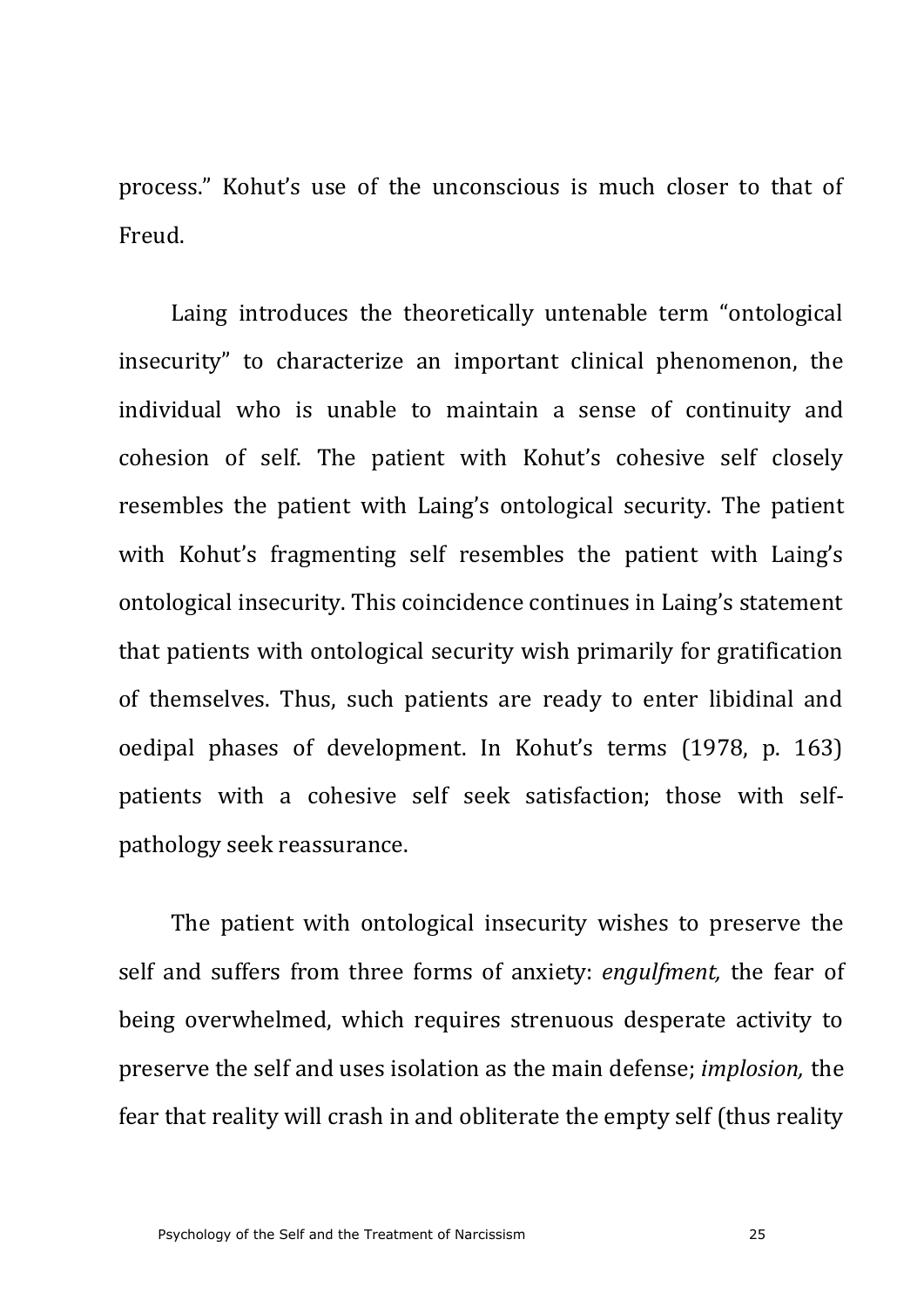process." Kohut's use of the unconscious is much closer to that of Freud.

Laing introduces the theoretically untenable term "ontological insecurity" to characterize an important clinical phenomenon, the individual who is unable to maintain a sense of continuity and cohesion of self. The patient with Kohut's cohesive self closely resembles the patient with Laing's ontological security. The patient with Kohut's fragmenting self resembles the patient with Laing's ontological insecurity. This coincidence continues in Laing's statement that patients with ontological security wish primarily for gratification of themselves. Thus, such patients are ready to enter libidinal and oedipal phases of development. In Kohut's terms (1978, p. 163) patients with a cohesive self seek satisfaction; those with self-pathology seek reassurance.

The patient with ontological insecurity wishes to preserve the self and suffers from three forms of anxiety: *engulfment,* the fear of being overwhelmed, which requires strenuous desperate activity to preserve the self and uses isolation as the main defense; *implosion,* the fear that reality will crash in and obliterate the empty self (thus reality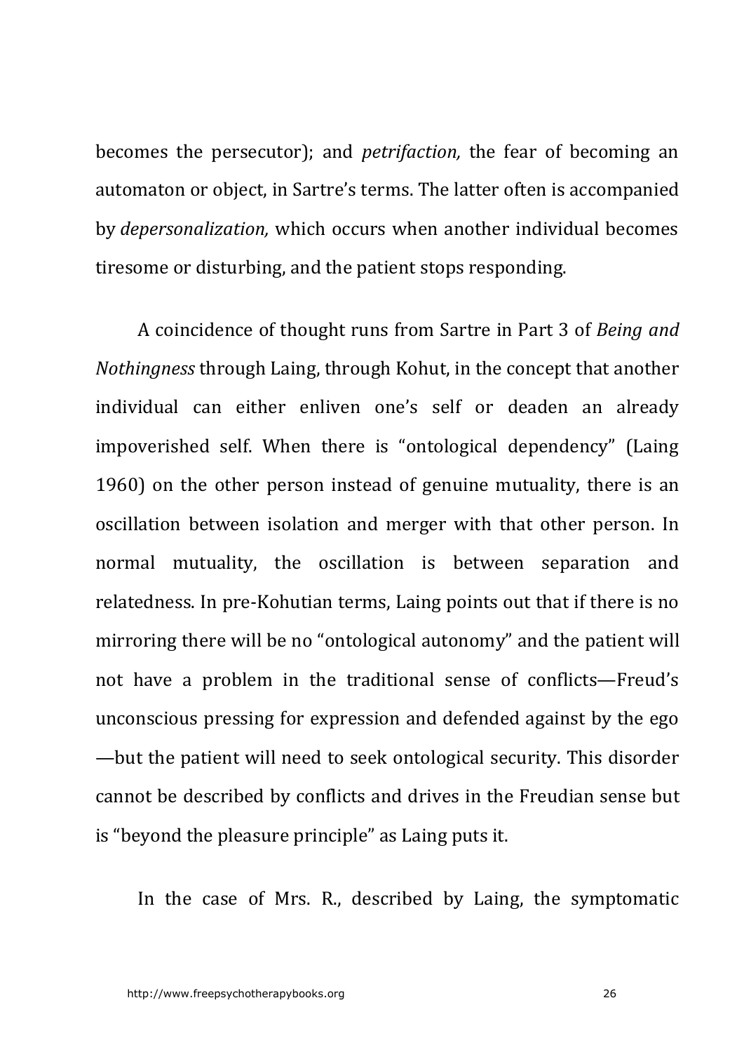becomes the persecutor); and *petrifaction,* the fear of becoming an automaton or object, in Sartre's terms. The latter often is accompanied by *depersonalization,* which occurs when another individual becomes tiresome or disturbing, and the patient stops responding.

A coincidence of thought runs from Sartre in Part 3 of *Being and Nothingness* through Laing, through Kohut, in the concept that another individual can either enliven one's self or deaden an already impoverished self. When there is "ontological dependency" (Laing 1960) on the other person instead of genuine mutuality, there is an oscillation between isolation and merger with that other person. In normal mutuality, the oscillation is between separation and relatedness. In pre-Kohutian terms, Laing points out that if there is no mirroring there will be no "ontological autonomy" and the patient will not have a problem in the traditional sense of conflicts—Freud's unconscious pressing for expression and defended against by the ego—but the patient will need to seek ontological security. This disorder cannot be described by conflicts and drives in the Freudian sense but is "beyond the pleasure principle" as Laing puts it.

In the case of Mrs. R., described by Laing, the symptomatic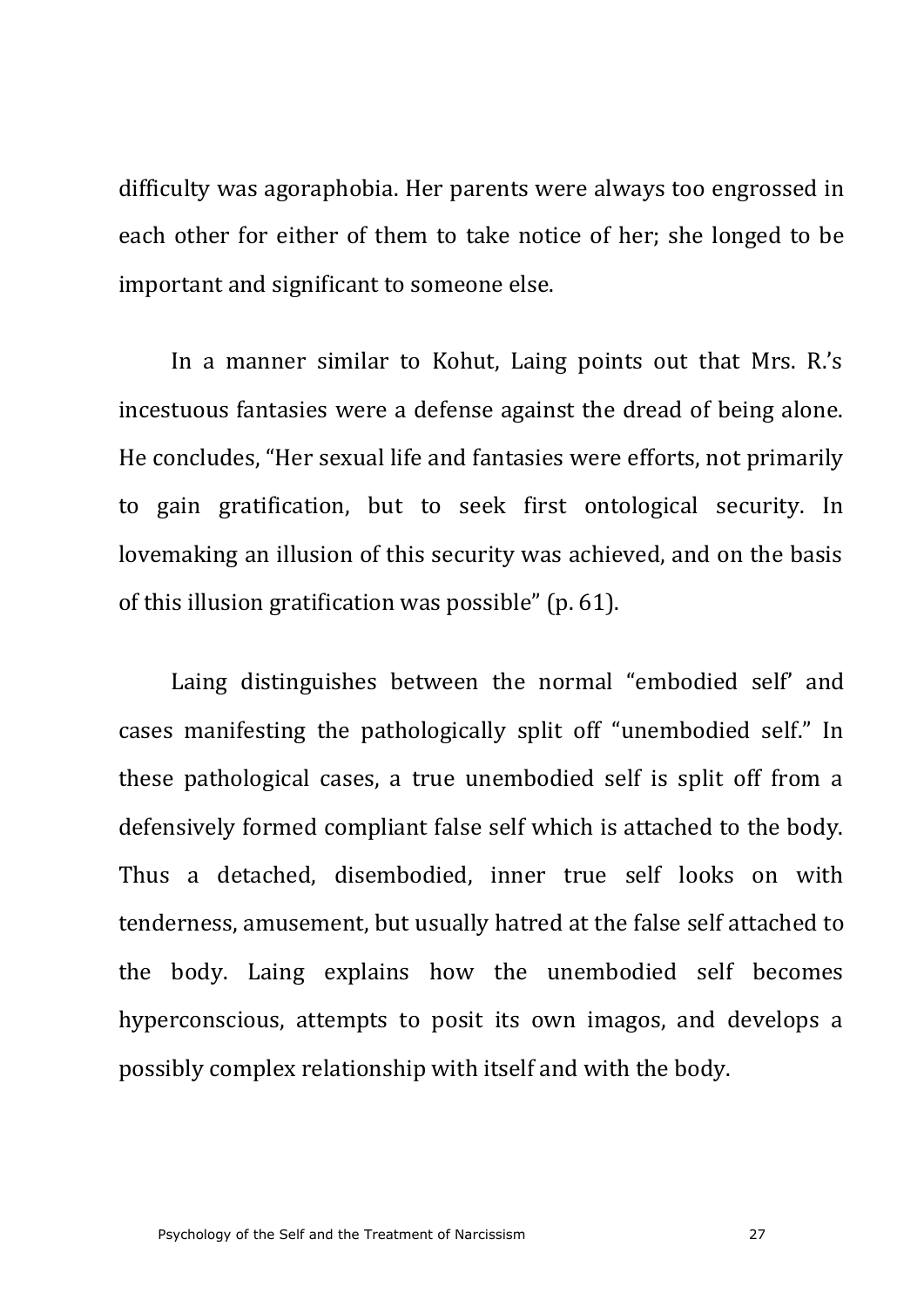difficulty was agoraphobia. Her parents were always too engrossed in each other for either of them to take notice of her; she longed to be important and significant to someone else.

In a manner similar to Kohut, Laing points out that Mrs. R.'s incestuous fantasies were a defense against the dread of being alone. He concludes, "Her sexual life and fantasies were efforts, not primarily to gain gratification, but to seek first ontological security. In lovemaking an illusion of this security was achieved, and on the basis of this illusion gratification was possible" (p. 61).

Laing distinguishes between the normal "embodied self' and cases manifesting the pathologically split off "unembodied self." In these pathological cases, a true unembodied self is split off from a defensively formed compliant false self which is attached to the body. Thus a detached, disembodied, inner true self looks on with tenderness, amusement, but usually hatred at the false self attached to the body. Laing explains how the unembodied self becomes hyperconscious, attempts to posit its own imagos, and develops a possibly complex relationship with itself and with the body.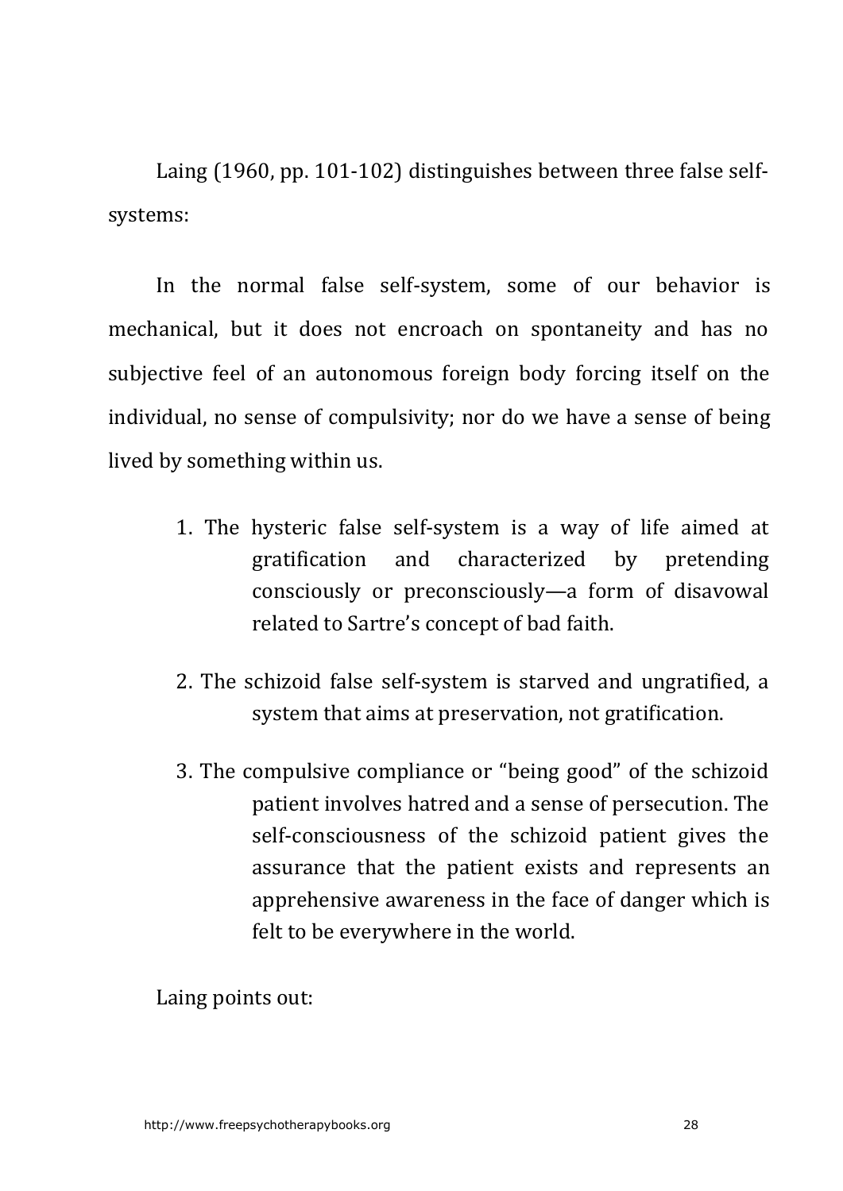Laing (1960, pp. 101-102) distinguishes between three false self-systems:

In the normal false self-system, some of our behavior is mechanical, but it does not encroach on spontaneity and has no subjective feel of an autonomous foreign body forcing itself on the individual, no sense of compulsivity; nor do we have a sense of being lived by something within us.

1. The hysteric false self-system is a way of life aimed at gratification and characterized by pretending consciously or preconsciously—a form of disavowal related to Sartre's concept of bad faith.

2. The schizoid false self-system is starved and ungratified, a system that aims at preservation, not gratification.

3. The compulsive compliance or "being good" of the schizoid patient involves hatred and a sense of persecution. The self-consciousness of the schizoid patient gives the assurance that the patient exists and represents an apprehensive awareness in the face of danger which is felt to be everywhere in the world.

Laing points out: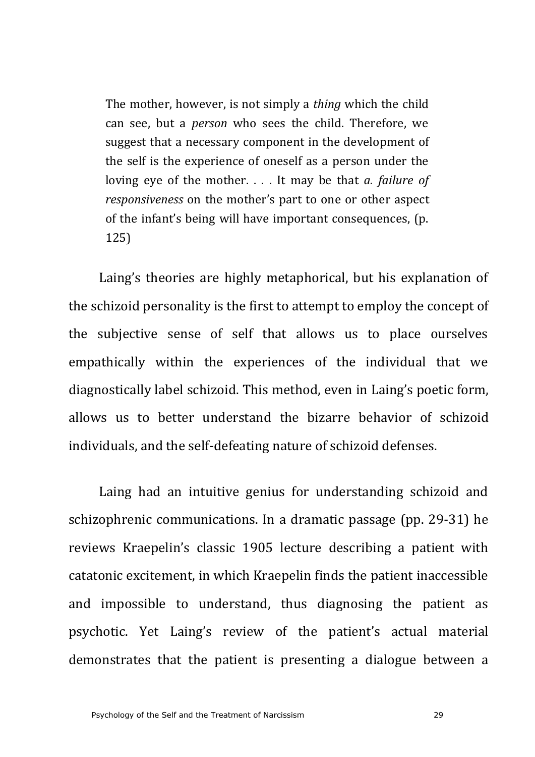> The mother, however, is not simply a *thing* which the child can see, but a *person* who sees the child. Therefore, we suggest that a necessary component in the development of the self is the experience of oneself as a person under the loving eye of the mother. . . . It may be that *a. failure of responsiveness* on the mother's part to one or other aspect of the infant's being will have important consequences, (p. 125)

Laing's theories are highly metaphorical, but his explanation of the schizoid personality is the first to attempt to employ the concept of the subjective sense of self that allows us to place ourselves empathically within the experiences of the individual that we diagnostically label schizoid. This method, even in Laing's poetic form, allows us to better understand the bizarre behavior of schizoid individuals, and the self-defeating nature of schizoid defenses.

Laing had an intuitive genius for understanding schizoid and schizophrenic communications. In a dramatic passage (pp. 29-31) he reviews Kraepelin's classic 1905 lecture describing a patient with catatonic excitement, in which Kraepelin finds the patient inaccessible and impossible to understand, thus diagnosing the patient as psychotic. Yet Laing's review of the patient's actual material demonstrates that the patient is presenting a dialogue between a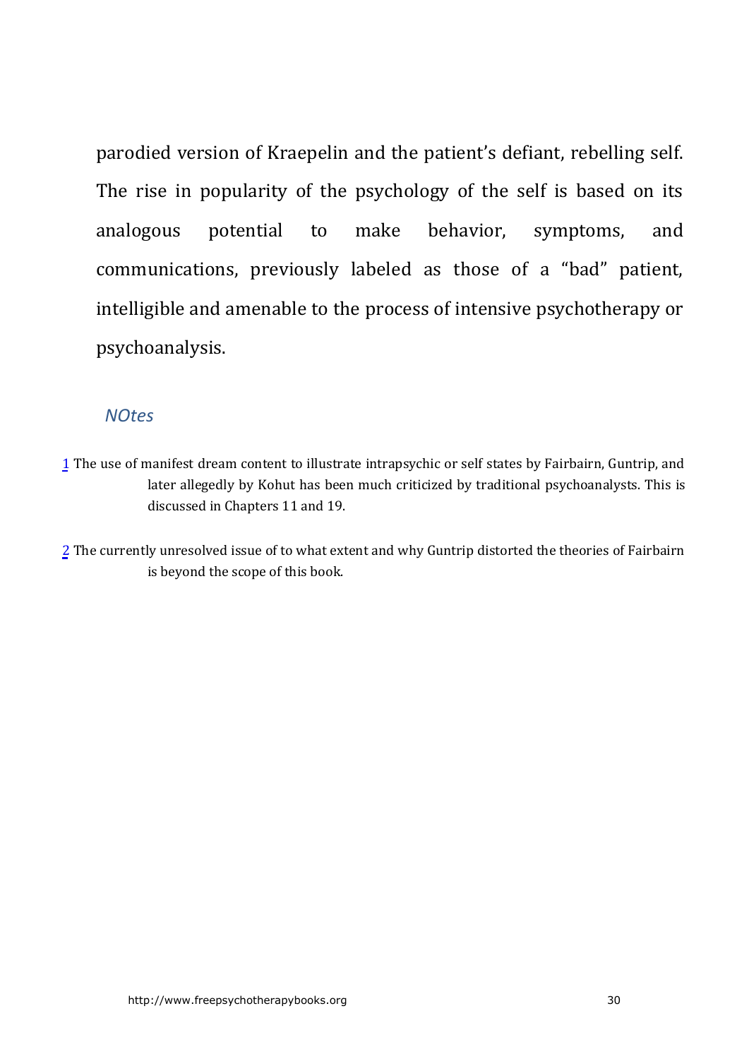parodied version of Kraepelin and the patient's defiant, rebelling self. The rise in popularity of the psychology of the self is based on its analogous potential to make behavior, symptoms, and communications, previously labeled as those of a "bad" patient, intelligible and amenable to the process of intensive psychotherapy or psychoanalysis.

### *NOtes*

[1] The use of manifest dream content to illustrate intrapsychic or self states by Fairbairn, Guntrip, and later allegedly by Kohut has been much criticized by traditional psychoanalysts. This is discussed in Chapters 11 and 19.

[2] The currently unresolved issue of to what extent and why Guntrip distorted the theories of Fairbairn is beyond the scope of this book.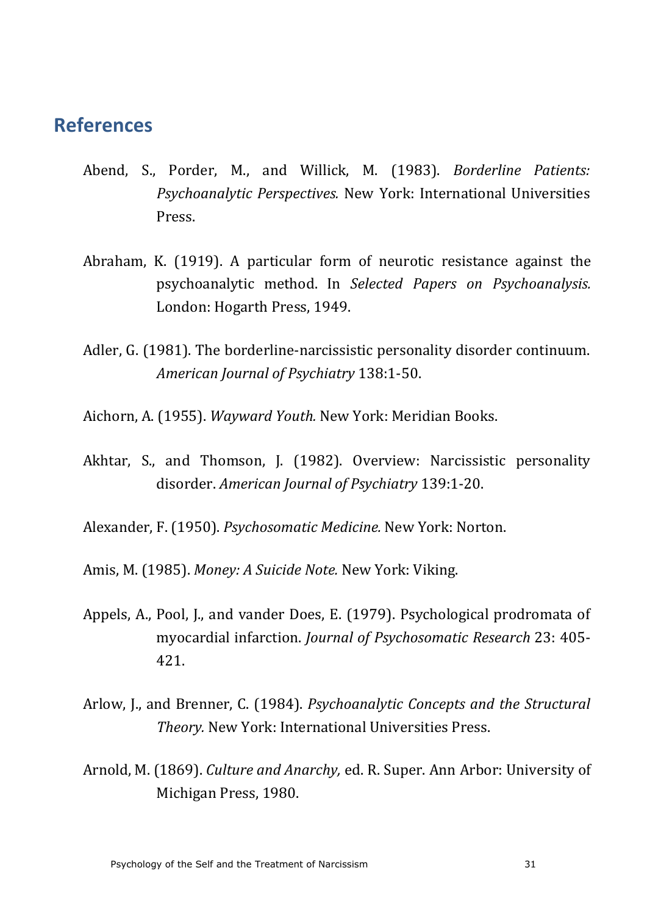## References

Abend, S., Porder, M., and Willick, M. (1983). *Borderline Patients: Psychoanalytic Perspectives.* New York: International Universities Press.

Abraham, K. (1919). A particular form of neurotic resistance against the psychoanalytic method. In *Selected Papers on Psychoanalysis.* London: Hogarth Press, 1949.

Adler, G. (1981). The borderline-narcissistic personality disorder continuum. *American Journal of Psychiatry* 138:1-50.

Aichorn, A. (1955). *Wayward Youth.* New York: Meridian Books.

Akhtar, S., and Thomson, J. (1982). Overview: Narcissistic personality disorder. *American Journal of Psychiatry* 139:1-20.

Alexander, F. (1950). *Psychosomatic Medicine.* New York: Norton.

Amis, M. (1985). *Money: A Suicide Note.* New York: Viking.

Appels, A., Pool, J., and vander Does, E. (1979). Psychological prodromata of myocardial infarction. *Journal of Psychosomatic Research* 23: 405-421.

Arlow, J., and Brenner, C. (1984). *Psychoanalytic Concepts and the Structural Theory.* New York: International Universities Press.

Arnold, M. (1869). *Culture and Anarchy,* ed. R. Super. Ann Arbor: University of Michigan Press, 1980.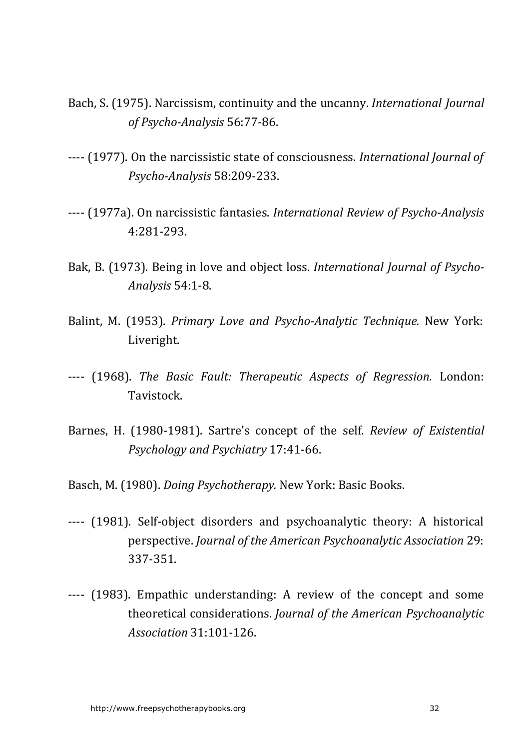Bach, S. (1975). Narcissism, continuity and the uncanny. *International Journal of Psycho-Analysis* 56:77-86.

---- (1977). On the narcissistic state of consciousness. *International Journal of Psycho-Analysis* 58:209-233.

---- (1977a). On narcissistic fantasies. *International Review of Psycho-Analysis* 4:281-293.

Bak, B. (1973). Being in love and object loss. *International Journal of Psycho-Analysis* 54:1-8.

Balint, M. (1953). *Primary Love and Psycho-Analytic Technique.* New York: Liveright.

---- (1968). *The Basic Fault: Therapeutic Aspects of Regression.* London: Tavistock.

Barnes, H. (1980-1981). Sartre's concept of the self. *Review of Existential Psychology and Psychiatry* 17:41-66.

Basch, M. (1980). *Doing Psychotherapy.* New York: Basic Books.

---- (1981). Self-object disorders and psychoanalytic theory: A historical perspective. *Journal of the American Psychoanalytic Association* 29: 337-351.

---- (1983). Empathic understanding: A review of the concept and some theoretical considerations. *Journal of the American Psychoanalytic Association* 31:101-126.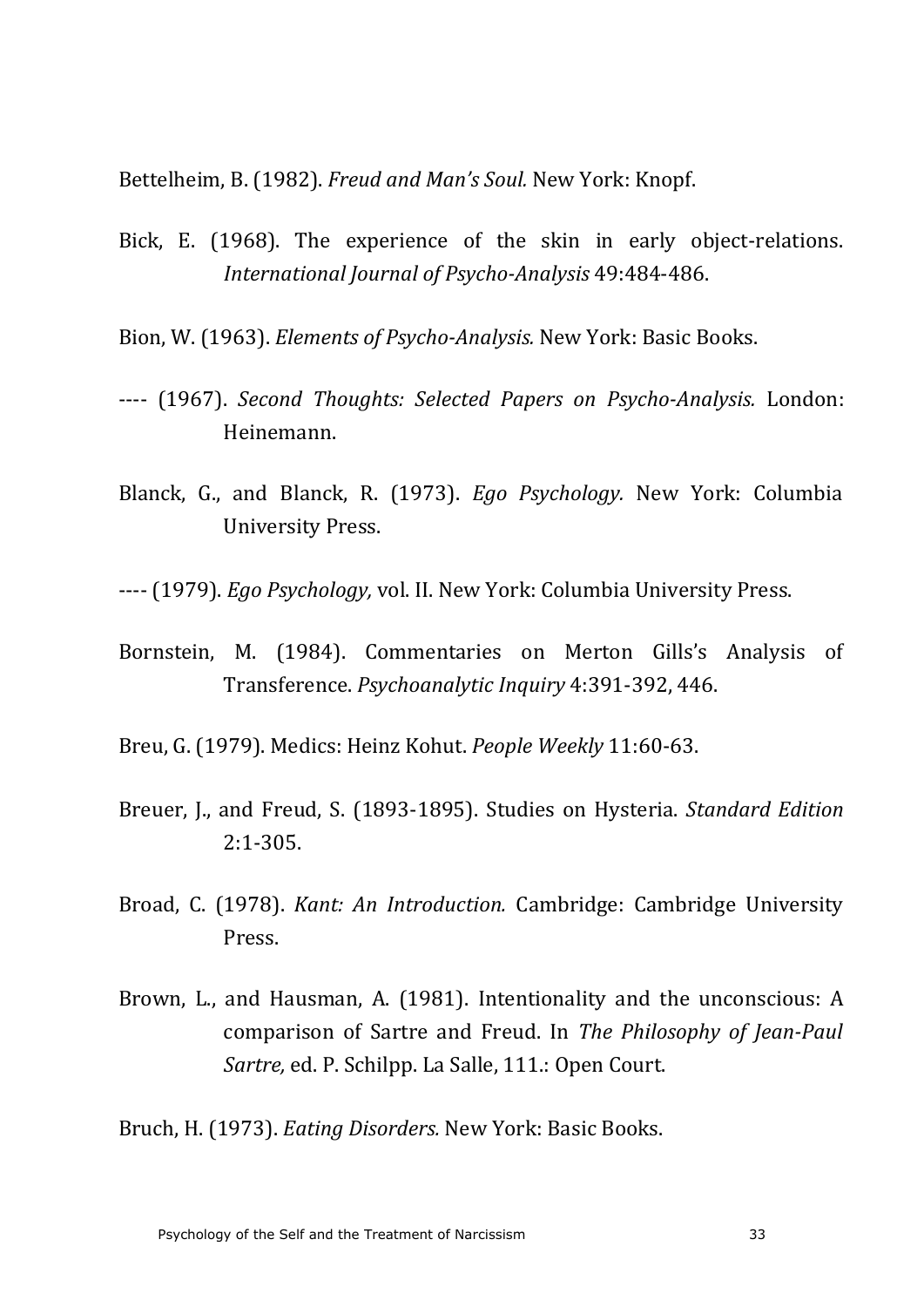Bettelheim, B. (1982). *Freud and Man's Soul.* New York: Knopf.

Bick, E. (1968). The experience of the skin in early object-relations. *International Journal of Psycho-Analysis* 49:484-486.

Bion, W. (1963). *Elements of Psycho-Analysis.* New York: Basic Books.

---- (1967). *Second Thoughts: Selected Papers on Psycho-Analysis.* London: Heinemann.

Blanck, G., and Blanck, R. (1973). *Ego Psychology.* New York: Columbia University Press.

---- (1979). *Ego Psychology,* vol. II. New York: Columbia University Press.

Bornstein, M. (1984). Commentaries on Merton Gills's Analysis of Transference. *Psychoanalytic Inquiry* 4:391-392, 446.

Breu, G. (1979). Medics: Heinz Kohut. *People Weekly* 11:60-63.

Breuer, J., and Freud, S. (1893-1895). Studies on Hysteria. *Standard Edition* 2:1-305.

Broad, C. (1978). *Kant: An Introduction.* Cambridge: Cambridge University Press.

Brown, L., and Hausman, A. (1981). Intentionality and the unconscious: A comparison of Sartre and Freud. In *The Philosophy of Jean-Paul Sartre,* ed. P. Schilpp. La Salle, 111.: Open Court.

Bruch, H. (1973). *Eating Disorders.* New York: Basic Books.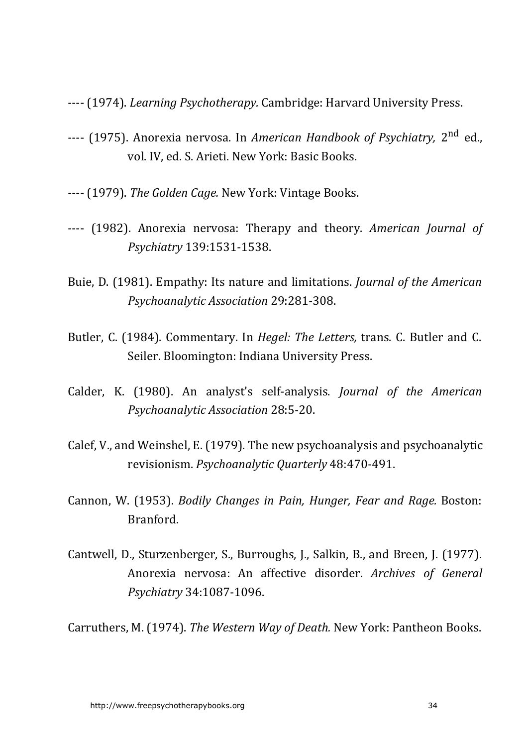---- (1974). *Learning Psychotherapy.* Cambridge: Harvard University Press.

---- (1975). Anorexia nervosa. In *American Handbook of Psychiatry,* 2nd ed., vol. IV, ed. S. Arieti. New York: Basic Books.

---- (1979). *The Golden Cage.* New York: Vintage Books.

---- (1982). Anorexia nervosa: Therapy and theory. *American Journal of Psychiatry* 139:1531-1538.

Buie, D. (1981). Empathy: Its nature and limitations. *Journal of the American Psychoanalytic Association* 29:281-308.

Butler, C. (1984). Commentary. In *Hegel: The Letters,* trans. C. Butler and C. Seiler. Bloomington: Indiana University Press.

Calder, K. (1980). An analyst's self-analysis. *Journal of the American Psychoanalytic Association* 28:5-20.

Calef, V., and Weinshel, E. (1979). The new psychoanalysis and psychoanalytic revisionism. *Psychoanalytic Quarterly* 48:470-491.

Cannon, W. (1953). *Bodily Changes in Pain, Hunger, Fear and Rage.* Boston: Branford.

Cantwell, D., Sturzenberger, S., Burroughs, J., Salkin, B., and Breen, J. (1977). Anorexia nervosa: An affective disorder. *Archives of General Psychiatry* 34:1087-1096.

Carruthers, M. (1974). *The Western Way of Death.* New York: Pantheon Books.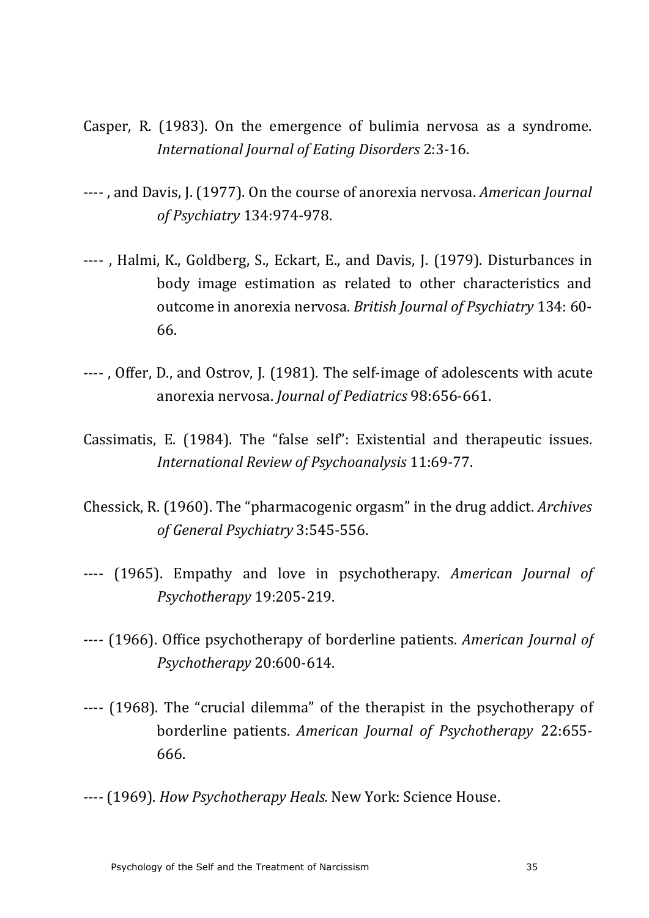Casper, R. (1983). On the emergence of bulimia nervosa as a syndrome. *International Journal of Eating Disorders* 2:3-16.

---- , and Davis, J. (1977). On the course of anorexia nervosa. *American Journal of Psychiatry* 134:974-978.

---- , Halmi, K., Goldberg, S., Eckart, E., and Davis, J. (1979). Disturbances in body image estimation as related to other characteristics and outcome in anorexia nervosa. *British Journal of Psychiatry* 134: 60-66.

---- , Offer, D., and Ostrov, J. (1981). The self-image of adolescents with acute anorexia nervosa. *Journal of Pediatrics* 98:656-661.

Cassimatis, E. (1984). The "false self": Existential and therapeutic issues. *International Review of Psychoanalysis* 11:69-77.

Chessick, R. (1960). The "pharmacogenic orgasm" in the drug addict. *Archives of General Psychiatry* 3:545-556.

---- (1965). Empathy and love in psychotherapy. *American Journal of Psychotherapy* 19:205-219.

---- (1966). Office psychotherapy of borderline patients. *American Journal of Psychotherapy* 20:600-614.

---- (1968). The "crucial dilemma" of the therapist in the psychotherapy of borderline patients. *American Journal of Psychotherapy* 22:655-666.

---- (1969). *How Psychotherapy Heals.* New York: Science House.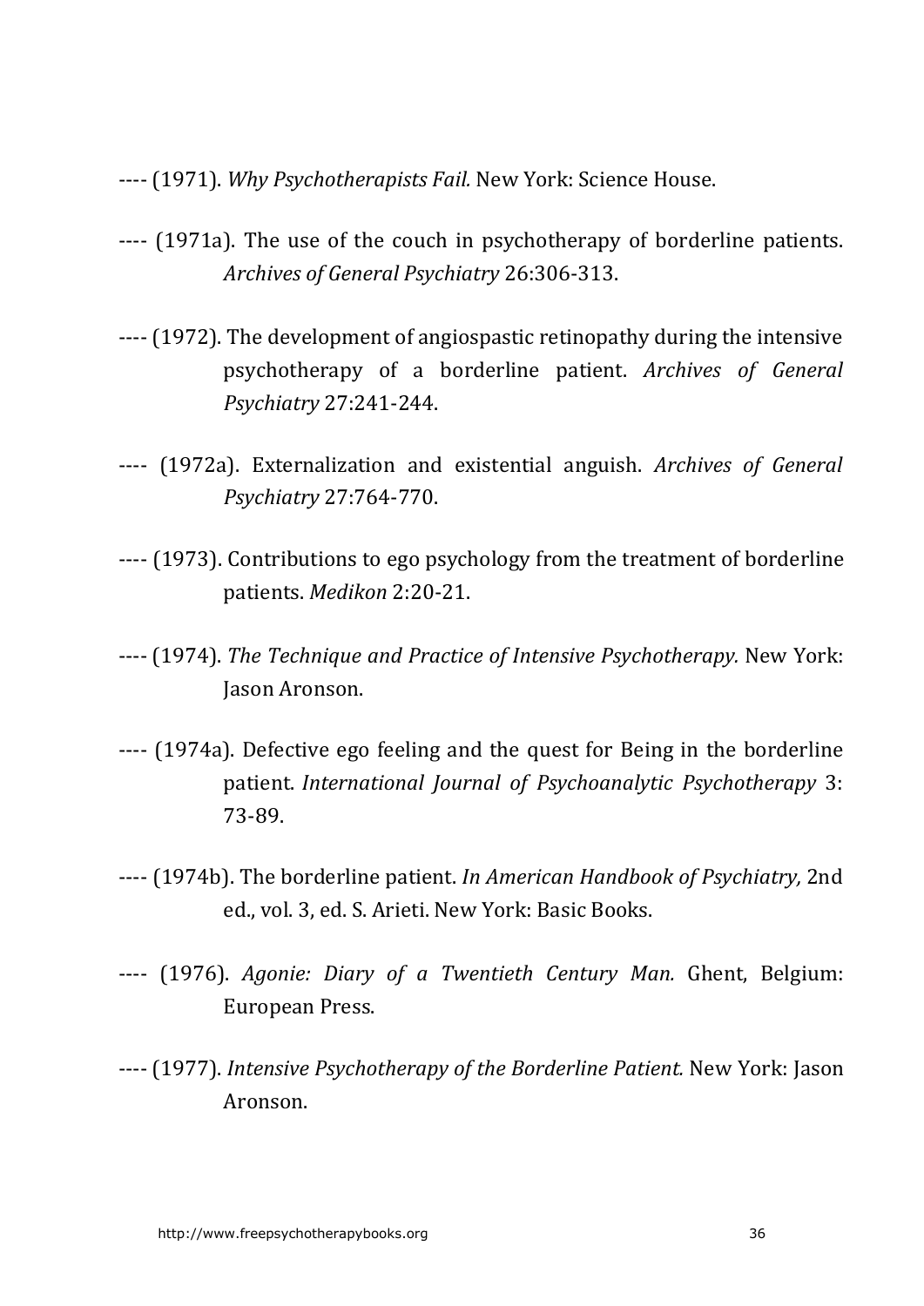---- (1971). *Why Psychotherapists Fail.* New York: Science House.

---- (1971a). The use of the couch in psychotherapy of borderline patients. *Archives of General Psychiatry* 26:306-313.

---- (1972). The development of angiospastic retinopathy during the intensive psychotherapy of a borderline patient. *Archives of General Psychiatry* 27:241-244.

---- (1972a). Externalization and existential anguish. *Archives of General Psychiatry* 27:764-770.

---- (1973). Contributions to ego psychology from the treatment of borderline patients. *Medikon* 2:20-21.

---- (1974). *The Technique and Practice of Intensive Psychotherapy.* New York: Jason Aronson.

---- (1974a). Defective ego feeling and the quest for Being in the borderline patient. *International Journal of Psychoanalytic Psychotherapy* 3: 73-89.

---- (1974b). The borderline patient. *In American Handbook of Psychiatry,* 2nd ed., vol. 3, ed. S. Arieti. New York: Basic Books.

---- (1976). *Agonie: Diary of a Twentieth Century Man.* Ghent, Belgium: European Press.

---- (1977). *Intensive Psychotherapy of the Borderline Patient.* New York: Jason Aronson.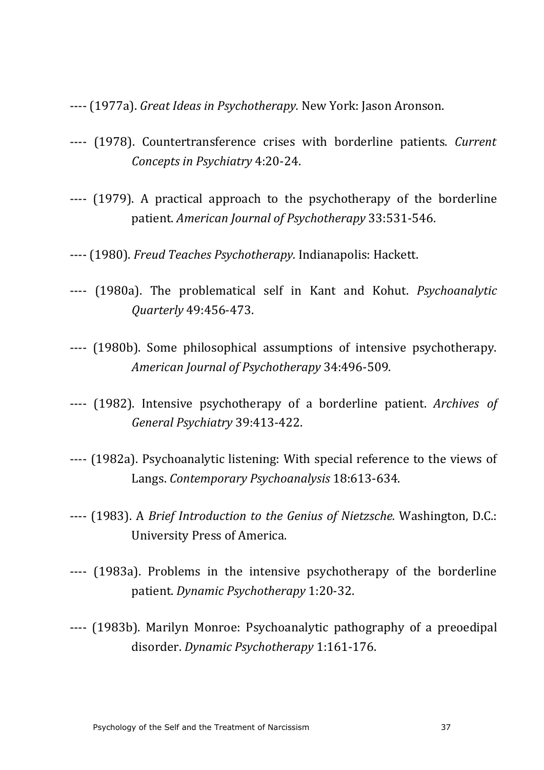---- (1977a). *Great Ideas in Psychotherapy.* New York: Jason Aronson.

---- (1978). Countertransference crises with borderline patients. *Current Concepts in Psychiatry* 4:20-24.

---- (1979). A practical approach to the psychotherapy of the borderline patient. *American Journal of Psychotherapy* 33:531-546.

---- (1980). *Freud Teaches Psychotherapy.* Indianapolis: Hackett.

---- (1980a). The problematical self in Kant and Kohut. *Psychoanalytic Quarterly* 49:456-473.

---- (1980b). Some philosophical assumptions of intensive psychotherapy. *American Journal of Psychotherapy* 34:496-509.

---- (1982). Intensive psychotherapy of a borderline patient. *Archives of General Psychiatry* 39:413-422.

---- (1982a). Psychoanalytic listening: With special reference to the views of Langs. *Contemporary Psychoanalysis* 18:613-634.

---- (1983). A *Brief Introduction to the Genius of Nietzsche.* Washington, D.C.: University Press of America.

---- (1983a). Problems in the intensive psychotherapy of the borderline patient. *Dynamic Psychotherapy* 1:20-32.

---- (1983b). Marilyn Monroe: Psychoanalytic pathography of a preoedipal disorder. *Dynamic Psychotherapy* 1:161-176.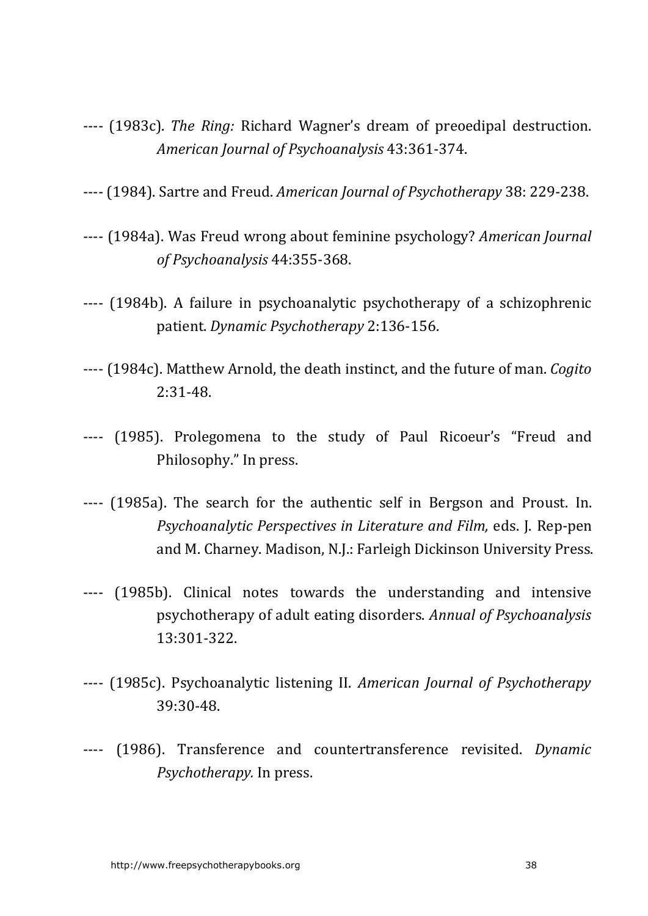---- (1983c). *The Ring:* Richard Wagner's dream of preoedipal destruction. *American Journal of Psychoanalysis* 43:361-374.

---- (1984). Sartre and Freud. *American Journal of Psychotherapy* 38: 229-238.

---- (1984a). Was Freud wrong about feminine psychology? *American Journal of Psychoanalysis* 44:355-368.

---- (1984b). A failure in psychoanalytic psychotherapy of a schizophrenic patient. *Dynamic Psychotherapy* 2:136-156.

---- (1984c). Matthew Arnold, the death instinct, and the future of man. *Cogito* 2:31-48.

---- (1985). Prolegomena to the study of Paul Ricoeur's "Freud and Philosophy." In press.

---- (1985a). The search for the authentic self in Bergson and Proust. In. *Psychoanalytic Perspectives in Literature and Film,* eds. J. Rep-pen and M. Charney. Madison, N.J.: Farleigh Dickinson University Press.

---- (1985b). Clinical notes towards the understanding and intensive psychotherapy of adult eating disorders. *Annual of Psychoanalysis* 13:301-322.

---- (1985c). Psychoanalytic listening II. *American Journal of Psychotherapy* 39:30-48.

---- (1986). Transference and countertransference revisited. *Dynamic Psychotherapy.* In press.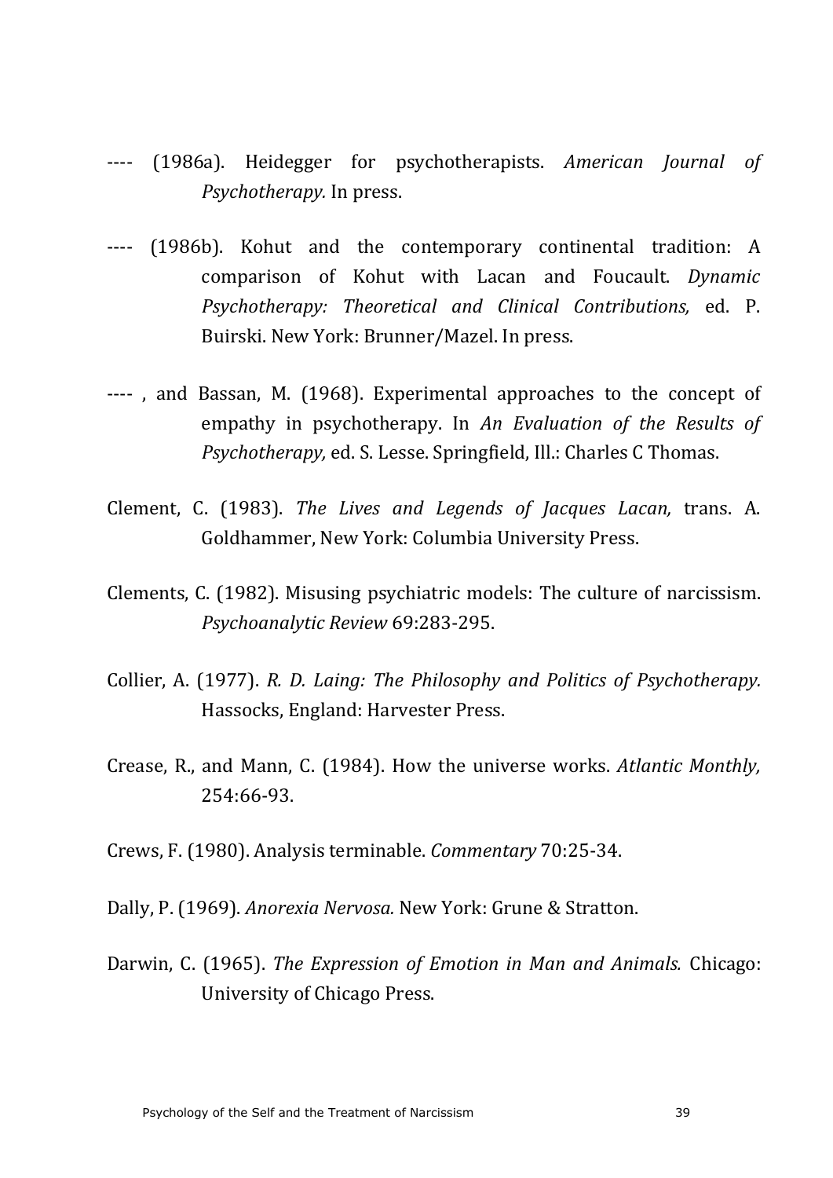---- (1986a). Heidegger for psychotherapists. *American Journal of Psychotherapy.* In press.

---- (1986b). Kohut and the contemporary continental tradition: A comparison of Kohut with Lacan and Foucault. *Dynamic Psychotherapy: Theoretical and Clinical Contributions,* ed. P. Buirski. New York: Brunner/Mazel. In press.

---- , and Bassan, M. (1968). Experimental approaches to the concept of empathy in psychotherapy. In *An Evaluation of the Results of Psychotherapy,* ed. S. Lesse. Springfield, Ill.: Charles C Thomas.

Clement, C. (1983). *The Lives and Legends of Jacques Lacan,* trans. A. Goldhammer, New York: Columbia University Press.

Clements, C. (1982). Misusing psychiatric models: The culture of narcissism. *Psychoanalytic Review* 69:283-295.

Collier, A. (1977). *R. D. Laing: The Philosophy and Politics of Psychotherapy.* Hassocks, England: Harvester Press.

Crease, R., and Mann, C. (1984). How the universe works. *Atlantic Monthly,* 254:66-93.

Crews, F. (1980). Analysis terminable. *Commentary* 70:25-34.

Dally, P. (1969). *Anorexia Nervosa.* New York: Grune & Stratton.

Darwin, C. (1965). *The Expression of Emotion in Man and Animals.* Chicago: University of Chicago Press.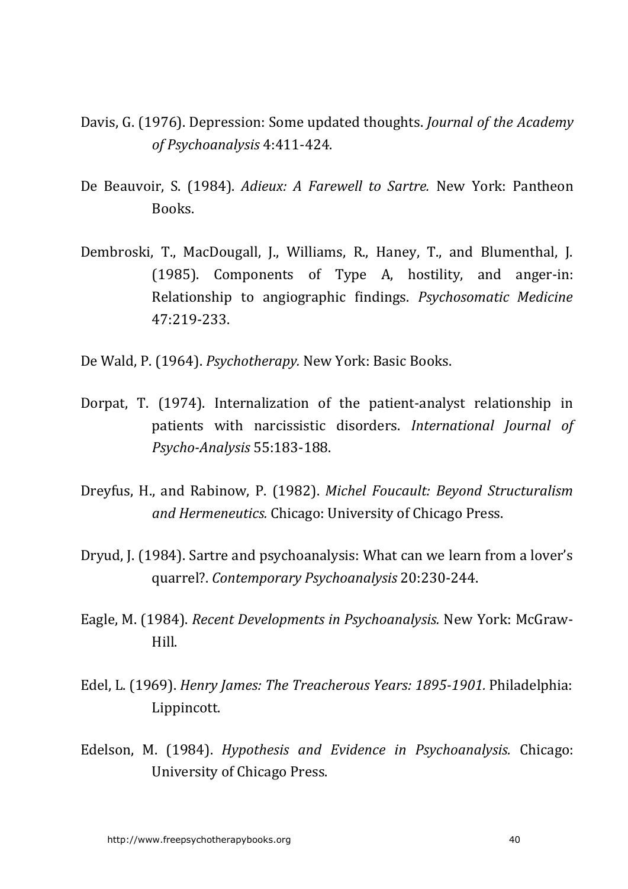Davis, G. (1976). Depression: Some updated thoughts. *Journal of the Academy of Psychoanalysis* 4:411-424.

De Beauvoir, S. (1984). *Adieux: A Farewell to Sartre.* New York: Pantheon Books.

Dembroski, T., MacDougall, J., Williams, R., Haney, T., and Blumenthal, J. (1985). Components of Type A, hostility, and anger-in: Relationship to angiographic findings. *Psychosomatic Medicine* 47:219-233.

De Wald, P. (1964). *Psychotherapy.* New York: Basic Books.

Dorpat, T. (1974). Internalization of the patient-analyst relationship in patients with narcissistic disorders. *International Journal of Psycho-Analysis* 55:183-188.

Dreyfus, H., and Rabinow, P. (1982). *Michel Foucault: Beyond Structuralism and Hermeneutics.* Chicago: University of Chicago Press.

Dryud, J. (1984). Sartre and psychoanalysis: What can we learn from a lover's quarrel?. *Contemporary Psychoanalysis* 20:230-244.

Eagle, M. (1984). *Recent Developments in Psychoanalysis.* New York: McGraw-Hill.

Edel, L. (1969). *Henry James: The Treacherous Years: 1895-1901.* Philadelphia: Lippincott.

Edelson, M. (1984). *Hypothesis and Evidence in Psychoanalysis.* Chicago: University of Chicago Press.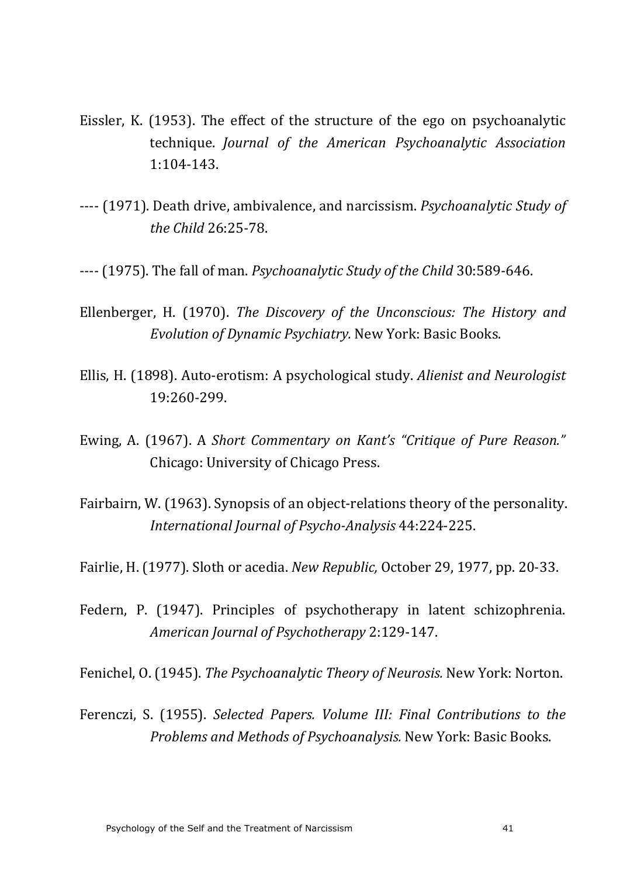Eissler, K. (1953). The effect of the structure of the ego on psychoanalytic technique. *Journal of the American Psychoanalytic Association* 1:104-143.

---- (1971). Death drive, ambivalence, and narcissism. *Psychoanalytic Study of the Child* 26:25-78.

---- (1975). The fall of man. *Psychoanalytic Study of the Child* 30:589-646.

Ellenberger, H. (1970). *The Discovery of the Unconscious: The History and Evolution of Dynamic Psychiatry.* New York: Basic Books.

Ellis, H. (1898). Auto-erotism: A psychological study. *Alienist and Neurologist* 19:260-299.

Ewing, A. (1967). A *Short Commentary on Kant's "Critique of Pure Reason."* Chicago: University of Chicago Press.

Fairbairn, W. (1963). Synopsis of an object-relations theory of the personality. *International Journal of Psycho-Analysis* 44:224-225.

Fairlie, H. (1977). Sloth or acedia. *New Republic,* October 29, 1977, pp. 20-33.

Federn, P. (1947). Principles of psychotherapy in latent schizophrenia. *American Journal of Psychotherapy* 2:129-147.

Fenichel, O. (1945). *The Psychoanalytic Theory of Neurosis.* New York: Norton.

Ferenczi, S. (1955). *Selected Papers. Volume III: Final Contributions to the Problems and Methods of Psychoanalysis.* New York: Basic Books.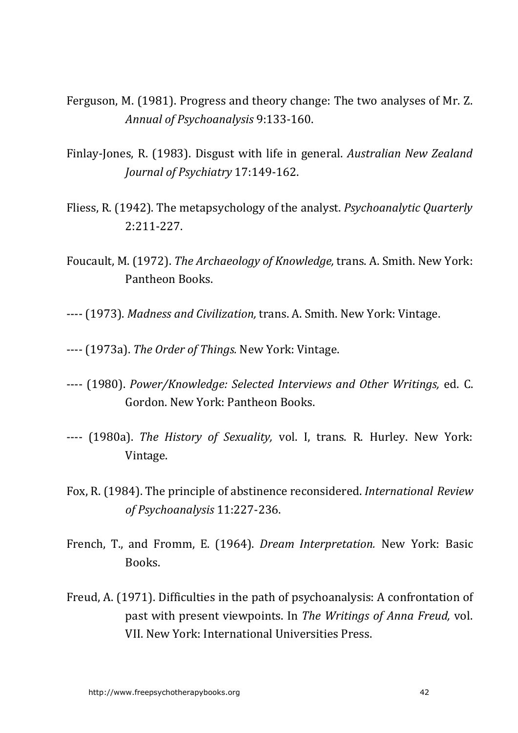Ferguson, M. (1981). Progress and theory change: The two analyses of Mr. Z. *Annual of Psychoanalysis* 9:133-160.

Finlay-Jones, R. (1983). Disgust with life in general. *Australian New Zealand Journal of Psychiatry* 17:149-162.

Fliess, R. (1942). The metapsychology of the analyst. *Psychoanalytic Quarterly* 2:211-227.

Foucault, M. (1972). *The Archaeology of Knowledge,* trans. A. Smith. New York: Pantheon Books.

---- (1973). *Madness and Civilization,* trans. A. Smith. New York: Vintage.

---- (1973a). *The Order of Things.* New York: Vintage.

---- (1980). *Power/Knowledge: Selected Interviews and Other Writings,* ed. C. Gordon. New York: Pantheon Books.

---- (1980a). *The History of Sexuality,* vol. I, trans. R. Hurley. New York: Vintage.

Fox, R. (1984). The principle of abstinence reconsidered. *International Review of Psychoanalysis* 11:227-236.

French, T., and Fromm, E. (1964). *Dream Interpretation.* New York: Basic Books.

Freud, A. (1971). Difficulties in the path of psychoanalysis: A confrontation of past with present viewpoints. In *The Writings of Anna Freud,* vol. VII. New York: International Universities Press.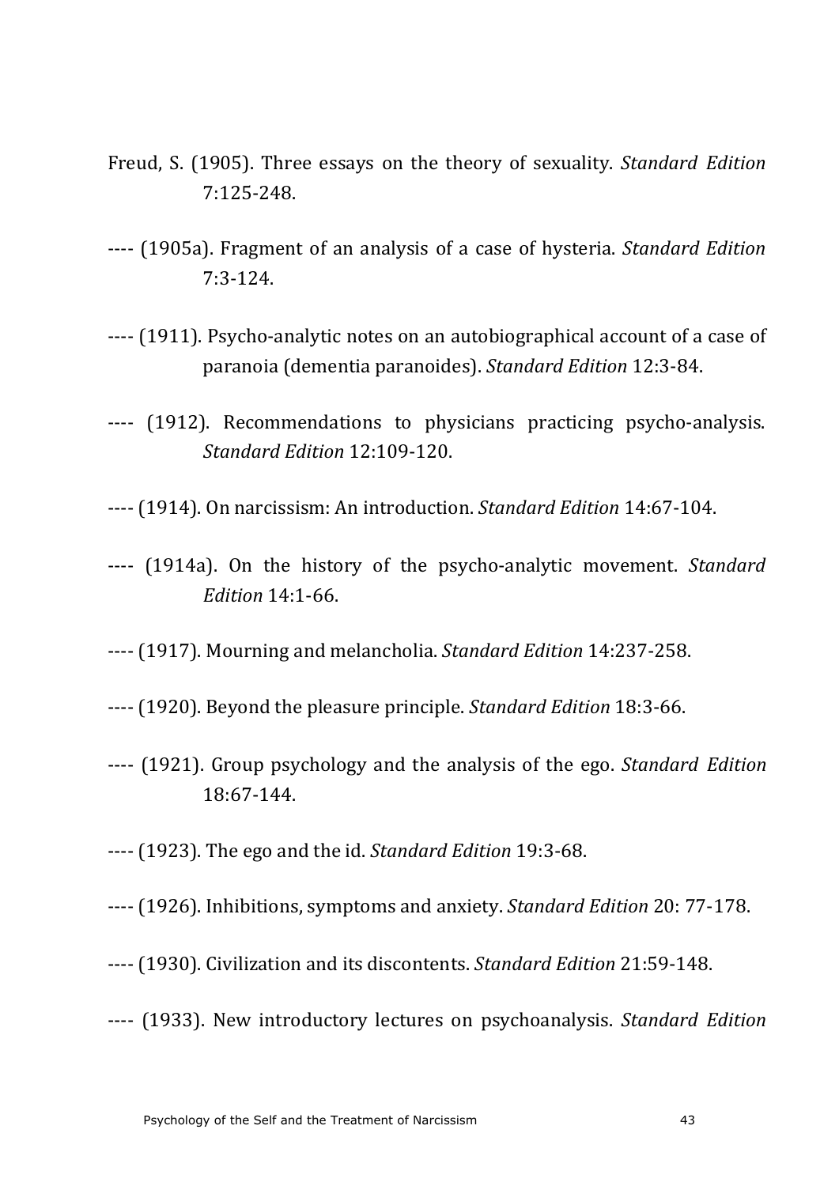Freud, S. (1905). Three essays on the theory of sexuality. *Standard Edition* 7:125-248.

---- (1905a). Fragment of an analysis of a case of hysteria. *Standard Edition* 7:3-124.

---- (1911). Psycho-analytic notes on an autobiographical account of a case of paranoia (dementia paranoides). *Standard Edition* 12:3-84.

---- (1912). Recommendations to physicians practicing psycho-analysis. *Standard Edition* 12:109-120.

---- (1914). On narcissism: An introduction. *Standard Edition* 14:67-104.

---- (1914a). On the history of the psycho-analytic movement. *Standard Edition* 14:1-66.

---- (1917). Mourning and melancholia. *Standard Edition* 14:237-258.

---- (1920). Beyond the pleasure principle. *Standard Edition* 18:3-66.

---- (1921). Group psychology and the analysis of the ego. *Standard Edition* 18:67-144.

---- (1923). The ego and the id. *Standard Edition* 19:3-68.

---- (1926). Inhibitions, symptoms and anxiety. *Standard Edition* 20: 77-178.

---- (1930). Civilization and its discontents. *Standard Edition* 21:59-148.

---- (1933). New introductory lectures on psychoanalysis. *Standard Edition*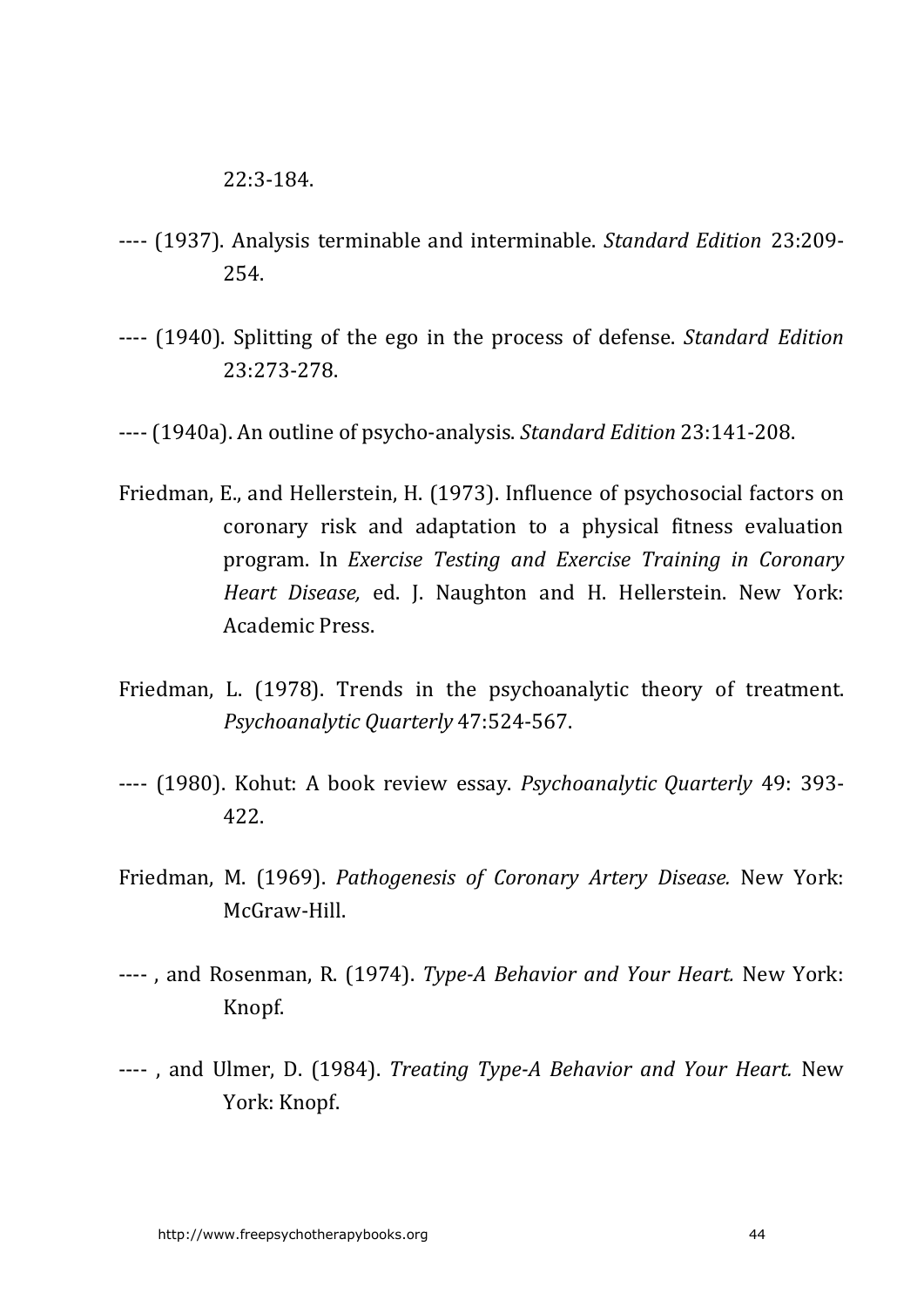22:3-184.

---- (1937). Analysis terminable and interminable. *Standard Edition* 23:209-254.

---- (1940). Splitting of the ego in the process of defense. *Standard Edition* 23:273-278.

---- (1940a). An outline of psycho-analysis. *Standard Edition* 23:141-208.

Friedman, E., and Hellerstein, H. (1973). Influence of psychosocial factors on coronary risk and adaptation to a physical fitness evaluation program. In *Exercise Testing and Exercise Training in Coronary Heart Disease,* ed. J. Naughton and H. Hellerstein. New York: Academic Press.

Friedman, L. (1978). Trends in the psychoanalytic theory of treatment. *Psychoanalytic Quarterly* 47:524-567.

---- (1980). Kohut: A book review essay. *Psychoanalytic Quarterly* 49: 393-422.

Friedman, M. (1969). *Pathogenesis of Coronary Artery Disease.* New York: McGraw-Hill.

---- , and Rosenman, R. (1974). *Type-A Behavior and Your Heart.* New York: Knopf.

---- , and Ulmer, D. (1984). *Treating Type-A Behavior and Your Heart.* New York: Knopf.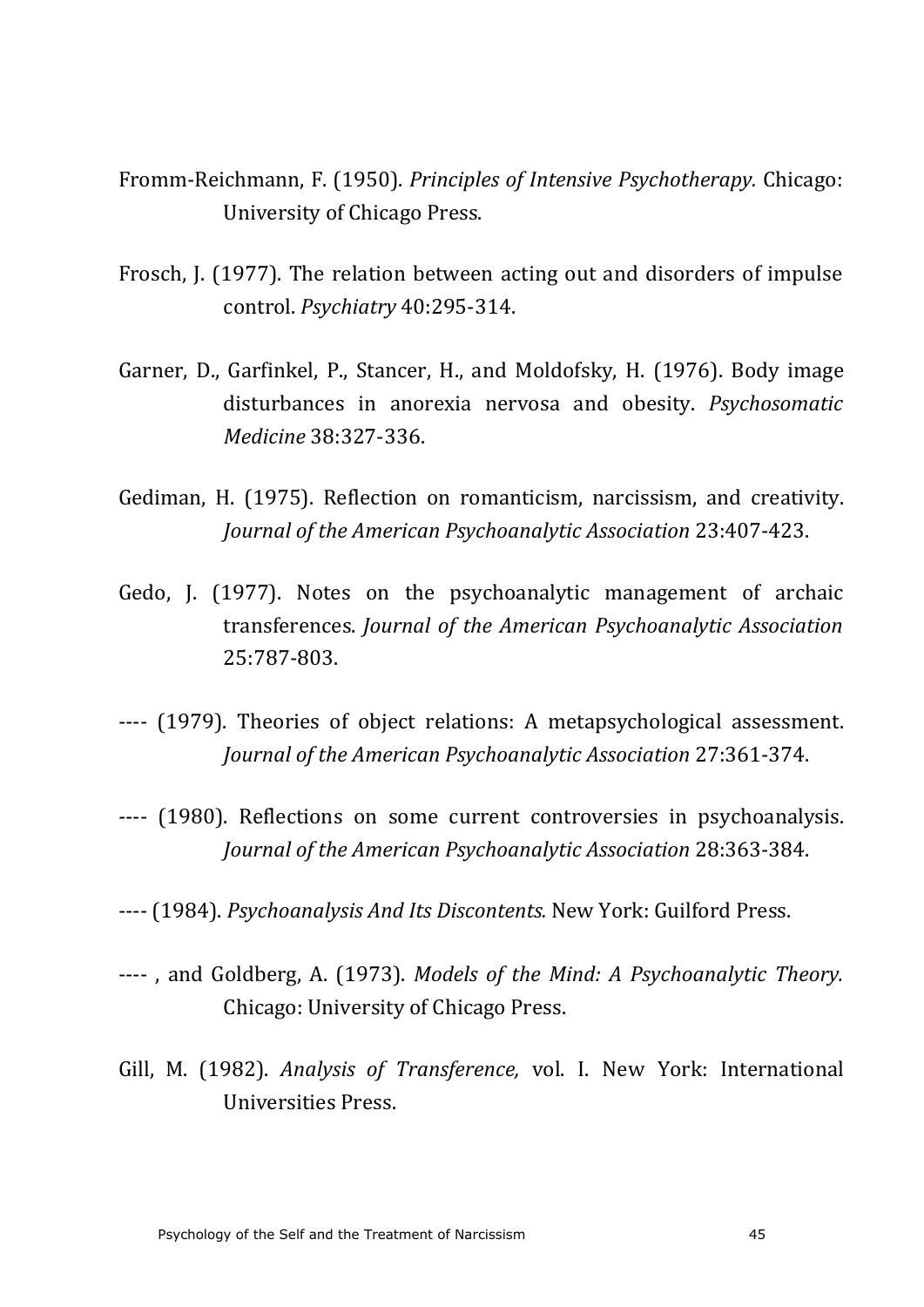Fromm-Reichmann, F. (1950). *Principles of Intensive Psychotherapy.* Chicago: University of Chicago Press.

Frosch, J. (1977). The relation between acting out and disorders of impulse control. *Psychiatry* 40:295-314.

Garner, D., Garfinkel, P., Stancer, H., and Moldofsky, H. (1976). Body image disturbances in anorexia nervosa and obesity. *Psychosomatic Medicine* 38:327-336.

Gediman, H. (1975). Reflection on romanticism, narcissism, and creativity. *Journal of the American Psychoanalytic Association* 23:407-423.

Gedo, J. (1977). Notes on the psychoanalytic management of archaic transferences. *Journal of the American Psychoanalytic Association* 25:787-803.

---- (1979). Theories of object relations: A metapsychological assessment. *Journal of the American Psychoanalytic Association* 27:361-374.

---- (1980). Reflections on some current controversies in psychoanalysis. *Journal of the American Psychoanalytic Association* 28:363-384.

---- (1984). *Psychoanalysis And Its Discontents.* New York: Guilford Press.

---- , and Goldberg, A. (1973). *Models of the Mind: A Psychoanalytic Theory.* Chicago: University of Chicago Press.

Gill, M. (1982). *Analysis of Transference,* vol. I. New York: International Universities Press.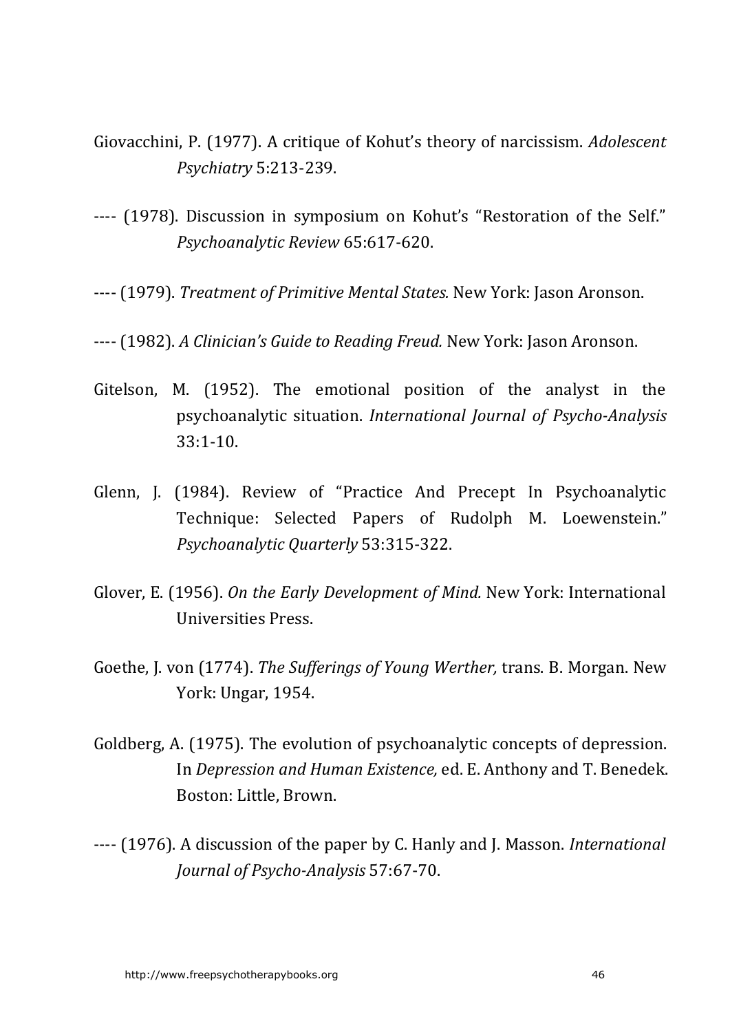Giovacchini, P. (1977). A critique of Kohut's theory of narcissism. *Adolescent Psychiatry* 5:213-239.

---- (1978). Discussion in symposium on Kohut's "Restoration of the Self." *Psychoanalytic Review* 65:617-620.

---- (1979). *Treatment of Primitive Mental States.* New York: Jason Aronson.

---- (1982). *A Clinician's Guide to Reading Freud.* New York: Jason Aronson.

Gitelson, M. (1952). The emotional position of the analyst in the psychoanalytic situation. *International Journal of Psycho-Analysis* 33:1-10.

Glenn, J. (1984). Review of "Practice And Precept In Psychoanalytic Technique: Selected Papers of Rudolph M. Loewenstein." *Psychoanalytic Quarterly* 53:315-322.

Glover, E. (1956). *On the Early Development of Mind.* New York: International Universities Press.

Goethe, J. von (1774). *The Sufferings of Young Werther,* trans. B. Morgan. New York: Ungar, 1954.

Goldberg, A. (1975). The evolution of psychoanalytic concepts of depression. In *Depression and Human Existence,* ed. E. Anthony and T. Benedek. Boston: Little, Brown.

---- (1976). A discussion of the paper by C. Hanly and J. Masson. *International Journal of Psycho-Analysis* 57:67-70.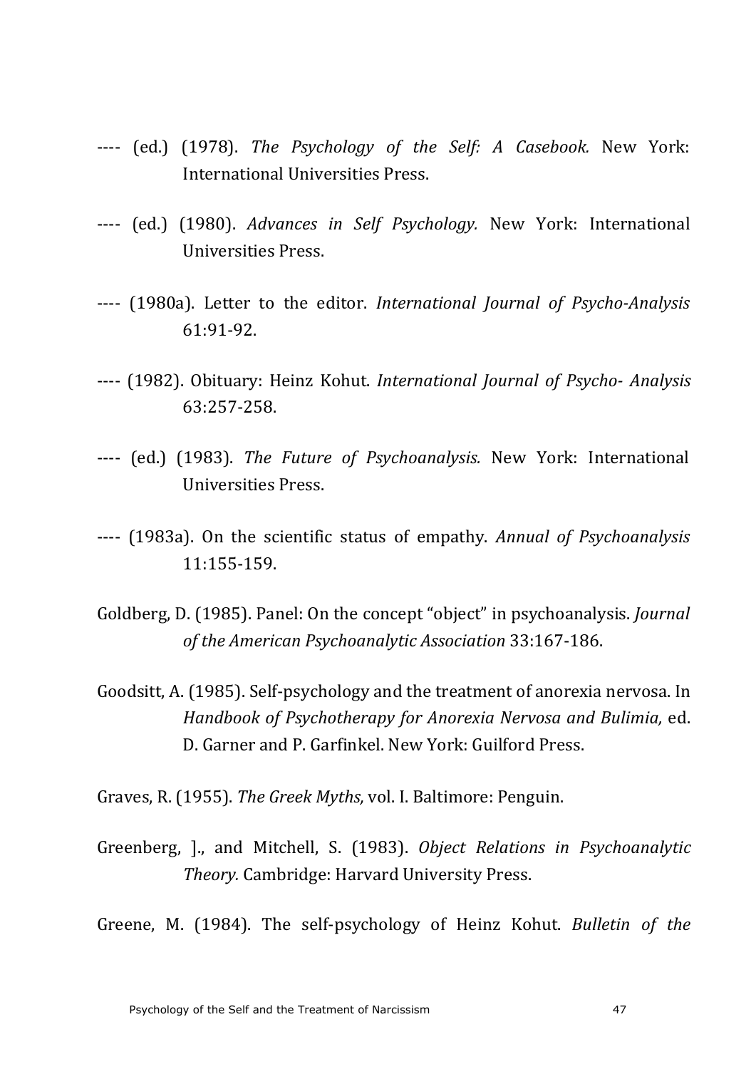---- (ed.) (1978). *The Psychology of the Self: A Casebook.* New York: International Universities Press.

---- (ed.) (1980). *Advances in Self Psychology.* New York: International Universities Press.

---- (1980a). Letter to the editor. *International Journal of Psycho-Analysis* 61:91-92.

---- (1982). Obituary: Heinz Kohut. *International Journal of Psycho- Analysis* 63:257-258.

---- (ed.) (1983). *The Future of Psychoanalysis.* New York: International Universities Press.

---- (1983a). On the scientific status of empathy. *Annual of Psychoanalysis* 11:155-159.

Goldberg, D. (1985). Panel: On the concept "object" in psychoanalysis. *Journal of the American Psychoanalytic Association* 33:167-186.

Goodsitt, A. (1985). Self-psychology and the treatment of anorexia nervosa. In *Handbook of Psychotherapy for Anorexia Nervosa and Bulimia,* ed. D. Garner and P. Garfinkel. New York: Guilford Press.

Graves, R. (1955). *The Greek Myths,* vol. I. Baltimore: Penguin.

Greenberg, ]., and Mitchell, S. (1983). *Object Relations in Psychoanalytic Theory.* Cambridge: Harvard University Press.

Greene, M. (1984). The self-psychology of Heinz Kohut. *Bulletin of the*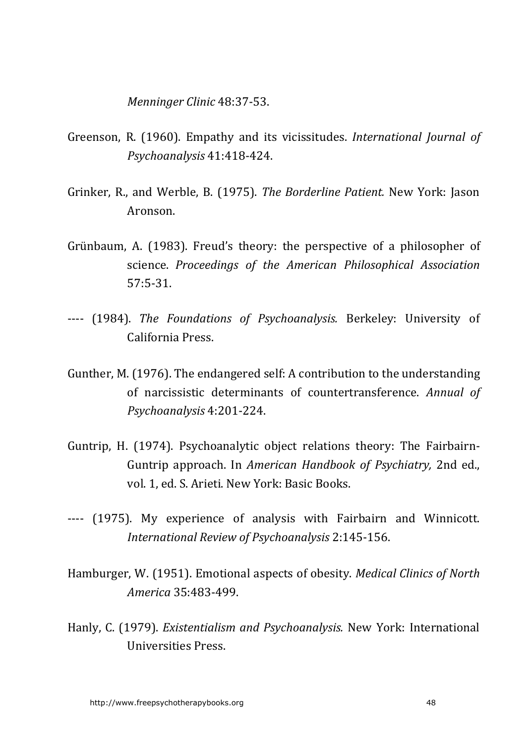*Menninger Clinic* 48:37-53.

Greenson, R. (1960). Empathy and its vicissitudes. *International Journal of Psychoanalysis* 41:418-424.

Grinker, R., and Werble, B. (1975). *The Borderline Patient.* New York: Jason Aronson.

Grünbaum, A. (1983). Freud's theory: the perspective of a philosopher of science. *Proceedings of the American Philosophical Association* 57:5-31.

---- (1984). *The Foundations of Psychoanalysis.* Berkeley: University of California Press.

Gunther, M. (1976). The endangered self: A contribution to the understanding of narcissistic determinants of countertransference. *Annual of Psychoanalysis* 4:201-224.

Guntrip, H. (1974). Psychoanalytic object relations theory: The Fairbairn-Guntrip approach. In *American Handbook of Psychiatry,* 2nd ed., vol. 1, ed. S. Arieti. New York: Basic Books.

---- (1975). My experience of analysis with Fairbairn and Winnicott. *International Review of Psychoanalysis* 2:145-156.

Hamburger, W. (1951). Emotional aspects of obesity. *Medical Clinics of North America* 35:483-499.

Hanly, C. (1979). *Existentialism and Psychoanalysis.* New York: International Universities Press.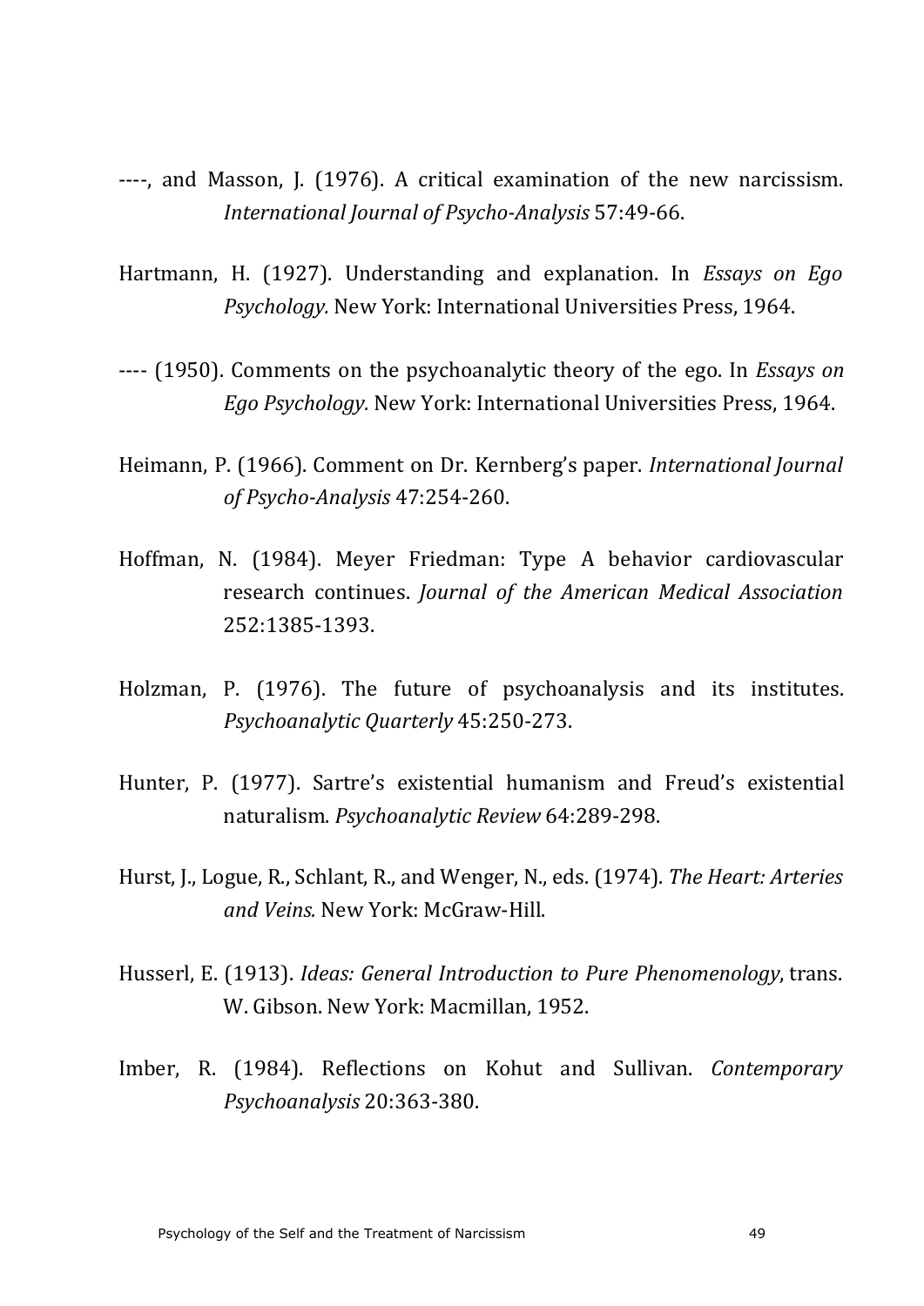----, and Masson, J. (1976). A critical examination of the new narcissism. *International Journal of Psycho-Analysis* 57:49-66.

Hartmann, H. (1927). Understanding and explanation. In *Essays on Ego Psychology.* New York: International Universities Press, 1964.

---- (1950). Comments on the psychoanalytic theory of the ego. In *Essays on Ego Psychology.* New York: International Universities Press, 1964.

Heimann, P. (1966). Comment on Dr. Kernberg's paper. *International Journal of Psycho-Analysis* 47:254-260.

Hoffman, N. (1984). Meyer Friedman: Type A behavior cardiovascular research continues. *Journal of the American Medical Association* 252:1385-1393.

Holzman, P. (1976). The future of psychoanalysis and its institutes. *Psychoanalytic Quarterly* 45:250-273.

Hunter, P. (1977). Sartre's existential humanism and Freud's existential naturalism. *Psychoanalytic Review* 64:289-298.

Hurst, J., Logue, R., Schlant, R., and Wenger, N., eds. (1974). *The Heart: Arteries and Veins.* New York: McGraw-Hill.

Husserl, E. (1913). *Ideas: General Introduction to Pure Phenomenology*, trans. W. Gibson. New York: Macmillan, 1952.

Imber, R. (1984). Reflections on Kohut and Sullivan. *Contemporary Psychoanalysis* 20:363-380.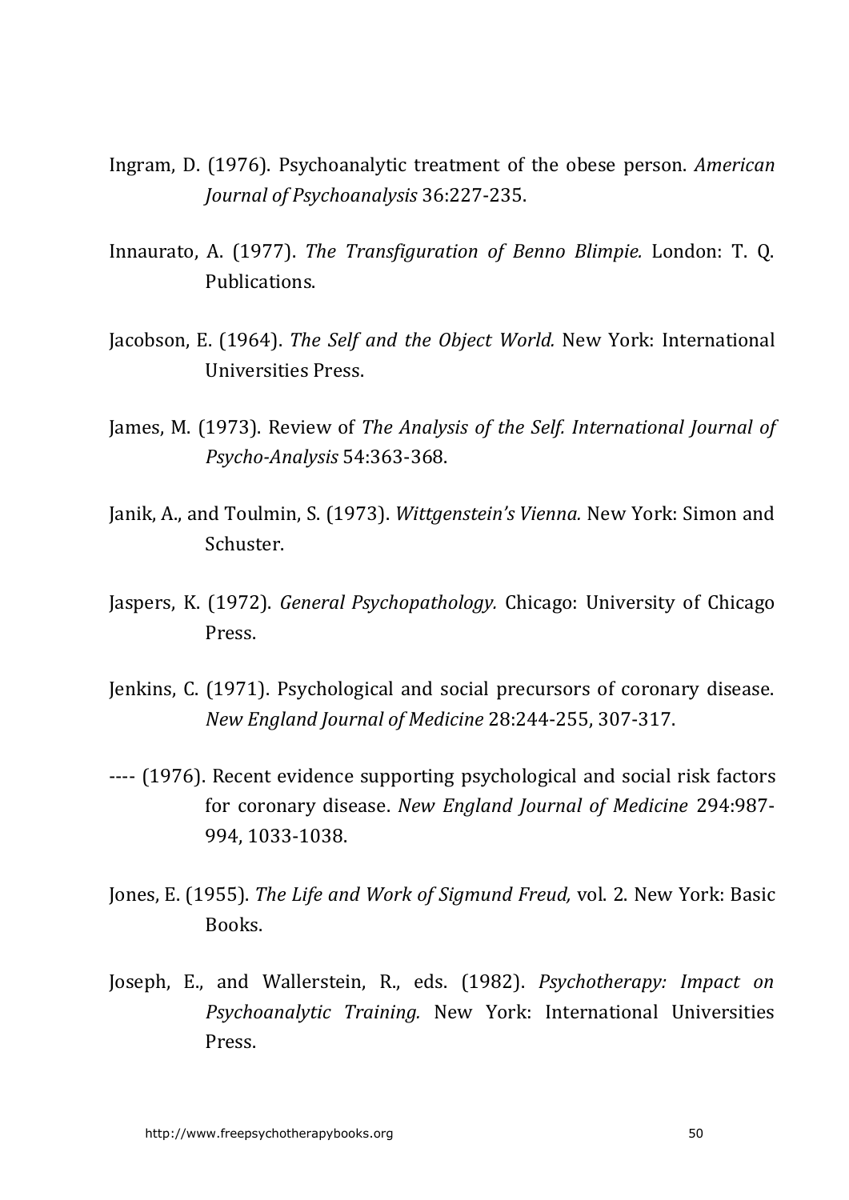Ingram, D. (1976). Psychoanalytic treatment of the obese person. *American Journal of Psychoanalysis* 36:227-235.

Innaurato, A. (1977). *The Transfiguration of Benno Blimpie.* London: T. Q. Publications.

Jacobson, E. (1964). *The Self and the Object World.* New York: International Universities Press.

James, M. (1973). Review of *The Analysis of the Self. International Journal of Psycho-Analysis* 54:363-368.

Janik, A., and Toulmin, S. (1973). *Wittgenstein's Vienna.* New York: Simon and Schuster.

Jaspers, K. (1972). *General Psychopathology.* Chicago: University of Chicago Press.

Jenkins, C. (1971). Psychological and social precursors of coronary disease. *New England Journal of Medicine* 28:244-255, 307-317.

---- (1976). Recent evidence supporting psychological and social risk factors for coronary disease. *New England Journal of Medicine* 294:987-994, 1033-1038.

Jones, E. (1955). *The Life and Work of Sigmund Freud,* vol. 2. New York: Basic Books.

Joseph, E., and Wallerstein, R., eds. (1982). *Psychotherapy: Impact on Psychoanalytic Training.* New York: International Universities Press.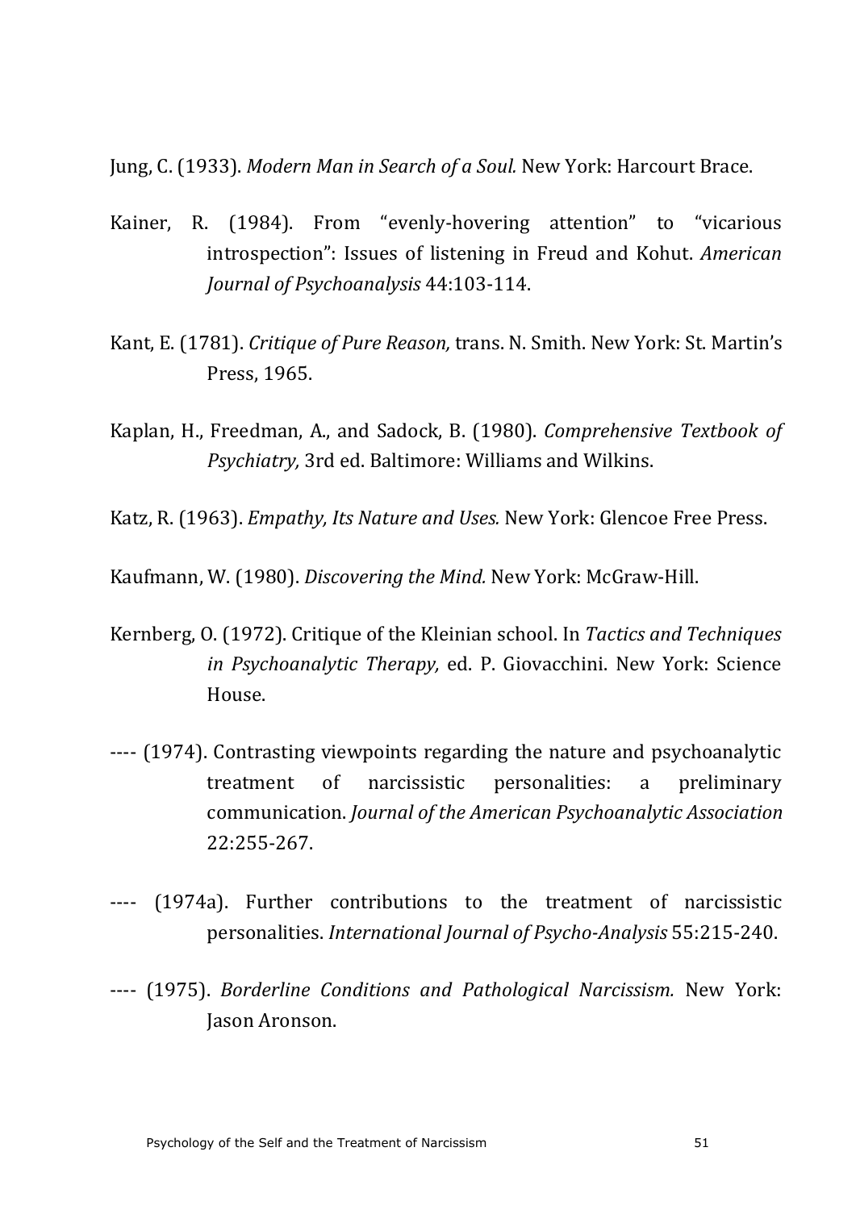Jung, C. (1933). *Modern Man in Search of a Soul.* New York: Harcourt Brace.

Kainer, R. (1984). From "evenly-hovering attention" to "vicarious introspection": Issues of listening in Freud and Kohut. *American Journal of Psychoanalysis* 44:103-114.

Kant, E. (1781). *Critique of Pure Reason,* trans. N. Smith. New York: St. Martin's Press, 1965.

Kaplan, H., Freedman, A., and Sadock, B. (1980). *Comprehensive Textbook of Psychiatry,* 3rd ed. Baltimore: Williams and Wilkins.

Katz, R. (1963). *Empathy, Its Nature and Uses.* New York: Glencoe Free Press.

Kaufmann, W. (1980). *Discovering the Mind.* New York: McGraw-Hill.

Kernberg, O. (1972). Critique of the Kleinian school. In *Tactics and Techniques in Psychoanalytic Therapy,* ed. P. Giovacchini. New York: Science House.

---- (1974). Contrasting viewpoints regarding the nature and psychoanalytic treatment of narcissistic personalities: a preliminary communication. *Journal of the American Psychoanalytic Association* 22:255-267.

---- (1974a). Further contributions to the treatment of narcissistic personalities. *International Journal of Psycho-Analysis* 55:215-240.

---- (1975). *Borderline Conditions and Pathological Narcissism.* New York: Jason Aronson.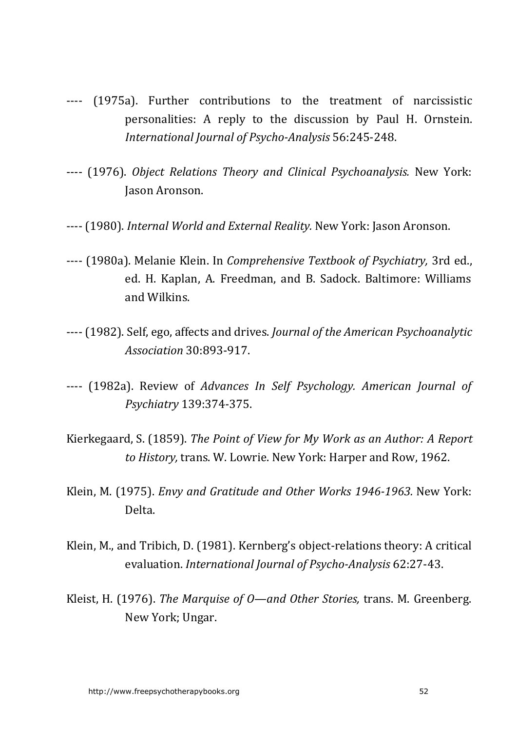---- (1975a). Further contributions to the treatment of narcissistic personalities: A reply to the discussion by Paul H. Ornstein. *International Journal of Psycho-Analysis* 56:245-248.

---- (1976). *Object Relations Theory and Clinical Psychoanalysis.* New York: Jason Aronson.

---- (1980). *Internal World and External Reality.* New York: Jason Aronson.

---- (1980a). Melanie Klein. In *Comprehensive Textbook of Psychiatry,* 3rd ed., ed. H. Kaplan, A. Freedman, and B. Sadock. Baltimore: Williams and Wilkins.

---- (1982). Self, ego, affects and drives. *Journal of the American Psychoanalytic Association* 30:893-917.

---- (1982a). Review of *Advances In Self Psychology. American Journal of Psychiatry* 139:374-375.

Kierkegaard, S. (1859). *The Point of View for My Work as an Author: A Report to History,* trans. W. Lowrie. New York: Harper and Row, 1962.

Klein, M. (1975). *Envy and Gratitude and Other Works 1946-1963.* New York: Delta.

Klein, M., and Tribich, D. (1981). Kernberg's object-relations theory: A critical evaluation. *International Journal of Psycho-Analysis* 62:27-43.

Kleist, H. (1976). *The Marquise of O—and Other Stories,* trans. M. Greenberg. New York; Ungar.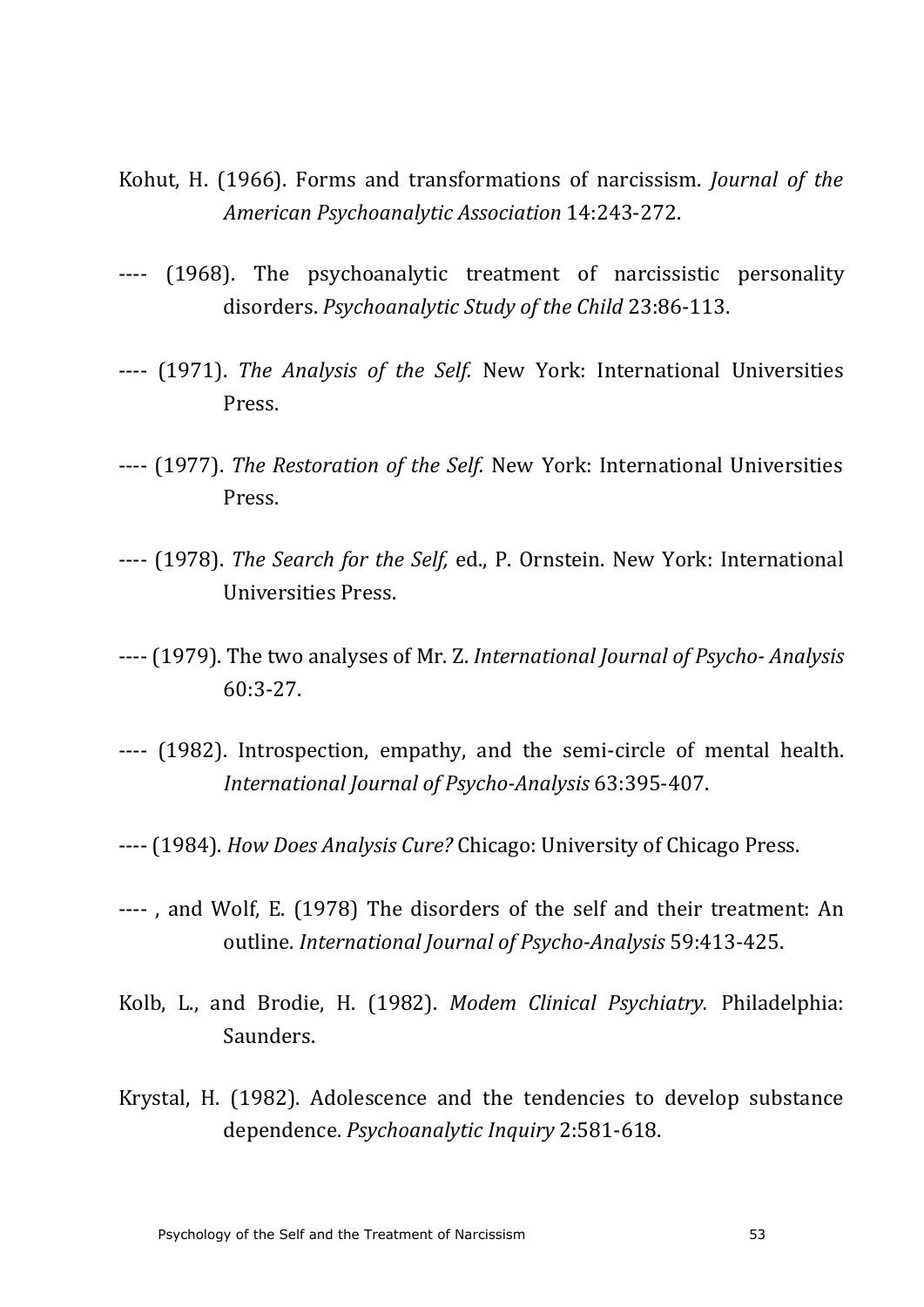Kohut, H. (1966). Forms and transformations of narcissism. *Journal of the American Psychoanalytic Association* 14:243-272.

---- (1968). The psychoanalytic treatment of narcissistic personality disorders. *Psychoanalytic Study of the Child* 23:86-113.

---- (1971). *The Analysis of the Self.* New York: International Universities Press.

---- (1977). *The Restoration of the Self.* New York: International Universities Press.

---- (1978). *The Search for the Self,* ed., P. Ornstein. New York: International Universities Press.

---- (1979). The two analyses of Mr. Z. *International Journal of Psycho- Analysis* 60:3-27.

---- (1982). Introspection, empathy, and the semi-circle of mental health. *International Journal of Psycho-Analysis* 63:395-407.

---- (1984). *How Does Analysis Cure?* Chicago: University of Chicago Press.

---- , and Wolf, E. (1978) The disorders of the self and their treatment: An outline. *International Journal of Psycho-Analysis* 59:413-425.

Kolb, L., and Brodie, H. (1982). *Modem Clinical Psychiatry.* Philadelphia: Saunders.

Krystal, H. (1982). Adolescence and the tendencies to develop substance dependence. *Psychoanalytic Inquiry* 2:581-618.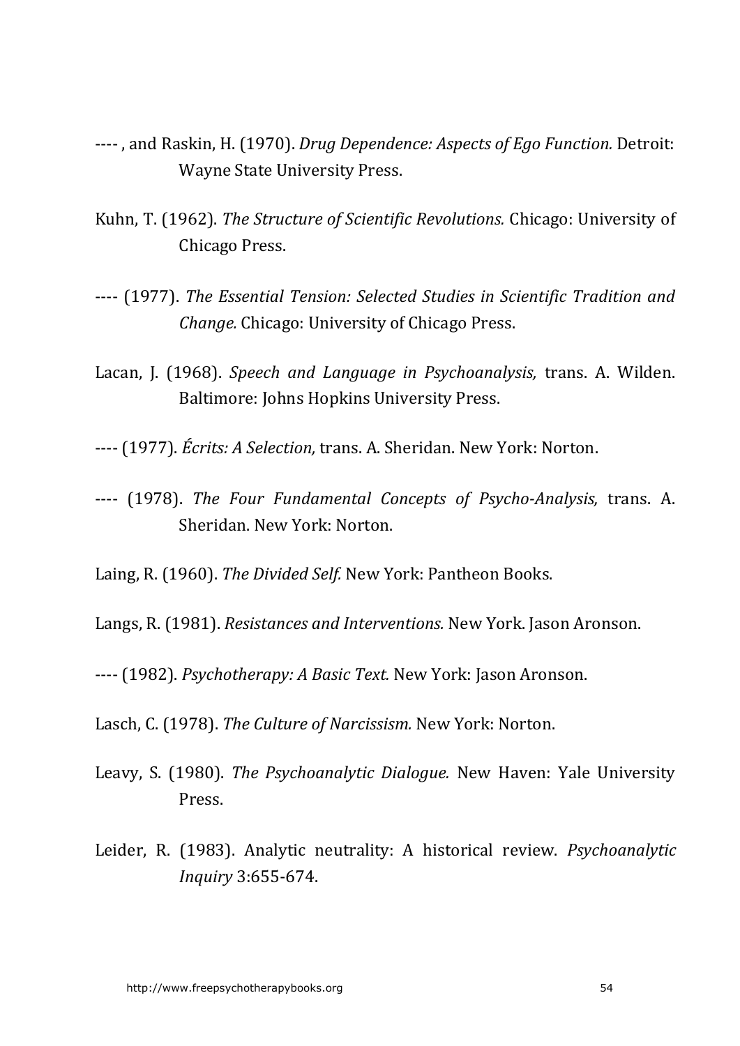---- , and Raskin, H. (1970). *Drug Dependence: Aspects of Ego Function.* Detroit: Wayne State University Press.

Kuhn, T. (1962). *The Structure of Scientific Revolutions.* Chicago: University of Chicago Press.

---- (1977). *The Essential Tension: Selected Studies in Scientific Tradition and Change.* Chicago: University of Chicago Press.

Lacan, J. (1968). *Speech and Language in Psychoanalysis,* trans. A. Wilden. Baltimore: Johns Hopkins University Press.

---- (1977). *Écrits: A Selection,* trans. A. Sheridan. New York: Norton.

---- (1978). *The Four Fundamental Concepts of Psycho-Analysis,* trans. A. Sheridan. New York: Norton.

Laing, R. (1960). *The Divided Self.* New York: Pantheon Books.

Langs, R. (1981). *Resistances and Interventions.* New York. Jason Aronson.

---- (1982). *Psychotherapy: A Basic Text.* New York: Jason Aronson.

Lasch, C. (1978). *The Culture of Narcissism.* New York: Norton.

Leavy, S. (1980). *The Psychoanalytic Dialogue.* New Haven: Yale University Press.

Leider, R. (1983). Analytic neutrality: A historical review. *Psychoanalytic Inquiry* 3:655-674.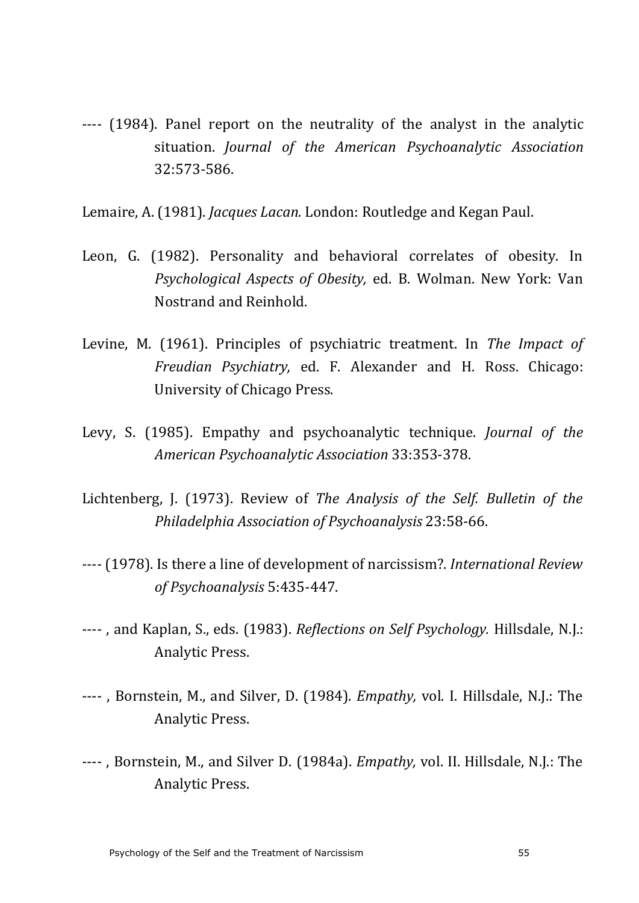---- (1984). Panel report on the neutrality of the analyst in the analytic situation. *Journal of the American Psychoanalytic Association* 32:573-586.

Lemaire, A. (1981). *Jacques Lacan.* London: Routledge and Kegan Paul.

Leon, G. (1982). Personality and behavioral correlates of obesity. In *Psychological Aspects of Obesity,* ed. B. Wolman. New York: Van Nostrand and Reinhold.

Levine, M. (1961). Principles of psychiatric treatment. In *The Impact of Freudian Psychiatry,* ed. F. Alexander and H. Ross. Chicago: University of Chicago Press.

Levy, S. (1985). Empathy and psychoanalytic technique. *Journal of the American Psychoanalytic Association* 33:353-378.

Lichtenberg, J. (1973). Review of *The Analysis of the Self. Bulletin of the Philadelphia Association of Psychoanalysis* 23:58-66.

---- (1978). Is there a line of development of narcissism?. *International Review of Psychoanalysis* 5:435-447.

---- , and Kaplan, S., eds. (1983). *Reflections on Self Psychology.* Hillsdale, N.J.: Analytic Press.

---- , Bornstein, M., and Silver, D. (1984). *Empathy,* vol. I. Hillsdale, N.J.: The Analytic Press.

---- , Bornstein, M., and Silver D. (1984a). *Empathy,* vol. II. Hillsdale, N.J.: The Analytic Press.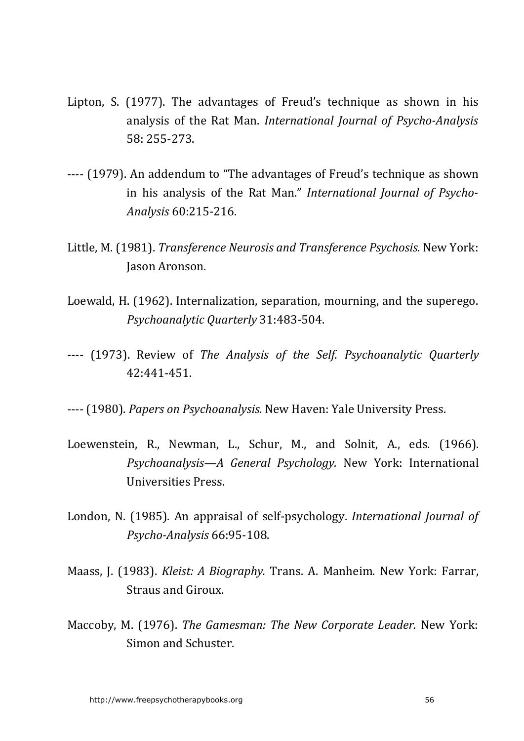Lipton, S. (1977). The advantages of Freud's technique as shown in his analysis of the Rat Man. *International Journal of Psycho-Analysis* 58: 255-273.

---- (1979). An addendum to "The advantages of Freud's technique as shown in his analysis of the Rat Man." *International Journal of Psycho-Analysis* 60:215-216.

Little, M. (1981). *Transference Neurosis and Transference Psychosis.* New York: Jason Aronson.

Loewald, H. (1962). Internalization, separation, mourning, and the superego. *Psychoanalytic Quarterly* 31:483-504.

---- (1973). Review of *The Analysis of the Self. Psychoanalytic Quarterly* 42:441-451.

---- (1980). *Papers on Psychoanalysis.* New Haven: Yale University Press.

Loewenstein, R., Newman, L., Schur, M., and Solnit, A., eds. (1966). *Psychoanalysis—A General Psychology.* New York: International Universities Press.

London, N. (1985). An appraisal of self-psychology. *International Journal of Psycho-Analysis* 66:95-108.

Maass, J. (1983). *Kleist: A Biography.* Trans. A. Manheim. New York: Farrar, Straus and Giroux.

Maccoby, M. (1976). *The Gamesman: The New Corporate Leader.* New York: Simon and Schuster.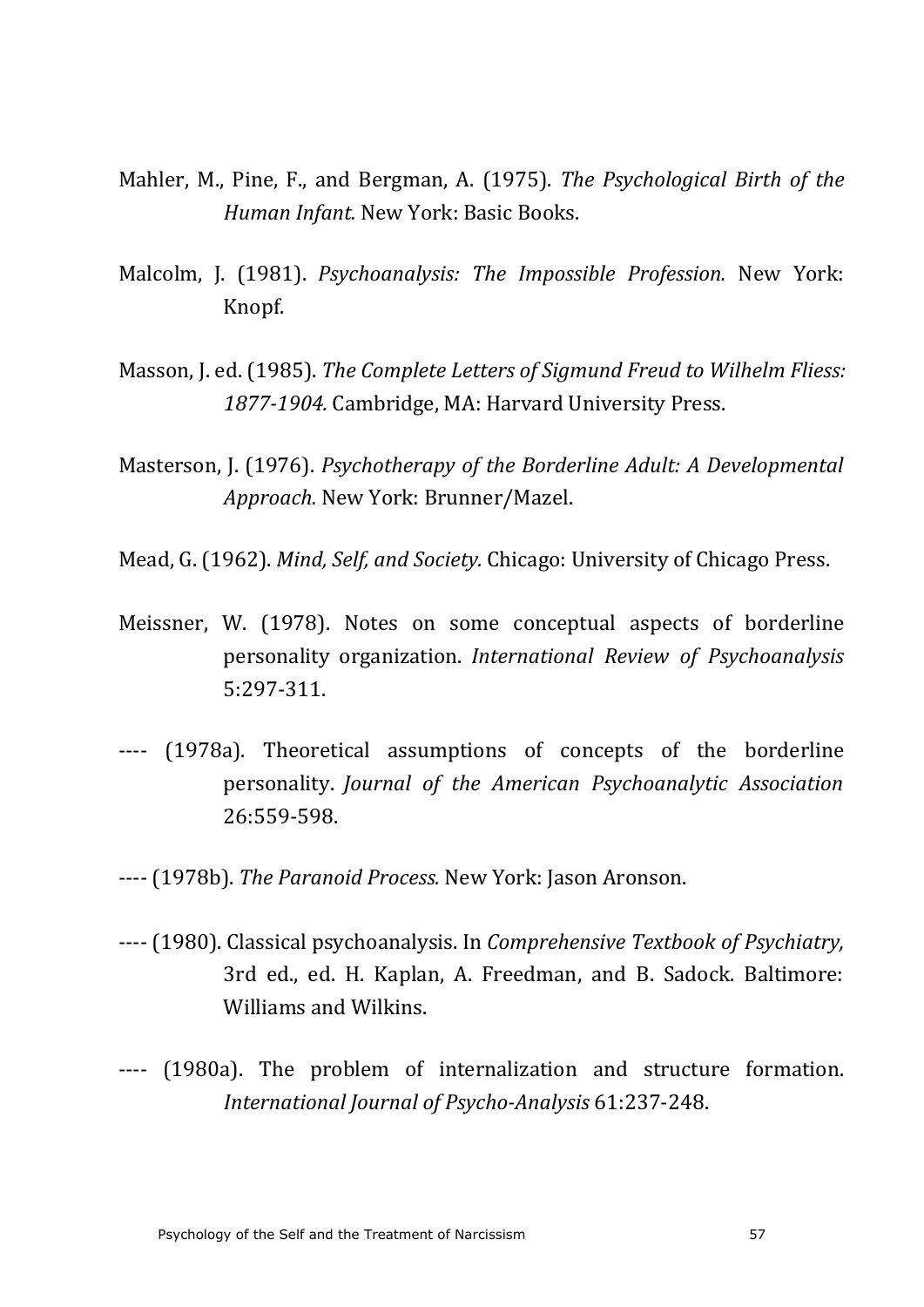Mahler, M., Pine, F., and Bergman, A. (1975). *The Psychological Birth of the Human Infant.* New York: Basic Books.

Malcolm, J. (1981). *Psychoanalysis: The Impossible Profession.* New York: Knopf.

Masson, J. ed. (1985). *The Complete Letters of Sigmund Freud to Wilhelm Fliess: 1877-1904.* Cambridge, MA: Harvard University Press.

Masterson, J. (1976). *Psychotherapy of the Borderline Adult: A Developmental Approach.* New York: Brunner/Mazel.

Mead, G. (1962). *Mind, Self, and Society.* Chicago: University of Chicago Press.

Meissner, W. (1978). Notes on some conceptual aspects of borderline personality organization. *International Review of Psychoanalysis* 5:297-311.

---- (1978a). Theoretical assumptions of concepts of the borderline personality. *Journal of the American Psychoanalytic Association* 26:559-598.

---- (1978b). *The Paranoid Process.* New York: Jason Aronson.

---- (1980). Classical psychoanalysis. In *Comprehensive Textbook of Psychiatry,* 3rd ed., ed. H. Kaplan, A. Freedman, and B. Sadock. Baltimore: Williams and Wilkins.

---- (1980a). The problem of internalization and structure formation. *International Journal of Psycho-Analysis* 61:237-248.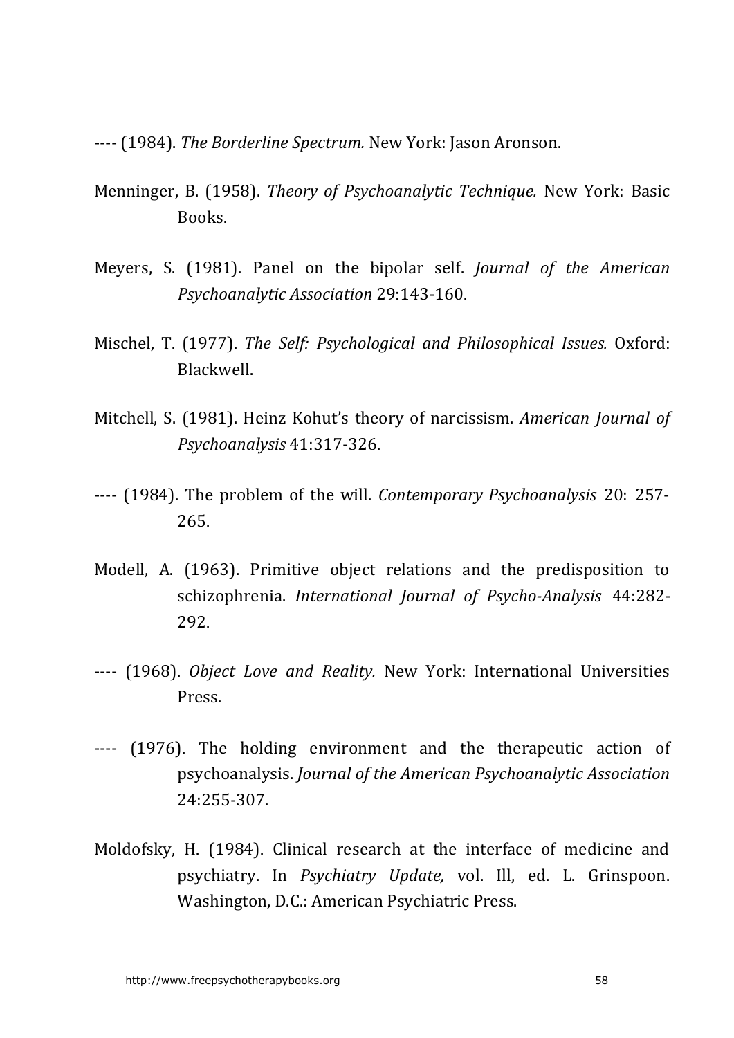---- (1984). *The Borderline Spectrum.* New York: Jason Aronson.

Menninger, B. (1958). *Theory of Psychoanalytic Technique.* New York: Basic Books.

Meyers, S. (1981). Panel on the bipolar self. *Journal of the American Psychoanalytic Association* 29:143-160.

Mischel, T. (1977). *The Self: Psychological and Philosophical Issues.* Oxford: Blackwell.

Mitchell, S. (1981). Heinz Kohut's theory of narcissism. *American Journal of Psychoanalysis* 41:317-326.

---- (1984). The problem of the will. *Contemporary Psychoanalysis* 20: 257-265.

Modell, A. (1963). Primitive object relations and the predisposition to schizophrenia. *International Journal of Psycho-Analysis* 44:282-292.

---- (1968). *Object Love and Reality.* New York: International Universities Press.

---- (1976). The holding environment and the therapeutic action of psychoanalysis. *Journal of the American Psychoanalytic Association* 24:255-307.

Moldofsky, H. (1984). Clinical research at the interface of medicine and psychiatry. In *Psychiatry Update,* vol. Ill, ed. L. Grinspoon. Washington, D.C.: American Psychiatric Press.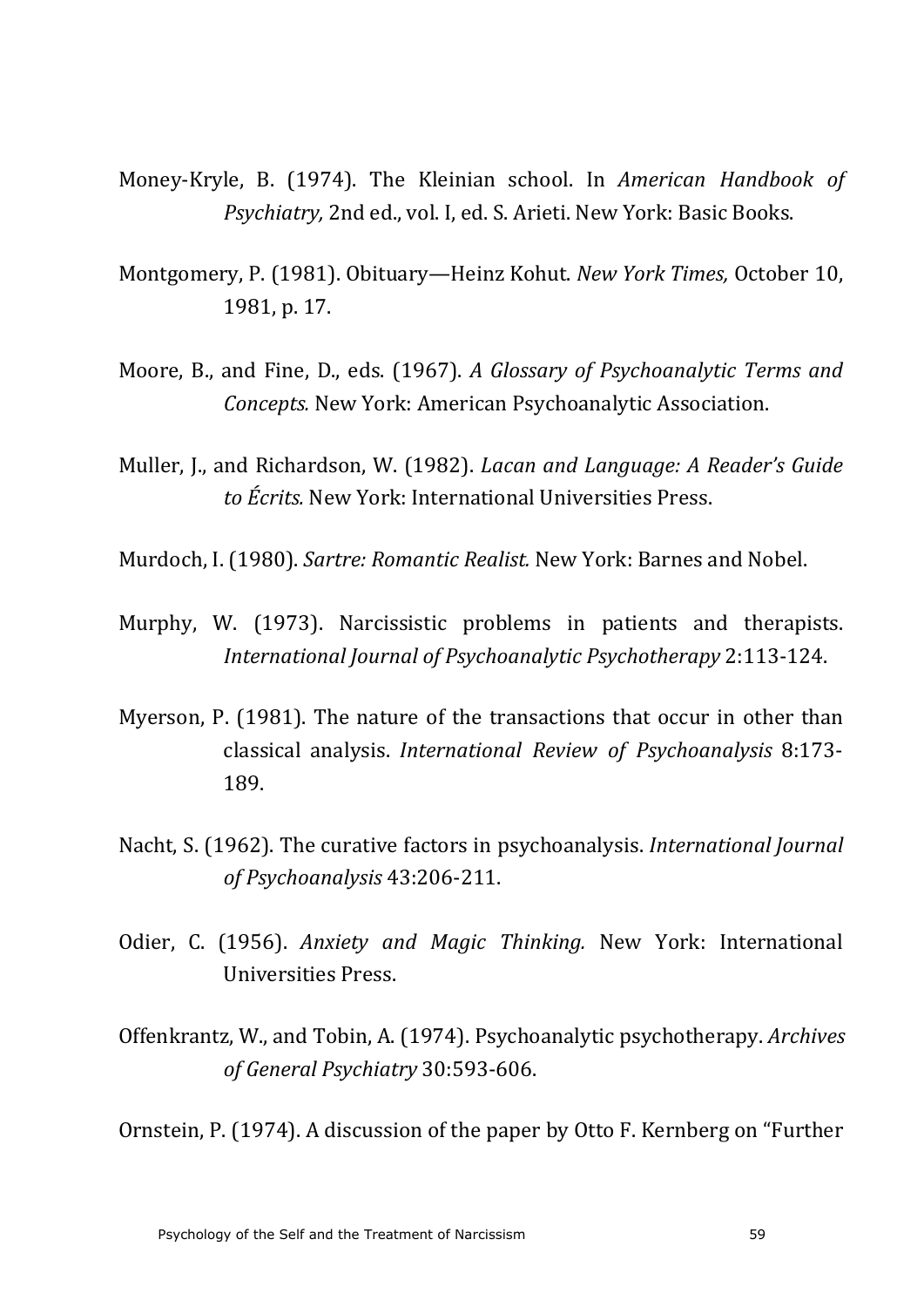Money-Kryle, B. (1974). The Kleinian school. In *American Handbook of Psychiatry,* 2nd ed., vol. I, ed. S. Arieti. New York: Basic Books.

Montgomery, P. (1981). Obituary—Heinz Kohut. *New York Times,* October 10, 1981, p. 17.

Moore, B., and Fine, D., eds. (1967). *A Glossary of Psychoanalytic Terms and Concepts.* New York: American Psychoanalytic Association.

Muller, J., and Richardson, W. (1982). *Lacan and Language: A Reader's Guide to Écrits.* New York: International Universities Press.

Murdoch, I. (1980). *Sartre: Romantic Realist.* New York: Barnes and Nobel.

Murphy, W. (1973). Narcissistic problems in patients and therapists. *International Journal of Psychoanalytic Psychotherapy* 2:113-124.

Myerson, P. (1981). The nature of the transactions that occur in other than classical analysis. *International Review of Psychoanalysis* 8:173-189.

Nacht, S. (1962). The curative factors in psychoanalysis. *International Journal of Psychoanalysis* 43:206-211.

Odier, C. (1956). *Anxiety and Magic Thinking.* New York: International Universities Press.

Offenkrantz, W., and Tobin, A. (1974). Psychoanalytic psychotherapy. *Archives of General Psychiatry* 30:593-606.

Ornstein, P. (1974). A discussion of the paper by Otto F. Kernberg on "Further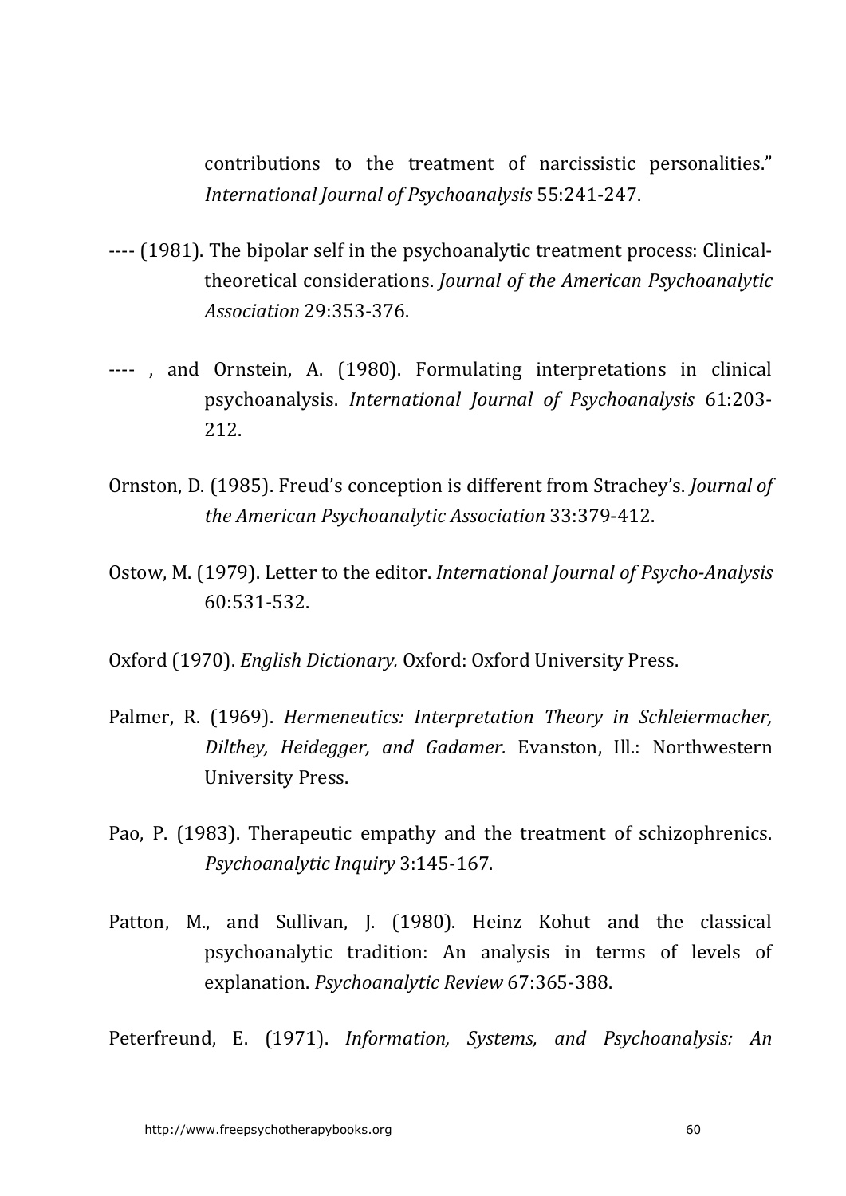contributions to the treatment of narcissistic personalities." *International Journal of Psychoanalysis* 55:241-247.

---- (1981). The bipolar self in the psychoanalytic treatment process: Clinical-theoretical considerations. *Journal of the American Psychoanalytic Association* 29:353-376.

---- , and Ornstein, A. (1980). Formulating interpretations in clinical psychoanalysis. *International Journal of Psychoanalysis* 61:203-212.

Ornston, D. (1985). Freud's conception is different from Strachey's. *Journal of the American Psychoanalytic Association* 33:379-412.

Ostow, M. (1979). Letter to the editor. *International Journal of Psycho-Analysis* 60:531-532.

Oxford (1970). *English Dictionary.* Oxford: Oxford University Press.

Palmer, R. (1969). *Hermeneutics: Interpretation Theory in Schleiermacher, Dilthey, Heidegger, and Gadamer.* Evanston, Ill.: Northwestern University Press.

Pao, P. (1983). Therapeutic empathy and the treatment of schizophrenics. *Psychoanalytic Inquiry* 3:145-167.

Patton, M., and Sullivan, J. (1980). Heinz Kohut and the classical psychoanalytic tradition: An analysis in terms of levels of explanation. *Psychoanalytic Review* 67:365-388.

Peterfreund, E. (1971). *Information, Systems, and Psychoanalysis: An*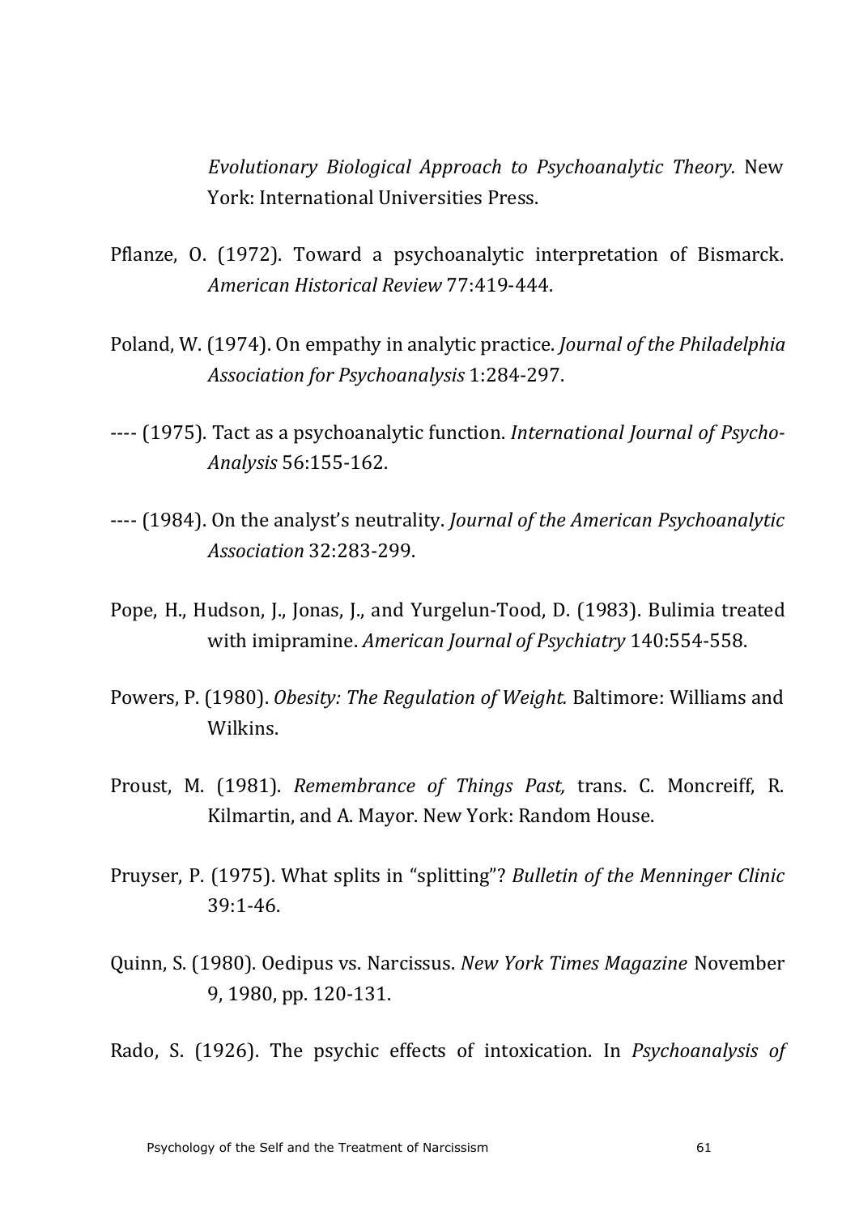*Evolutionary Biological Approach to Psychoanalytic Theory.* New York: International Universities Press.

Pflanze, O. (1972). Toward a psychoanalytic interpretation of Bismarck. *American Historical Review* 77:419-444.

Poland, W. (1974). On empathy in analytic practice. *Journal of the Philadelphia Association for Psychoanalysis* 1:284-297.

---- (1975). Tact as a psychoanalytic function. *International Journal of Psycho-Analysis* 56:155-162.

---- (1984). On the analyst's neutrality. *Journal of the American Psychoanalytic Association* 32:283-299.

Pope, H., Hudson, J., Jonas, J., and Yurgelun-Tood, D. (1983). Bulimia treated with imipramine. *American Journal of Psychiatry* 140:554-558.

Powers, P. (1980). *Obesity: The Regulation of Weight.* Baltimore: Williams and Wilkins.

Proust, M. (1981). *Remembrance of Things Past,* trans. C. Moncreiff, R. Kilmartin, and A. Mayor. New York: Random House.

Pruyser, P. (1975). What splits in "splitting"? *Bulletin of the Menninger Clinic* 39:1-46.

Quinn, S. (1980). Oedipus vs. Narcissus. *New York Times Magazine* November 9, 1980, pp. 120-131.

Rado, S. (1926). The psychic effects of intoxication. In *Psychoanalysis of*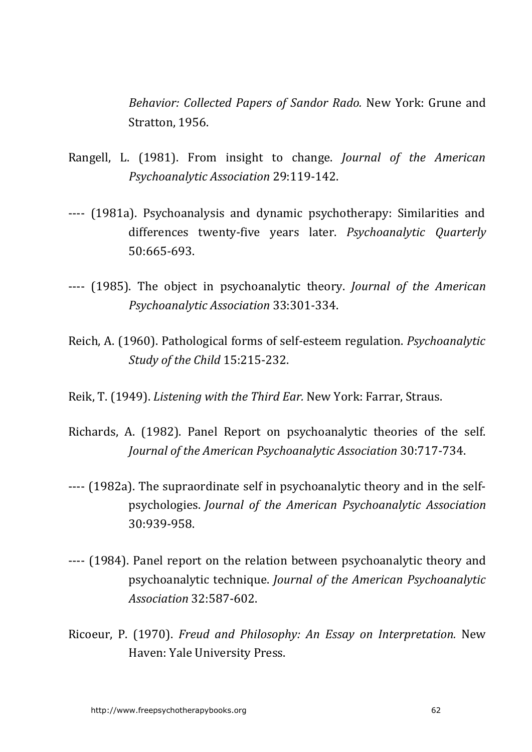*Behavior: Collected Papers of Sandor Rado.* New York: Grune and Stratton, 1956.

Rangell, L. (1981). From insight to change. *Journal of the American Psychoanalytic Association* 29:119-142.

---- (1981a). Psychoanalysis and dynamic psychotherapy: Similarities and differences twenty-five years later. *Psychoanalytic Quarterly* 50:665-693.

---- (1985). The object in psychoanalytic theory. *Journal of the American Psychoanalytic Association* 33:301-334.

Reich, A. (1960). Pathological forms of self-esteem regulation. *Psychoanalytic Study of the Child* 15:215-232.

Reik, T. (1949). *Listening with the Third Ear.* New York: Farrar, Straus.

Richards, A. (1982). Panel Report on psychoanalytic theories of the self. *Journal of the American Psychoanalytic Association* 30:717-734.

---- (1982a). The supraordinate self in psychoanalytic theory and in the self-psychologies. *Journal of the American Psychoanalytic Association* 30:939-958.

---- (1984). Panel report on the relation between psychoanalytic theory and psychoanalytic technique. *Journal of the American Psychoanalytic Association* 32:587-602.

Ricoeur, P. (1970). *Freud and Philosophy: An Essay on Interpretation.* New Haven: Yale University Press.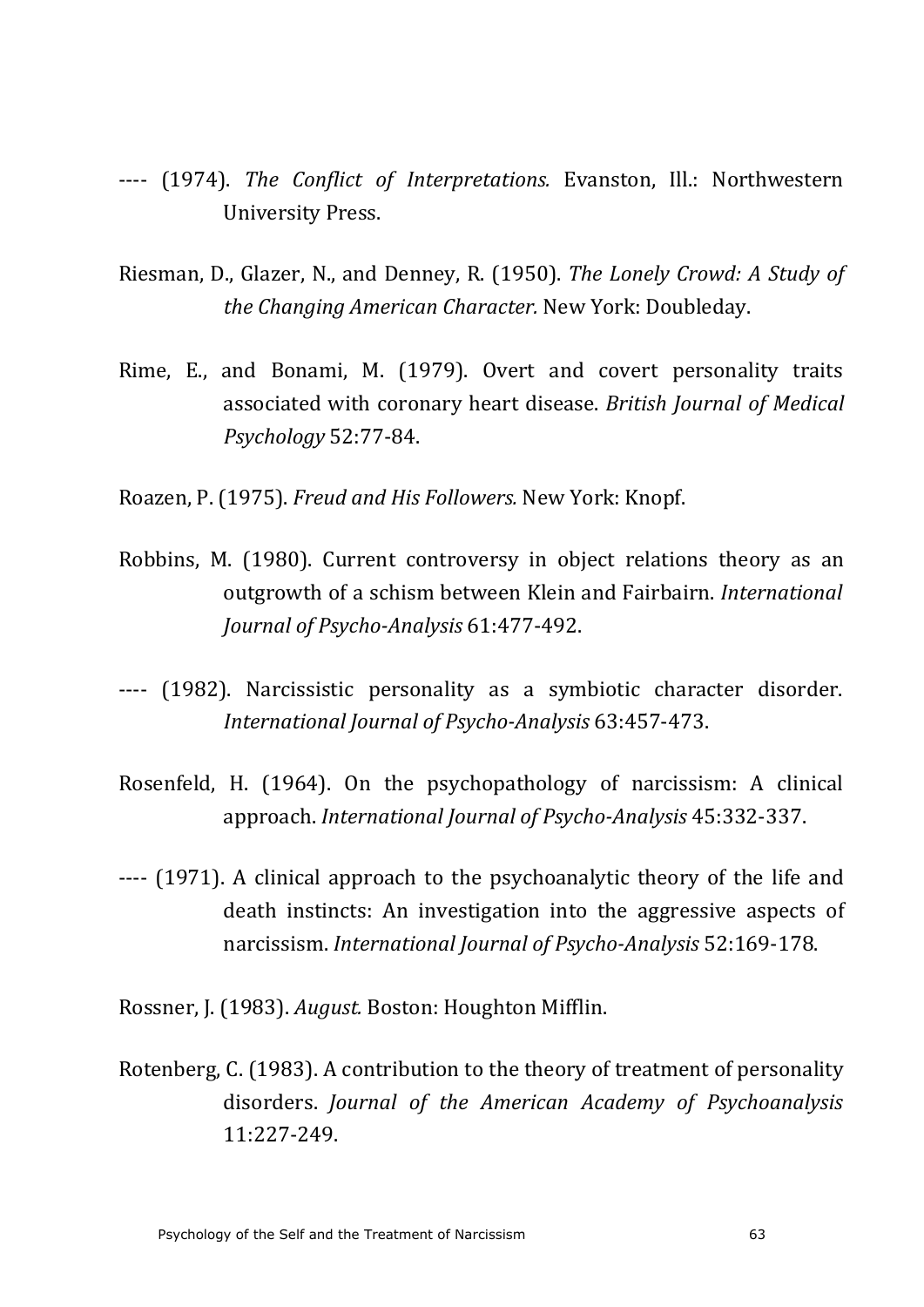---- (1974). *The Conflict of Interpretations.* Evanston, Ill.: Northwestern University Press.

Riesman, D., Glazer, N., and Denney, R. (1950). *The Lonely Crowd: A Study of the Changing American Character.* New York: Doubleday.

Rime, E., and Bonami, M. (1979). Overt and covert personality traits associated with coronary heart disease. *British Journal of Medical Psychology* 52:77-84.

Roazen, P. (1975). *Freud and His Followers.* New York: Knopf.

Robbins, M. (1980). Current controversy in object relations theory as an outgrowth of a schism between Klein and Fairbairn. *International Journal of Psycho-Analysis* 61:477-492.

---- (1982). Narcissistic personality as a symbiotic character disorder. *International Journal of Psycho-Analysis* 63:457-473.

Rosenfeld, H. (1964). On the psychopathology of narcissism: A clinical approach. *International Journal of Psycho-Analysis* 45:332-337.

---- (1971). A clinical approach to the psychoanalytic theory of the life and death instincts: An investigation into the aggressive aspects of narcissism. *International Journal of Psycho-Analysis* 52:169-178.

Rossner, J. (1983). *August.* Boston: Houghton Mifflin.

Rotenberg, C. (1983). A contribution to the theory of treatment of personality disorders. *Journal of the American Academy of Psychoanalysis* 11:227-249.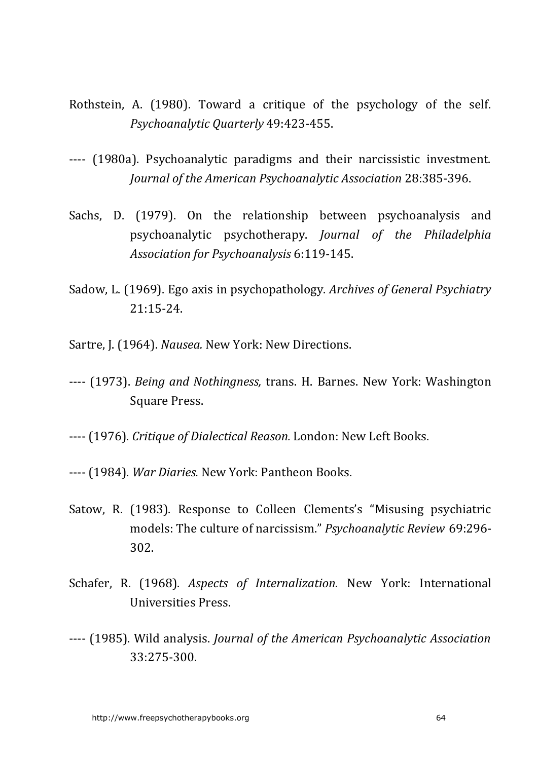Rothstein, A. (1980). Toward a critique of the psychology of the self. *Psychoanalytic Quarterly* 49:423-455.

---- (1980a). Psychoanalytic paradigms and their narcissistic investment. *Journal of the American Psychoanalytic Association* 28:385-396.

Sachs, D. (1979). On the relationship between psychoanalysis and psychoanalytic psychotherapy. *Journal of the Philadelphia Association for Psychoanalysis* 6:119-145.

Sadow, L. (1969). Ego axis in psychopathology. *Archives of General Psychiatry* 21:15-24.

Sartre, J. (1964). *Nausea.* New York: New Directions.

---- (1973). *Being and Nothingness,* trans. H. Barnes. New York: Washington Square Press.

---- (1976). *Critique of Dialectical Reason.* London: New Left Books.

---- (1984). *War Diaries.* New York: Pantheon Books.

Satow, R. (1983). Response to Colleen Clements's "Misusing psychiatric models: The culture of narcissism." *Psychoanalytic Review* 69:296-302.

Schafer, R. (1968). *Aspects of Internalization.* New York: International Universities Press.

---- (1985). Wild analysis. *Journal of the American Psychoanalytic Association* 33:275-300.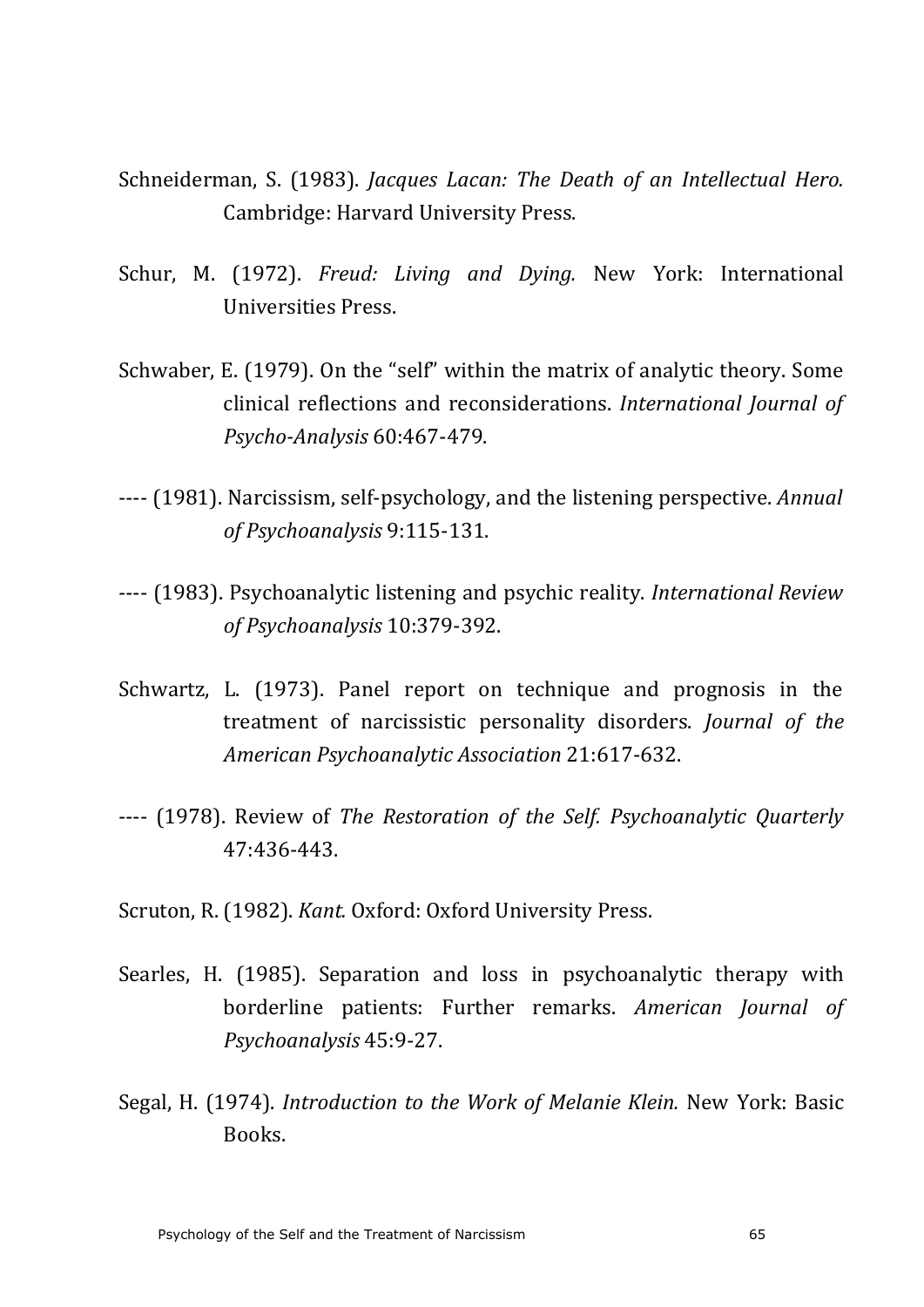Schneiderman, S. (1983). *Jacques Lacan: The Death of an Intellectual Hero.* Cambridge: Harvard University Press.

Schur, M. (1972). *Freud: Living and Dying.* New York: International Universities Press.

Schwaber, E. (1979). On the "self" within the matrix of analytic theory. Some clinical reflections and reconsiderations. *International Journal of Psycho-Analysis* 60:467-479.

---- (1981). Narcissism, self-psychology, and the listening perspective. *Annual of Psychoanalysis* 9:115-131.

---- (1983). Psychoanalytic listening and psychic reality. *International Review of Psychoanalysis* 10:379-392.

Schwartz, L. (1973). Panel report on technique and prognosis in the treatment of narcissistic personality disorders. *Journal of the American Psychoanalytic Association* 21:617-632.

---- (1978). Review of *The Restoration of the Self. Psychoanalytic Quarterly* 47:436-443.

Scruton, R. (1982). *Kant.* Oxford: Oxford University Press.

Searles, H. (1985). Separation and loss in psychoanalytic therapy with borderline patients: Further remarks. *American Journal of Psychoanalysis* 45:9-27.

Segal, H. (1974). *Introduction to the Work of Melanie Klein.* New York: Basic Books.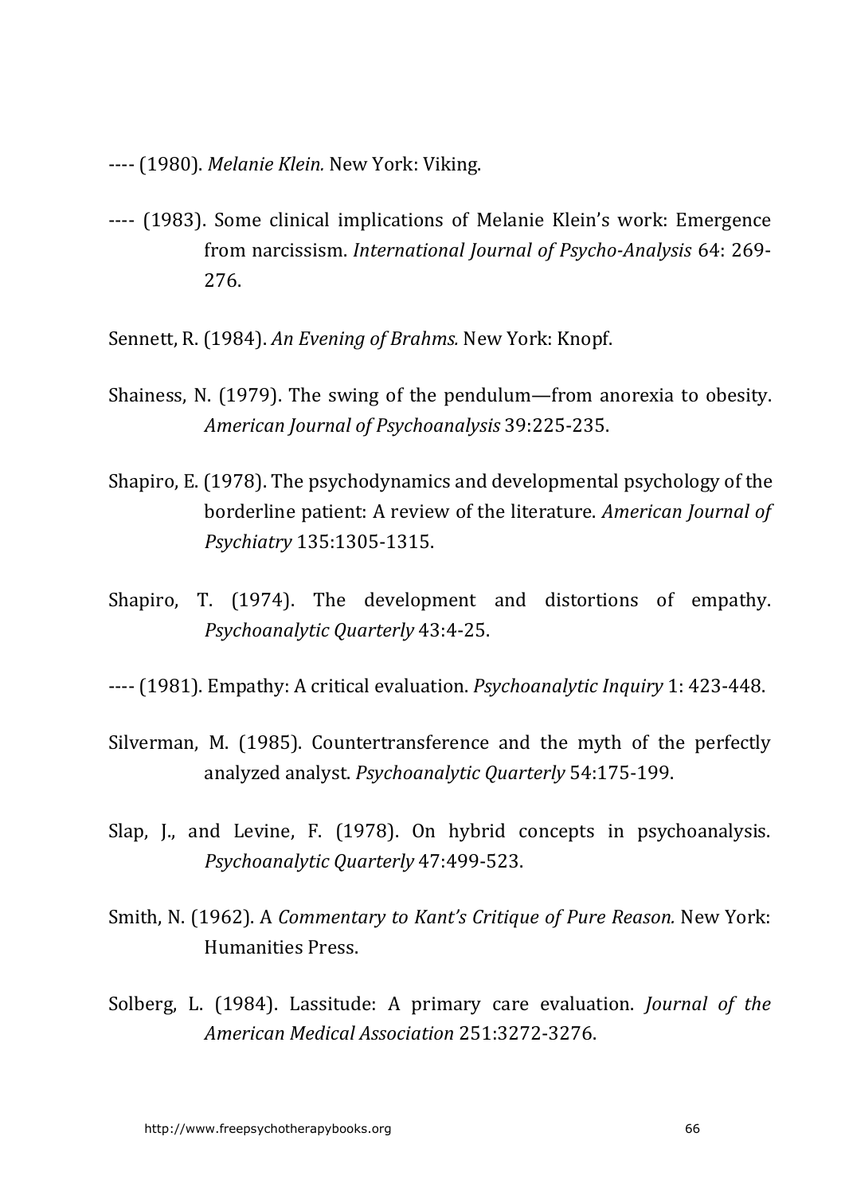---- (1980). *Melanie Klein.* New York: Viking.

---- (1983). Some clinical implications of Melanie Klein's work: Emergence from narcissism. *International Journal of Psycho-Analysis* 64: 269-276.

Sennett, R. (1984). *An Evening of Brahms.* New York: Knopf.

Shainess, N. (1979). The swing of the pendulum—from anorexia to obesity. *American Journal of Psychoanalysis* 39:225-235.

Shapiro, E. (1978). The psychodynamics and developmental psychology of the borderline patient: A review of the literature. *American Journal of Psychiatry* 135:1305-1315.

Shapiro, T. (1974). The development and distortions of empathy. *Psychoanalytic Quarterly* 43:4-25.

---- (1981). Empathy: A critical evaluation. *Psychoanalytic Inquiry* 1: 423-448.

Silverman, M. (1985). Countertransference and the myth of the perfectly analyzed analyst. *Psychoanalytic Quarterly* 54:175-199.

Slap, J., and Levine, F. (1978). On hybrid concepts in psychoanalysis. *Psychoanalytic Quarterly* 47:499-523.

Smith, N. (1962). A *Commentary to Kant's Critique of Pure Reason.* New York: Humanities Press.

Solberg, L. (1984). Lassitude: A primary care evaluation. *Journal of the American Medical Association* 251:3272-3276.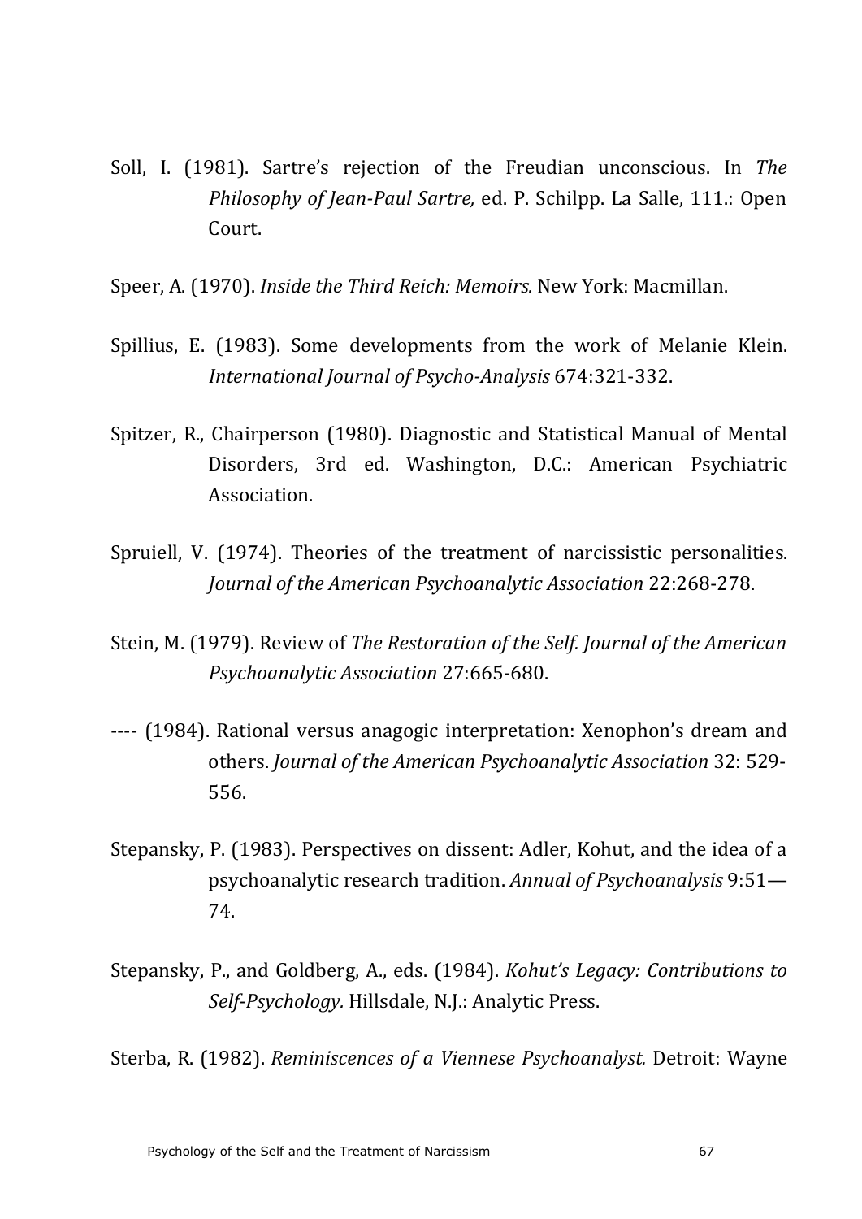Soll, I. (1981). Sartre's rejection of the Freudian unconscious. In *The Philosophy of Jean-Paul Sartre,* ed. P. Schilpp. La Salle, 111.: Open Court.

Speer, A. (1970). *Inside the Third Reich: Memoirs.* New York: Macmillan.

Spillius, E. (1983). Some developments from the work of Melanie Klein. *International Journal of Psycho-Analysis* 674:321-332.

Spitzer, R., Chairperson (1980). Diagnostic and Statistical Manual of Mental Disorders, 3rd ed. Washington, D.C.: American Psychiatric Association.

Spruiell, V. (1974). Theories of the treatment of narcissistic personalities. *Journal of the American Psychoanalytic Association* 22:268-278.

Stein, M. (1979). Review of *The Restoration of the Self. Journal of the American Psychoanalytic Association* 27:665-680.

---- (1984). Rational versus anagogic interpretation: Xenophon's dream and others. *Journal of the American Psychoanalytic Association* 32: 529-556.

Stepansky, P. (1983). Perspectives on dissent: Adler, Kohut, and the idea of a psychoanalytic research tradition. *Annual of Psychoanalysis* 9:51—74.

Stepansky, P., and Goldberg, A., eds. (1984). *Kohut's Legacy: Contributions to Self-Psychology.* Hillsdale, N.J.: Analytic Press.

Sterba, R. (1982). *Reminiscences of a Viennese Psychoanalyst.* Detroit: Wayne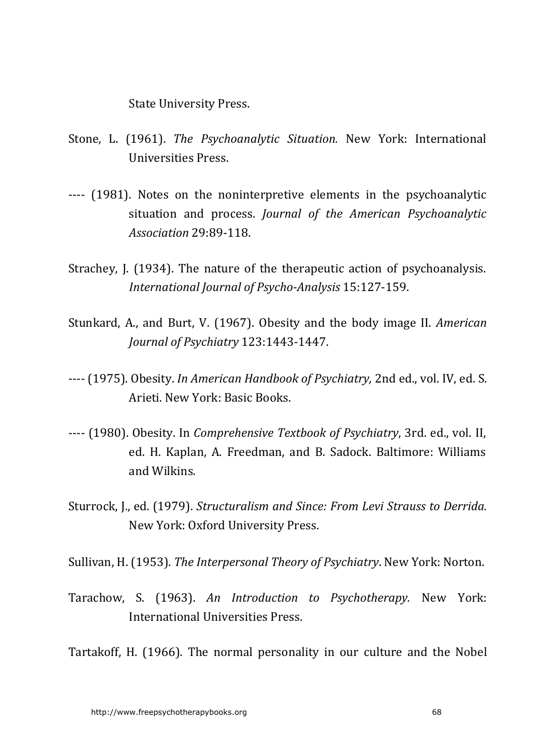State University Press.

Stone, L. (1961). *The Psychoanalytic Situation.* New York: International Universities Press.

---- (1981). Notes on the noninterpretive elements in the psychoanalytic situation and process. *Journal of the American Psychoanalytic Association* 29:89-118.

Strachey, J. (1934). The nature of the therapeutic action of psychoanalysis. *International Journal of Psycho-Analysis* 15:127-159.

Stunkard, A., and Burt, V. (1967). Obesity and the body image II. *American Journal of Psychiatry* 123:1443-1447.

---- (1975). Obesity. *In American Handbook of Psychiatry,* 2nd ed., vol. IV, ed. S. Arieti. New York: Basic Books.

---- (1980). Obesity. In *Comprehensive Textbook of Psychiatry*, 3rd. ed., vol. II, ed. H. Kaplan, A. Freedman, and B. Sadock. Baltimore: Williams and Wilkins.

Sturrock, J., ed. (1979). *Structuralism and Since: From Levi Strauss to Derrida.* New York: Oxford University Press.

Sullivan, H. (1953). *The Interpersonal Theory of Psychiatry*. New York: Norton.

Tarachow, S. (1963). *An Introduction to Psychotherapy.* New York: International Universities Press.

Tartakoff, H. (1966). The normal personality in our culture and the Nobel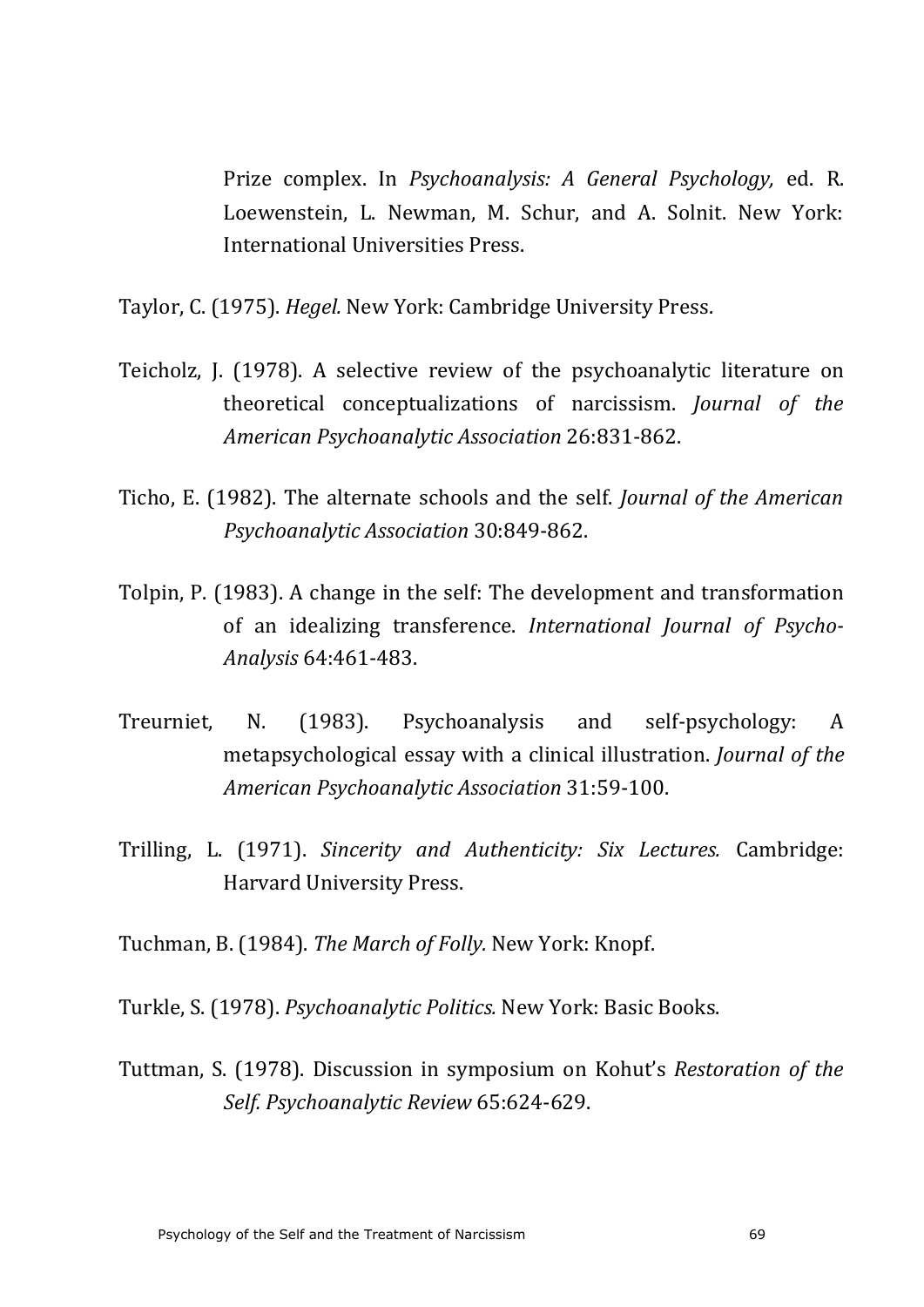Prize complex. In *Psychoanalysis: A General Psychology,* ed. R. Loewenstein, L. Newman, M. Schur, and A. Solnit. New York: International Universities Press.

Taylor, C. (1975). *Hegel.* New York: Cambridge University Press.

Teicholz, J. (1978). A selective review of the psychoanalytic literature on theoretical conceptualizations of narcissism. *Journal of the American Psychoanalytic Association* 26:831-862.

Ticho, E. (1982). The alternate schools and the self. *Journal of the American Psychoanalytic Association* 30:849-862.

Tolpin, P. (1983). A change in the self: The development and transformation of an idealizing transference. *International Journal of Psycho-Analysis* 64:461-483.

Treurniet, N. (1983). Psychoanalysis and self-psychology: A metapsychological essay with a clinical illustration. *Journal of the American Psychoanalytic Association* 31:59-100.

Trilling, L. (1971). *Sincerity and Authenticity: Six Lectures.* Cambridge: Harvard University Press.

Tuchman, B. (1984). *The March of Folly.* New York: Knopf.

Turkle, S. (1978). *Psychoanalytic Politics.* New York: Basic Books.

Tuttman, S. (1978). Discussion in symposium on Kohut's *Restoration of the Self. Psychoanalytic Review* 65:624-629.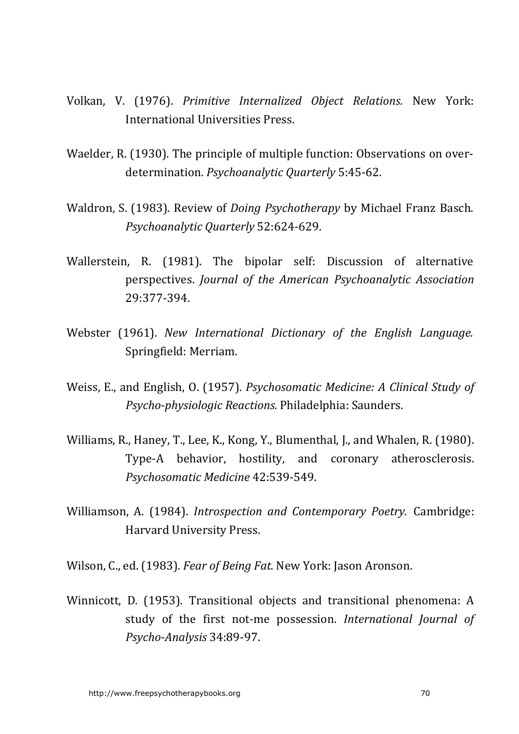Volkan, V. (1976). *Primitive Internalized Object Relations.* New York: International Universities Press.

Waelder, R. (1930). The principle of multiple function: Observations on over-determination. *Psychoanalytic Quarterly* 5:45-62.

Waldron, S. (1983). Review of *Doing Psychotherapy* by Michael Franz Basch. *Psychoanalytic Quarterly* 52:624-629.

Wallerstein, R. (1981). The bipolar self: Discussion of alternative perspectives. *Journal of the American Psychoanalytic Association* 29:377-394.

Webster (1961). *New International Dictionary of the English Language.* Springfield: Merriam.

Weiss, E., and English, O. (1957). *Psychosomatic Medicine: A Clinical Study of Psycho-physiologic Reactions.* Philadelphia: Saunders.

Williams, R., Haney, T., Lee, K., Kong, Y., Blumenthal, J., and Whalen, R. (1980). Type-A behavior, hostility, and coronary atherosclerosis. *Psychosomatic Medicine* 42:539-549.

Williamson, A. (1984). *Introspection and Contemporary Poetry.* Cambridge: Harvard University Press.

Wilson, C., ed. (1983). *Fear of Being Fat.* New York: Jason Aronson.

Winnicott, D. (1953). Transitional objects and transitional phenomena: A study of the first not-me possession. *International Journal of Psycho-Analysis* 34:89-97.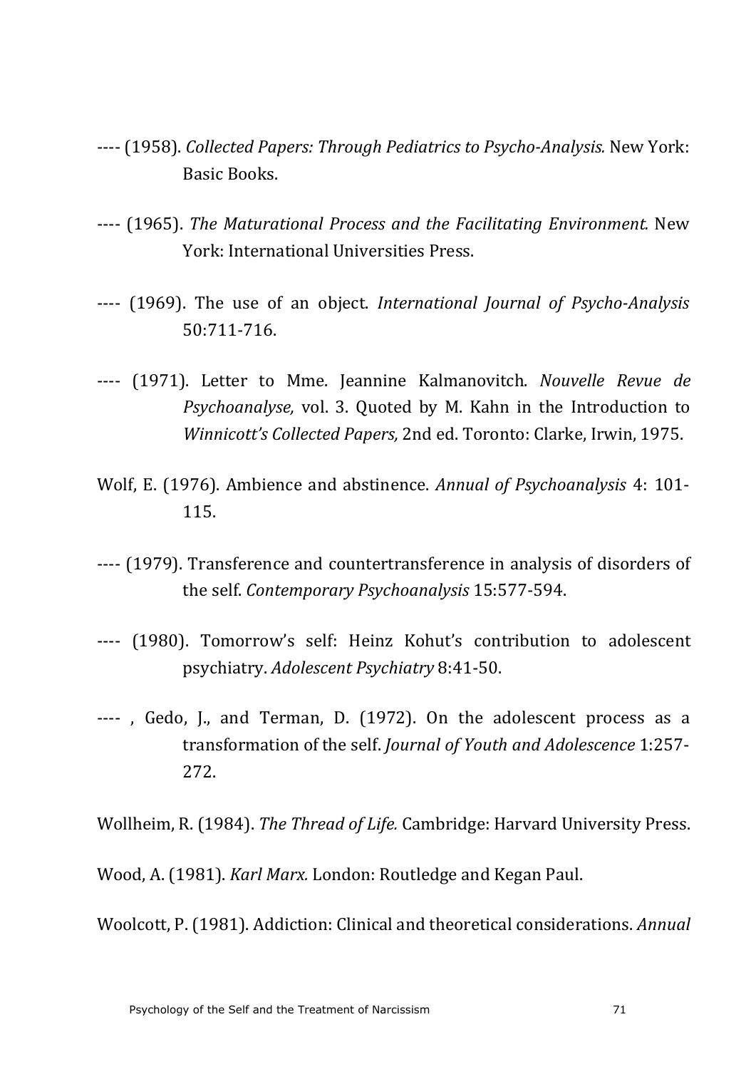---- (1958). *Collected Papers: Through Pediatrics to Psycho-Analysis.* New York: Basic Books.

---- (1965). *The Maturational Process and the Facilitating Environment.* New York: International Universities Press.

---- (1969). The use of an object. *International Journal of Psycho-Analysis* 50:711-716.

---- (1971). Letter to Mme. Jeannine Kalmanovitch. *Nouvelle Revue de Psychoanalyse,* vol. 3. Quoted by M. Kahn in the Introduction to *Winnicott's Collected Papers,* 2nd ed. Toronto: Clarke, Irwin, 1975.

Wolf, E. (1976). Ambience and abstinence. *Annual of Psychoanalysis* 4: 101-115.

---- (1979). Transference and countertransference in analysis of disorders of the self. *Contemporary Psychoanalysis* 15:577-594.

---- (1980). Tomorrow's self: Heinz Kohut's contribution to adolescent psychiatry. *Adolescent Psychiatry* 8:41-50.

---- , Gedo, J., and Terman, D. (1972). On the adolescent process as a transformation of the self. *Journal of Youth and Adolescence* 1:257-272.

Wollheim, R. (1984). *The Thread of Life.* Cambridge: Harvard University Press.

Wood, A. (1981). *Karl Marx.* London: Routledge and Kegan Paul.

Woolcott, P. (1981). Addiction: Clinical and theoretical considerations. *Annual*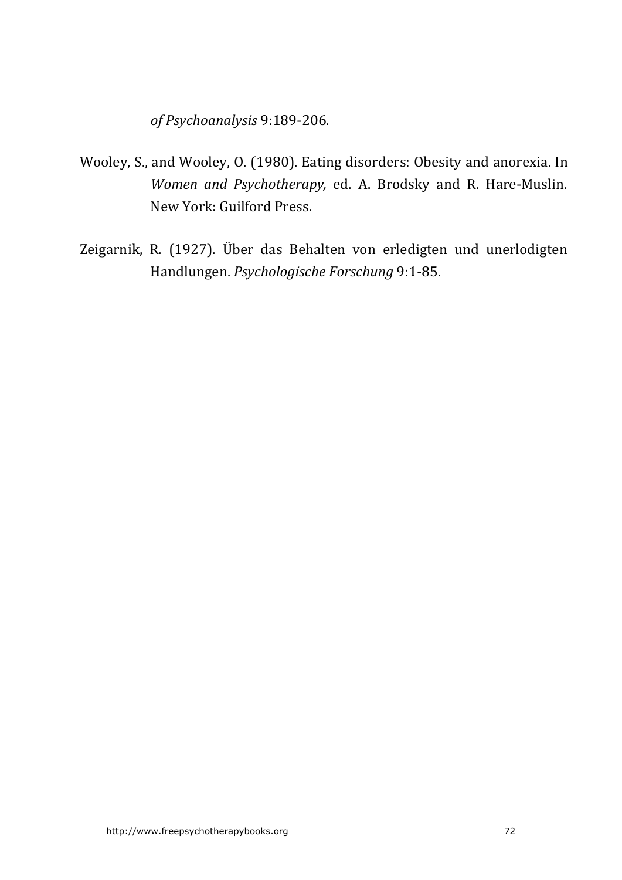*of Psychoanalysis* 9:189-206.

Wooley, S., and Wooley, O. (1980). Eating disorders: Obesity and anorexia. In *Women and Psychotherapy,* ed. A. Brodsky and R. Hare-Muslin. New York: Guilford Press.

Zeigarnik, R. (1927). Über das Behalten von erledigten und unerlodigten Handlungen. *Psychologische Forschung* 9:1-85.